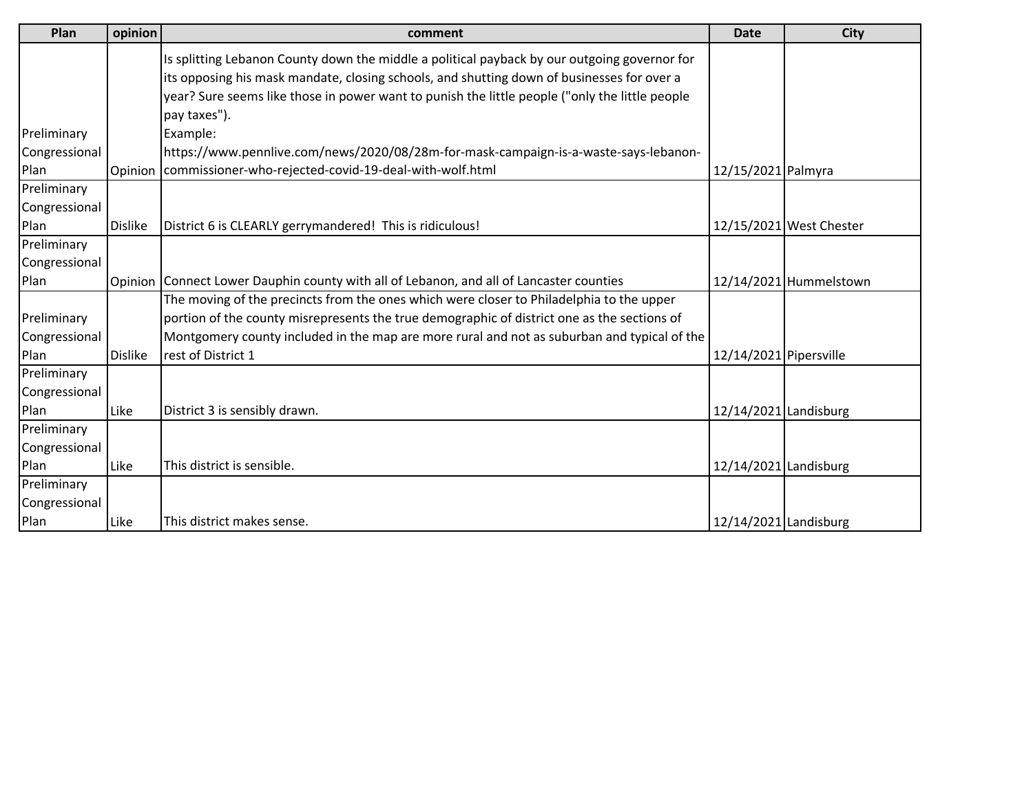| Plan | opinion | comment | Date | City |
|---|---|---|---|---|
| Preliminary Congressional Plan | Opinion | Is splitting Lebanon County down the middle a political payback by our outgoing governor for its opposing his mask mandate, closing schools, and shutting down of businesses for over a year? Sure seems like those in power want to punish the little people ("only the little people pay taxes"). Example: https://www.pennlive.com/news/2020/08/28m-for-mask-campaign-is-a-waste-says-lebanon-commissioner-who-rejected-covid-19-deal-with-wolf.html | 12/15/2021 | Palmyra |
| Preliminary Congressional Plan | Dislike | District 6 is CLEARLY gerrymandered! This is ridiculous! | 12/15/2021 | West Chester |
| Preliminary Congressional Plan | Opinion | Connect Lower Dauphin county with all of Lebanon, and all of Lancaster counties | 12/14/2021 | Hummelstown |
| Preliminary Congressional Plan | Dislike | The moving of the precincts from the ones which were closer to Philadelphia to the upper portion of the county misrepresents the true demographic of district one as the sections of Montgomery county included in the map are more rural and not as suburban and typical of the rest of District 1 | 12/14/2021 | Pipersville |
| Preliminary Congressional Plan | Like | District 3 is sensibly drawn. | 12/14/2021 | Landisburg |
| Preliminary Congressional Plan | Like | This district is sensible. | 12/14/2021 | Landisburg |
| Preliminary Congressional Plan | Like | This district makes sense. | 12/14/2021 | Landisburg |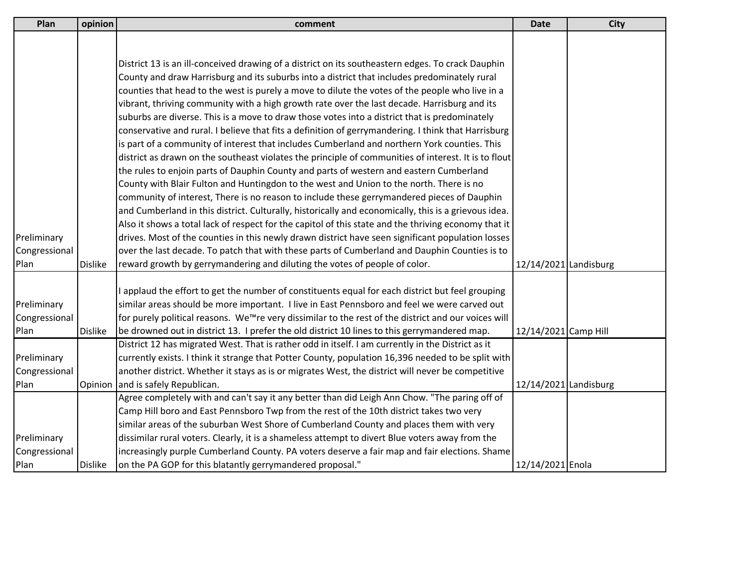| Plan | opinion | comment | Date | City |
|---|---|---|---|---|
| Preliminary Congressional Plan | Dislike | District 13 is an ill-conceived drawing of a district on its southeastern edges. To crack Dauphin County and draw Harrisburg and its suburbs into a district that includes predominately rural counties that head to the west is purely a move to dilute the votes of the people who live in a vibrant, thriving community with a high growth rate over the last decade. Harrisburg and its suburbs are diverse. This is a move to draw those votes into a district that is predominately conservative and rural. I believe that fits a definition of gerrymandering. I think that Harrisburg is part of a community of interest that includes Cumberland and northern York counties. This district as drawn on the southeast violates the principle of communities of interest. It is to flout the rules to enjoin parts of Dauphin County and parts of western and eastern Cumberland County with Blair Fulton and Huntingdon to the west and Union to the north. There is no community of interest, There is no reason to include these gerrymandered pieces of Dauphin and Cumberland in this district. Culturally, historically and economically, this is a grievous idea. Also it shows a total lack of respect for the capitol of this state and the thriving economy that it drives. Most of the counties in this newly drawn district have seen significant population losses over the last decade. To patch that with these parts of Cumberland and Dauphin Counties is to reward growth by gerrymandering and diluting the votes of people of color. | 12/14/2021 | Landisburg |
| Preliminary Congressional Plan | Dislike | I applaud the effort to get the number of constituents equal for each district but feel grouping similar areas should be more important. I live in East Pennsboro and feel we were carved out for purely political reasons. We™re very dissimilar to the rest of the district and our voices will be drowned out in district 13. I prefer the old district 10 lines to this gerrymandered map. | 12/14/2021 | Camp Hill |
| Preliminary Congressional Plan | Opinion | District 12 has migrated West. That is rather odd in itself. I am currently in the District as it currently exists. I think it strange that Potter County, population 16,396 needed to be split with another district. Whether it stays as is or migrates West, the district will never be competitive and is safely Republican. | 12/14/2021 | Landisburg |
| Preliminary Congressional Plan | Dislike | Agree completely with and can't say it any better than did Leigh Ann Chow. "The paring off of Camp Hill boro and East Pennsboro Twp from the rest of the 10th district takes two very similar areas of the suburban West Shore of Cumberland County and places them with very dissimilar rural voters. Clearly, it is a shameless attempt to divert Blue voters away from the increasingly purple Cumberland County. PA voters deserve a fair map and fair elections. Shame on the PA GOP for this blatantly gerrymandered proposal." | 12/14/2021 | Enola |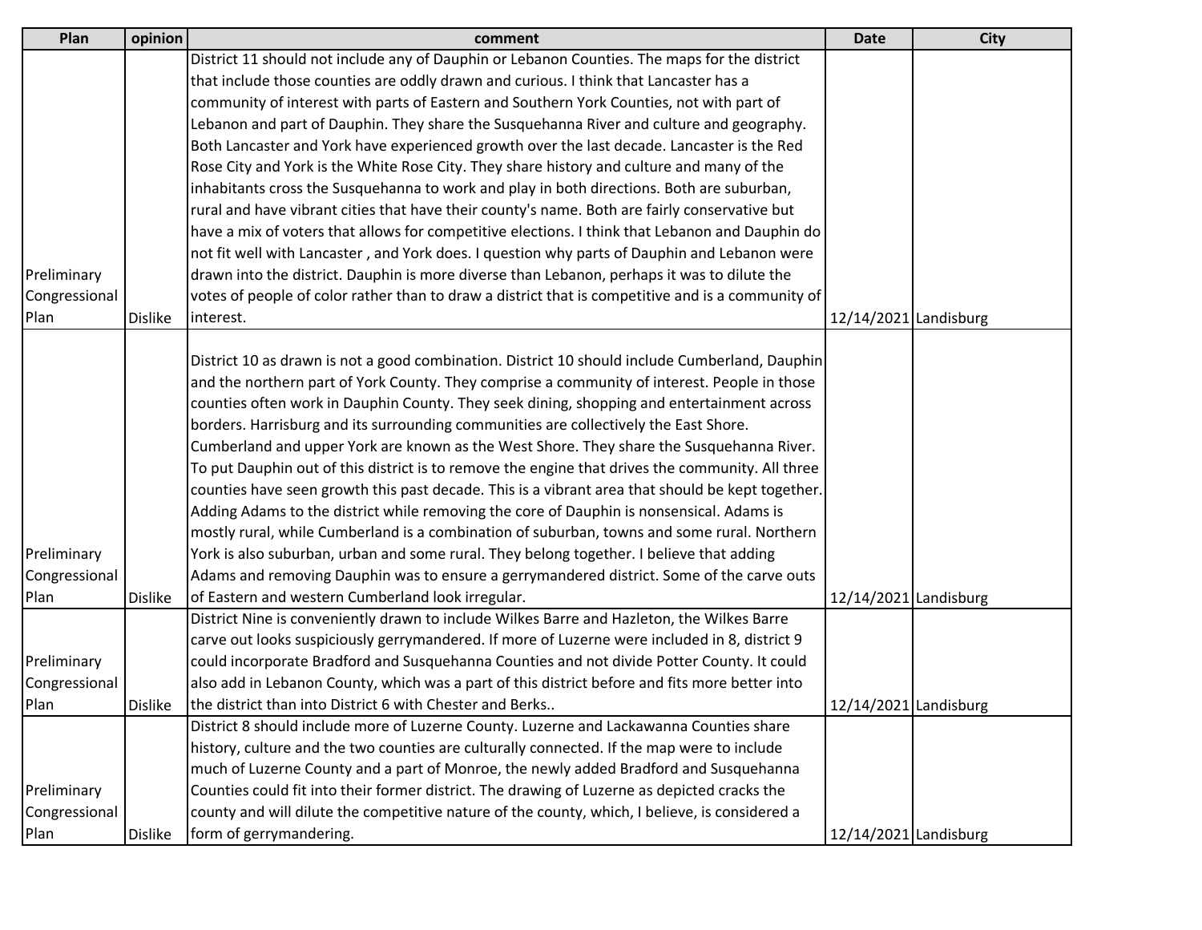| Plan | opinion | comment | Date | City |
|---|---|---|---|---|
| Preliminary Congressional Plan | Dislike | District 11 should not include any of Dauphin or Lebanon Counties. The maps for the district that include those counties are oddly drawn and curious. I think that Lancaster has a community of interest with parts of Eastern and Southern York Counties, not with part of Lebanon and part of Dauphin. They share the Susquehanna River and culture and geography. Both Lancaster and York have experienced growth over the last decade. Lancaster is the Red Rose City and York is the White Rose City. They share history and culture and many of the inhabitants cross the Susquehanna to work and play in both directions. Both are suburban, rural and have vibrant cities that have their county's name. Both are fairly conservative but have a mix of voters that allows for competitive elections. I think that Lebanon and Dauphin do not fit well with Lancaster , and York does. I question why parts of Dauphin and Lebanon were drawn into the district. Dauphin is more diverse than Lebanon, perhaps it was to dilute the votes of people of color rather than to draw a district that is competitive and is a community of interest. | 12/14/2021 | Landisburg |
| Preliminary Congressional Plan | Dislike | District 10 as drawn is not a good combination. District 10 should include Cumberland, Dauphin and the northern part of York County. They comprise a community of interest. People in those counties often work in Dauphin County. They seek dining, shopping and entertainment across borders. Harrisburg and its surrounding communities are collectively the East Shore. Cumberland and upper York are known as the West Shore. They share the Susquehanna River. To put Dauphin out of this district is to remove the engine that drives the community. All three counties have seen growth this past decade. This is a vibrant area that should be kept together. Adding Adams to the district while removing the core of Dauphin is nonsensical. Adams is mostly rural, while Cumberland is a combination of suburban, towns and some rural. Northern York is also suburban, urban and some rural. They belong together. I believe that adding Adams and removing Dauphin was to ensure a gerrymandered district. Some of the carve outs of Eastern and western Cumberland look irregular. | 12/14/2021 | Landisburg |
| Preliminary Congressional Plan | Dislike | District Nine is conveniently drawn to include Wilkes Barre and Hazleton, the Wilkes Barre carve out looks suspiciously gerrymandered. If more of Luzerne were included in 8, district 9 could incorporate Bradford and Susquehanna Counties and not divide Potter County. It could also add in Lebanon County, which was a part of this district before and fits more better into the district than into District 6 with Chester and Berks.. | 12/14/2021 | Landisburg |
| Preliminary Congressional Plan | Dislike | District 8 should include more of Luzerne County. Luzerne and Lackawanna Counties share history, culture and the two counties are culturally connected. If the map were to include much of Luzerne County and a part of Monroe, the newly added Bradford and Susquehanna Counties could fit into their former district. The drawing of Luzerne as depicted cracks the county and will dilute the competitive nature of the county, which, I believe, is considered a form of gerrymandering. | 12/14/2021 | Landisburg |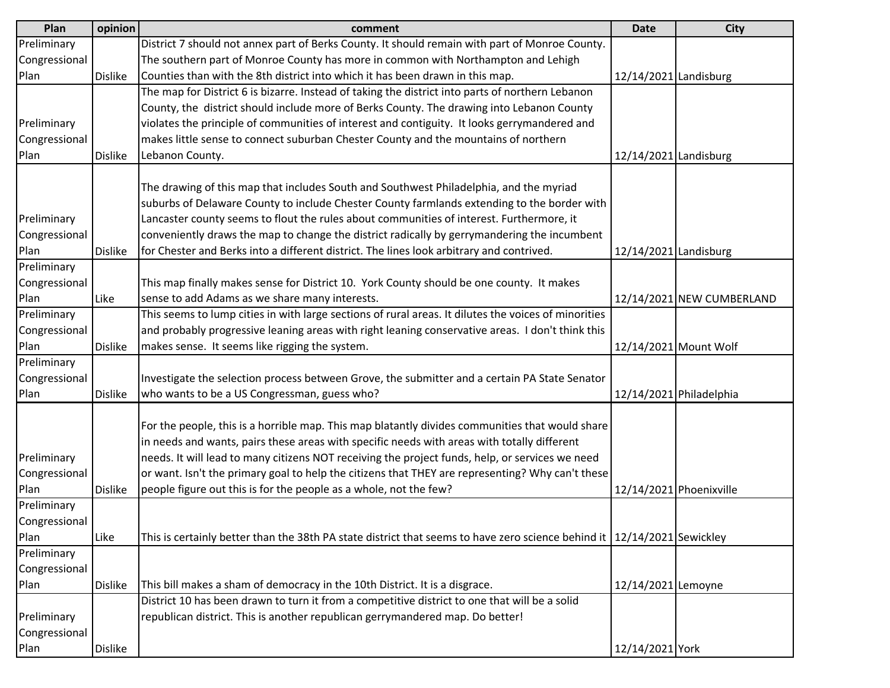| Plan | opinion | comment | Date | City |
|---|---|---|---|---|
| Preliminary Congressional Plan | Dislike | District 7 should not annex part of Berks County. It should remain with part of Monroe County. The southern part of Monroe County has more in common with Northampton and Lehigh Counties than with the 8th district into which it has been drawn in this map. | 12/14/2021 | Landisburg |
| Preliminary Congressional Plan | Dislike | The map for District 6 is bizarre. Instead of taking the district into parts of northern Lebanon County, the  district should include more of Berks County. The drawing into Lebanon County violates the principle of communities of interest and contiguity.  It looks gerrymandered and makes little sense to connect suburban Chester County and the mountains of northern Lebanon County. | 12/14/2021 | Landisburg |
| Preliminary Congressional Plan | Dislike | The drawing of this map that includes South and Southwest Philadelphia, and the myriad suburbs of Delaware County to include Chester County farmlands extending to the border with Lancaster county seems to flout the rules about communities of interest. Furthermore, it conveniently draws the map to change the district radically by gerrymandering the incumbent for Chester and Berks into a different district. The lines look arbitrary and contrived. | 12/14/2021 | Landisburg |
| Preliminary Congressional Plan | Like | This map finally makes sense for District 10.  York County should be one county.  It makes sense to add Adams as we share many interests. | 12/14/2021 | NEW CUMBERLAND |
| Preliminary Congressional Plan | Dislike | This seems to lump cities in with large sections of rural areas. It dilutes the voices of minorities and probably progressive leaning areas with right leaning conservative areas.  I don't think this makes sense.  It seems like rigging the system. | 12/14/2021 | Mount Wolf |
| Preliminary Congressional Plan | Dislike | Investigate the selection process between Grove, the submitter and a certain PA State Senator who wants to be a US Congressman, guess who? | 12/14/2021 | Philadelphia |
| Preliminary Congressional Plan | Dislike | For the people, this is a horrible map. This map blatantly divides communities that would share in needs and wants, pairs these areas with specific needs with areas with totally different needs. It will lead to many citizens NOT receiving the project funds, help, or services we need or want. Isn't the primary goal to help the citizens that THEY are representing? Why can't these people figure out this is for the people as a whole, not the few? | 12/14/2021 | Phoenixville |
| Preliminary Congressional Plan | Like | This is certainly better than the 38th PA state district that seems to have zero science behind it | 12/14/2021 | Sewickley |
| Preliminary Congressional Plan | Dislike | This bill makes a sham of democracy in the 10th District. It is a disgrace. | 12/14/2021 | Lemoyne |
| Preliminary Congressional Plan | Dislike | District 10 has been drawn to turn it from a competitive district to one that will be a solid republican district. This is another republican gerrymandered map. Do better! | 12/14/2021 | York |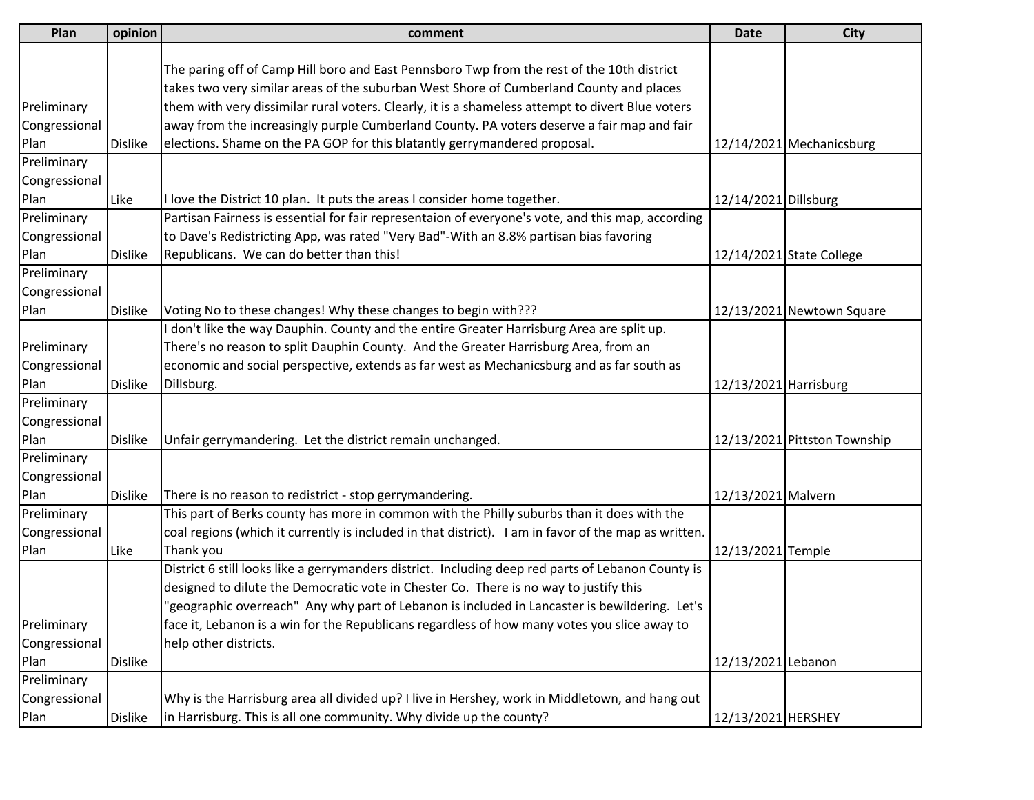| Plan | opinion | comment | Date | City |
| --- | --- | --- | --- | --- |
| Preliminary Congressional Plan | Dislike | The paring off of Camp Hill boro and East Pennsboro Twp from the rest of the 10th district takes two very similar areas of the suburban West Shore of Cumberland County and places them with very dissimilar rural voters. Clearly, it is a shameless attempt to divert Blue voters away from the increasingly purple Cumberland County. PA voters deserve a fair map and fair elections. Shame on the PA GOP for this blatantly gerrymandered proposal. | 12/14/2021 | Mechanicsburg |
| Preliminary Congressional Plan | Like | I love the District 10 plan. It puts the areas I consider home together. | 12/14/2021 | Dillsburg |
| Preliminary Congressional Plan | Dislike | Partisan Fairness is essential for fair representaion of everyone's vote, and this map, according to Dave's Redistricting App, was rated "Very Bad"-With an 8.8% partisan bias favoring Republicans. We can do better than this! | 12/14/2021 | State College |
| Preliminary Congressional Plan | Dislike | Voting No to these changes! Why these changes to begin with??? | 12/13/2021 | Newtown Square |
| Preliminary Congressional Plan | Dislike | I don't like the way Dauphin. County and the entire Greater Harrisburg Area are split up. There's no reason to split Dauphin County. And the Greater Harrisburg Area, from an economic and social perspective, extends as far west as Mechanicsburg and as far south as Dillsburg. | 12/13/2021 | Harrisburg |
| Preliminary Congressional Plan | Dislike | Unfair gerrymandering. Let the district remain unchanged. | 12/13/2021 | Pittston Township |
| Preliminary Congressional Plan | Dislike | There is no reason to redistrict - stop gerrymandering. | 12/13/2021 | Malvern |
| Preliminary Congressional Plan | Like | This part of Berks county has more in common with the Philly suburbs than it does with the coal regions (which it currently is included in that district). I am in favor of the map as written. Thank you | 12/13/2021 | Temple |
| Preliminary Congressional Plan | Dislike | District 6 still looks like a gerrymanders district. Including deep red parts of Lebanon County is designed to dilute the Democratic vote in Chester Co. There is no way to justify this "geographic overreach" Any why part of Lebanon is included in Lancaster is bewildering. Let's face it, Lebanon is a win for the Republicans regardless of how many votes you slice away to help other districts. | 12/13/2021 | Lebanon |
| Preliminary Congressional Plan | Dislike | Why is the Harrisburg area all divided up? I live in Hershey, work in Middletown, and hang out in Harrisburg. This is all one community. Why divide up the county? | 12/13/2021 | HERSHEY |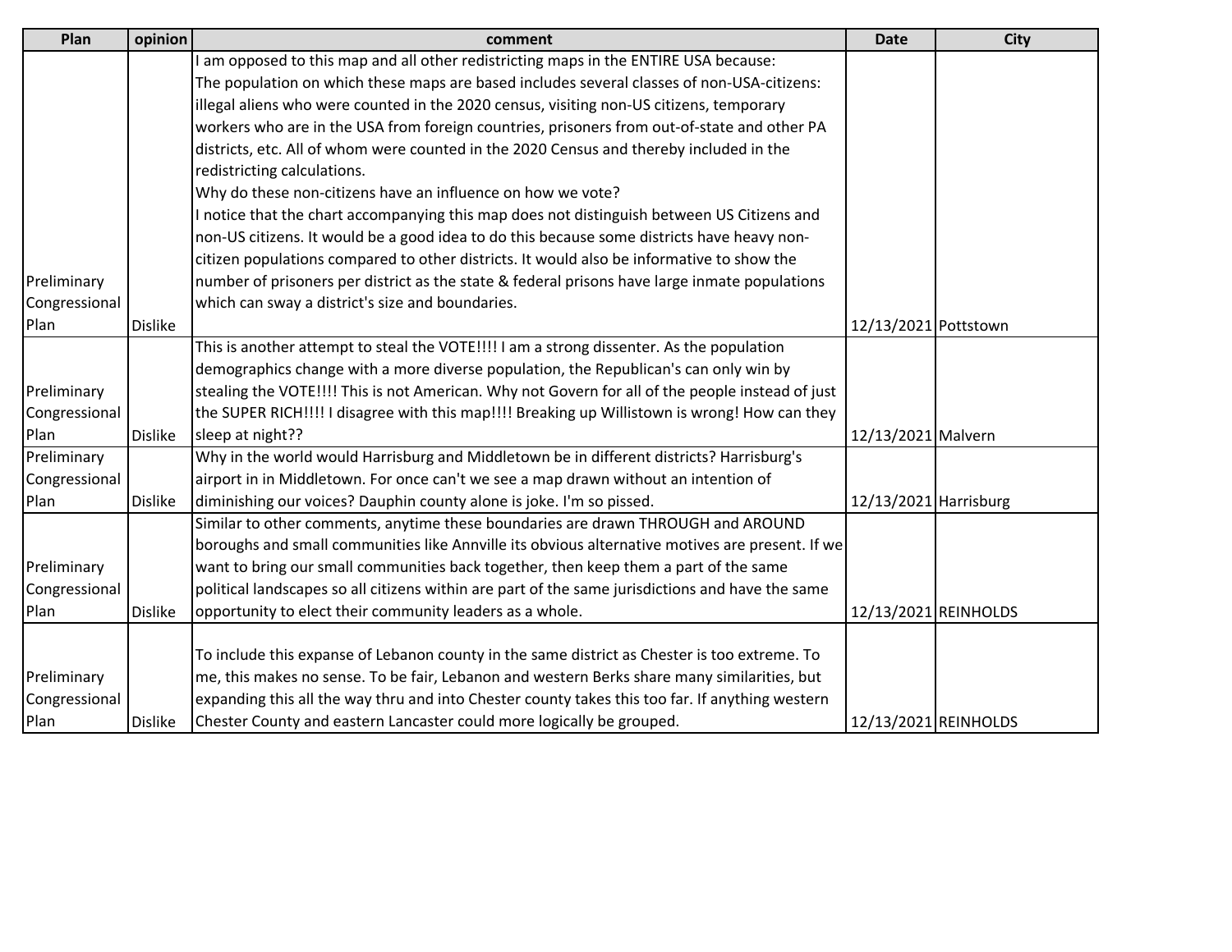| Plan | opinion | comment | Date | City |
|---|---|---|---|---|
| Preliminary Congressional Plan | Dislike | I am opposed to this map and all other redistricting maps in the ENTIRE USA because: The population on which these maps are based includes several classes of non-USA-citizens: illegal aliens who were counted in the 2020 census, visiting non-US citizens, temporary workers who are in the USA from foreign countries, prisoners from out-of-state and other PA districts, etc. All of whom were counted in the 2020 Census and thereby included in the redistricting calculations. Why do these non-citizens have an influence on how we vote? I notice that the chart accompanying this map does not distinguish between US Citizens and non-US citizens. It would be a good idea to do this because some districts have heavy non-citizen populations compared to other districts. It would also be informative to show the number of prisoners per district as the state & federal prisons have large inmate populations which can sway a district's size and boundaries. | 12/13/2021 | Pottstown |
| Preliminary Congressional Plan | Dislike | This is another attempt to steal the VOTE!!!! I am a strong dissenter. As the population demographics change with a more diverse population, the Republican's can only win by stealing the VOTE!!!! This is not American. Why not Govern for all of the people instead of just the SUPER RICH!!!! I disagree with this map!!!! Breaking up Willistown is wrong! How can they sleep at night?? | 12/13/2021 | Malvern |
| Preliminary Congressional Plan | Dislike | Why in the world would Harrisburg and Middletown be in different districts? Harrisburg's airport in in Middletown. For once can't we see a map drawn without an intention of diminishing our voices? Dauphin county alone is joke. I'm so pissed. | 12/13/2021 | Harrisburg |
| Preliminary Congressional Plan | Dislike | Similar to other comments, anytime these boundaries are drawn THROUGH and AROUND boroughs and small communities like Annville its obvious alternative motives are present. If we want to bring our small communities back together, then keep them a part of the same political landscapes so all citizens within are part of the same jurisdictions and have the same opportunity to elect their community leaders as a whole. | 12/13/2021 | REINHOLDS |
| Preliminary Congressional Plan | Dislike | To include this expanse of Lebanon county in the same district as Chester is too extreme. To me, this makes no sense. To be fair, Lebanon and western Berks share many similarities, but expanding this all the way thru and into Chester county takes this too far. If anything western Chester County and eastern Lancaster could more logically be grouped. | 12/13/2021 | REINHOLDS |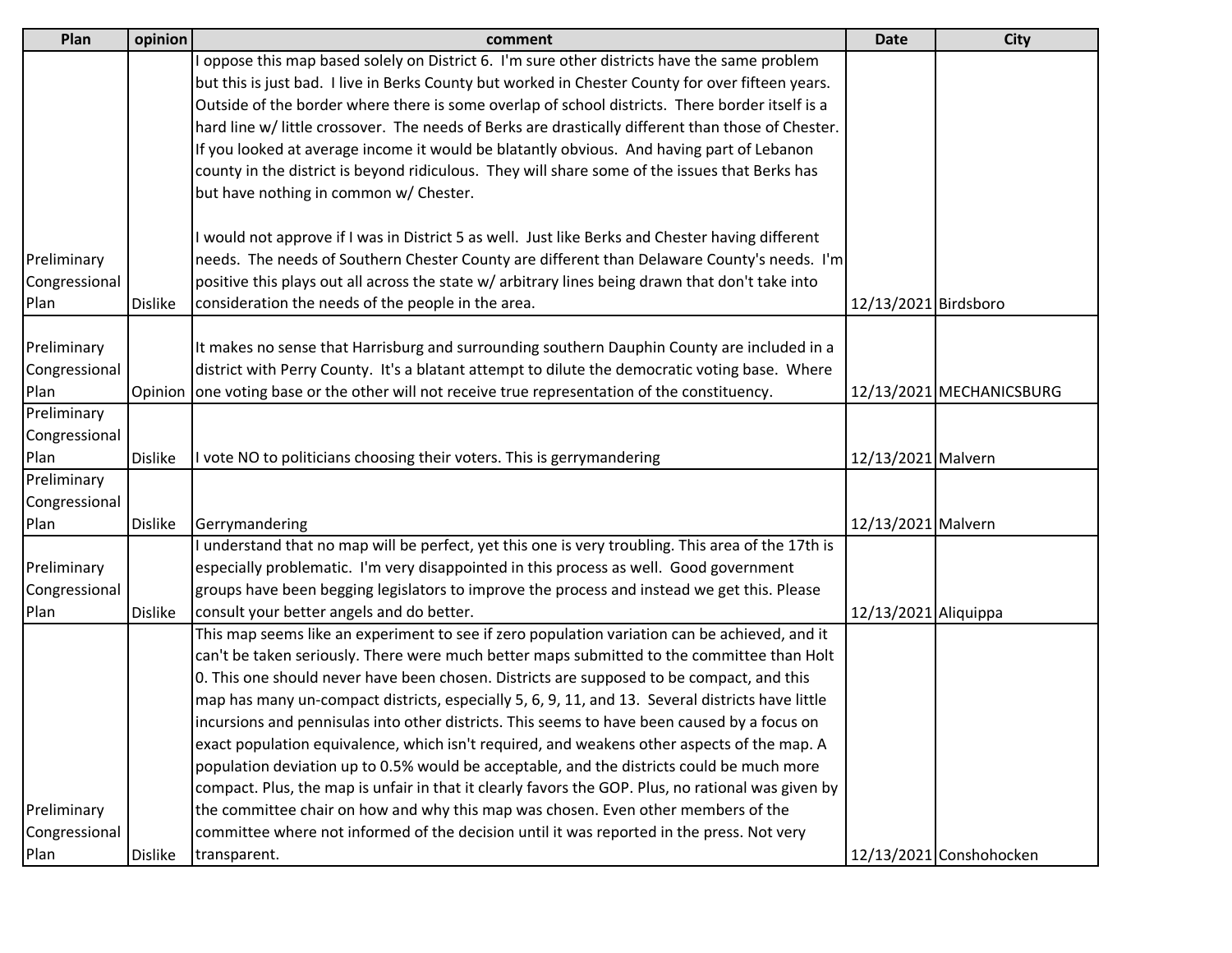| Plan | opinion | comment | Date | City |
| --- | --- | --- | --- | --- |
| Preliminary Congressional Plan | Dislike | I oppose this map based solely on District 6. I'm sure other districts have the same problem but this is just bad. I live in Berks County but worked in Chester County for over fifteen years. Outside of the border where there is some overlap of school districts. There border itself is a hard line w/ little crossover. The needs of Berks are drastically different than those of Chester. If you looked at average income it would be blatantly obvious. And having part of Lebanon county in the district is beyond ridiculous. They will share some of the issues that Berks has but have nothing in common w/ Chester.<br><br>I would not approve if I was in District 5 as well. Just like Berks and Chester having different needs. The needs of Southern Chester County are different than Delaware County's needs. I'm positive this plays out all across the state w/ arbitrary lines being drawn that don't take into consideration the needs of the people in the area. | 12/13/2021 | Birdsboro |
| Preliminary Congressional Plan | Opinion | It makes no sense that Harrisburg and surrounding southern Dauphin County are included in a district with Perry County. It's a blatant attempt to dilute the democratic voting base. Where one voting base or the other will not receive true representation of the constituency. | 12/13/2021 | MECHANICSBURG |
| Preliminary Congressional Plan | Dislike | I vote NO to politicians choosing their voters. This is gerrymandering | 12/13/2021 | Malvern |
| Preliminary Congressional Plan | Dislike | Gerrymandering | 12/13/2021 | Malvern |
| Preliminary Congressional Plan | Dislike | I understand that no map will be perfect, yet this one is very troubling. This area of the 17th is especially problematic. I'm very disappointed in this process as well. Good government groups have been begging legislators to improve the process and instead we get this. Please consult your better angels and do better. | 12/13/2021 | Aliquippa |
| Preliminary Congressional Plan | Dislike | This map seems like an experiment to see if zero population variation can be achieved, and it can't be taken seriously. There were much better maps submitted to the committee than Holt 0. This one should never have been chosen. Districts are supposed to be compact, and this map has many un-compact districts, especially 5, 6, 9, 11, and 13. Several districts have little incursions and pennisulas into other districts. This seems to have been caused by a focus on exact population equivalence, which isn't required, and weakens other aspects of the map. A population deviation up to 0.5% would be acceptable, and the districts could be much more compact. Plus, the map is unfair in that it clearly favors the GOP. Plus, no rational was given by the committee chair on how and why this map was chosen. Even other members of the committee where not informed of the decision until it was reported in the press. Not very transparent. | 12/13/2021 | Conshohocken |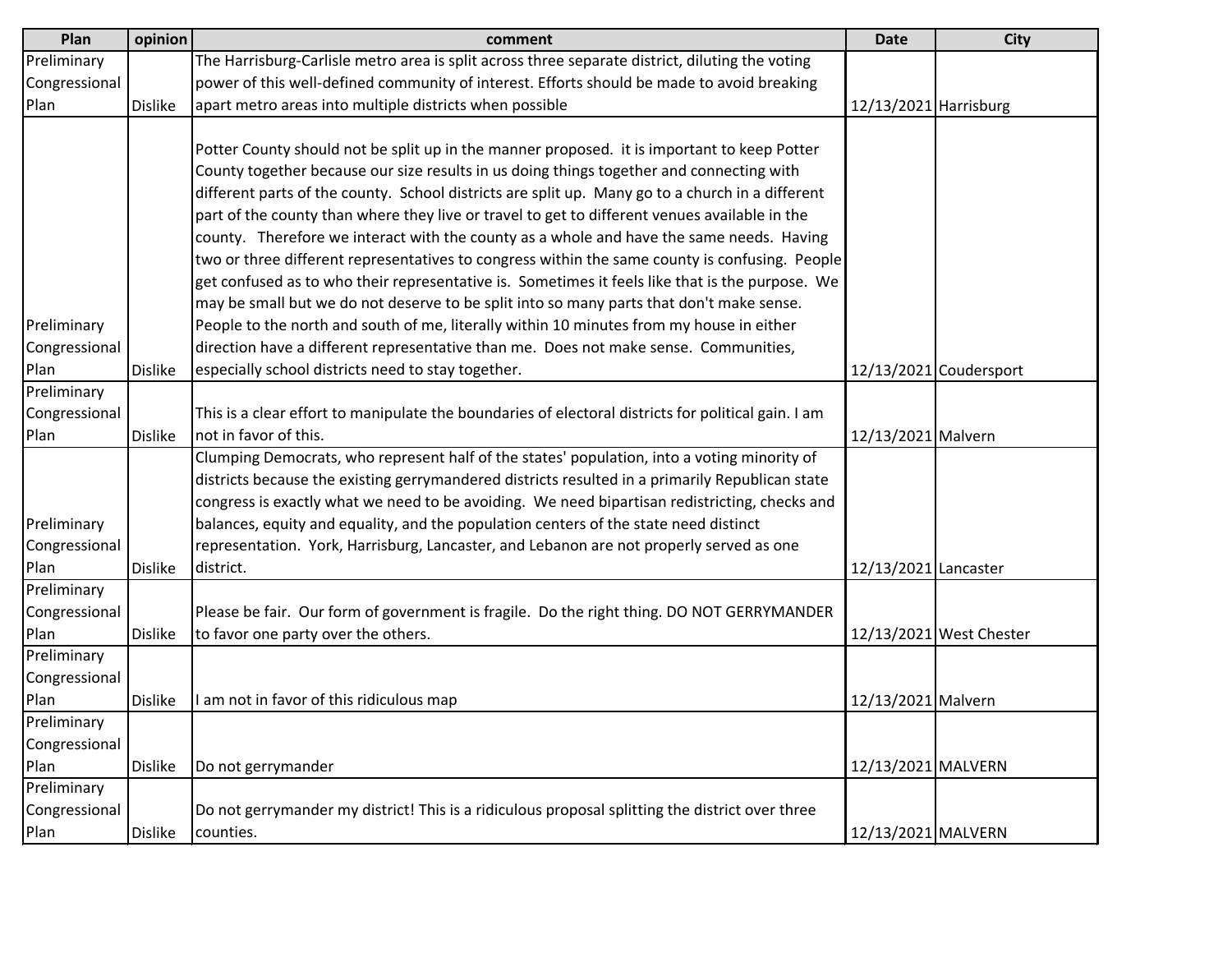| Plan | opinion | comment | Date | City |
|---|---|---|---|---|
| Preliminary Congressional Plan | Dislike | The Harrisburg-Carlisle metro area is split across three separate district, diluting the voting power of this well-defined community of interest. Efforts should be made to avoid breaking apart metro areas into multiple districts when possible | 12/13/2021 | Harrisburg |
| Preliminary Congressional Plan | Dislike | Potter County should not be split up in the manner proposed. it is important to keep Potter County together because our size results in us doing things together and connecting with different parts of the county. School districts are split up. Many go to a church in a different part of the county than where they live or travel to get to different venues available in the county. Therefore we interact with the county as a whole and have the same needs. Having two or three different representatives to congress within the same county is confusing. People get confused as to who their representative is. Sometimes it feels like that is the purpose. We may be small but we do not deserve to be split into so many parts that don't make sense. People to the north and south of me, literally within 10 minutes from my house in either direction have a different representative than me. Does not make sense. Communities, especially school districts need to stay together. | 12/13/2021 | Coudersport |
| Preliminary Congressional Plan | Dislike | This is a clear effort to manipulate the boundaries of electoral districts for political gain. I am not in favor of this. | 12/13/2021 | Malvern |
| Preliminary Congressional Plan | Dislike | Clumping Democrats, who represent half of the states' population, into a voting minority of districts because the existing gerrymandered districts resulted in a primarily Republican state congress is exactly what we need to be avoiding. We need bipartisan redistricting, checks and balances, equity and equality, and the population centers of the state need distinct representation. York, Harrisburg, Lancaster, and Lebanon are not properly served as one district. | 12/13/2021 | Lancaster |
| Preliminary Congressional Plan | Dislike | Please be fair. Our form of government is fragile. Do the right thing. DO NOT GERRYMANDER to favor one party over the others. | 12/13/2021 | West Chester |
| Preliminary Congressional Plan | Dislike | I am not in favor of this ridiculous map | 12/13/2021 | Malvern |
| Preliminary Congressional Plan | Dislike | Do not gerrymander | 12/13/2021 | MALVERN |
| Preliminary Congressional Plan | Dislike | Do not gerrymander my district! This is a ridiculous proposal splitting the district over three counties. | 12/13/2021 | MALVERN |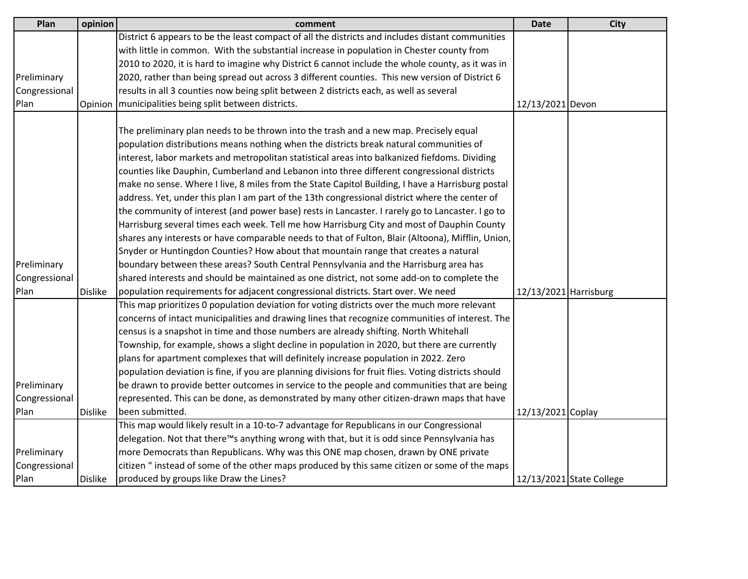| Plan | opinion | comment | Date | City |
|---|---|---|---|---|
| Preliminary Congressional Plan | Opinion | District 6 appears to be the least compact of all the districts and includes distant communities with little in common. With the substantial increase in population in Chester county from 2010 to 2020, it is hard to imagine why District 6 cannot include the whole county, as it was in 2020, rather than being spread out across 3 different counties. This new version of District 6 results in all 3 counties now being split between 2 districts each, as well as several municipalities being split between districts. | 12/13/2021 | Devon |
| Preliminary Congressional Plan | Dislike | The preliminary plan needs to be thrown into the trash and a new map. Precisely equal population distributions means nothing when the districts break natural communities of interest, labor markets and metropolitan statistical areas into balkanized fiefdoms. Dividing counties like Dauphin, Cumberland and Lebanon into three different congressional districts make no sense. Where I live, 8 miles from the State Capitol Building, I have a Harrisburg postal address. Yet, under this plan I am part of the 13th congressional district where the center of the community of interest (and power base) rests in Lancaster. I rarely go to Lancaster. I go to Harrisburg several times each week. Tell me how Harrisburg City and most of Dauphin County shares any interests or have comparable needs to that of Fulton, Blair (Altoona), Mifflin, Union, Snyder or Huntingdon Counties? How about that mountain range that creates a natural boundary between these areas? South Central Pennsylvania and the Harrisburg area has shared interests and should be maintained as one district, not some add-on to complete the population requirements for adjacent congressional districts. Start over. We need | 12/13/2021 | Harrisburg |
| Preliminary Congressional Plan | Dislike | This map prioritizes 0 population deviation for voting districts over the much more relevant concerns of intact municipalities and drawing lines that recognize communities of interest. The census is a snapshot in time and those numbers are already shifting. North Whitehall Township, for example, shows a slight decline in population in 2020, but there are currently plans for apartment complexes that will definitely increase population in 2022. Zero population deviation is fine, if you are planning divisions for fruit flies. Voting districts should be drawn to provide better outcomes in service to the people and communities that are being represented. This can be done, as demonstrated by many other citizen-drawn maps that have been submitted. | 12/13/2021 | Coplay |
| Preliminary Congressional Plan | Dislike | This map would likely result in a 10-to-7 advantage for Republicans in our Congressional delegation. Not that there™s anything wrong with that, but it is odd since Pennsylvania has more Democrats than Republicans. Why was this ONE map chosen, drawn by ONE private citizen " instead of some of the other maps produced by this same citizen or some of the maps produced by groups like Draw the Lines? | 12/13/2021 | State College |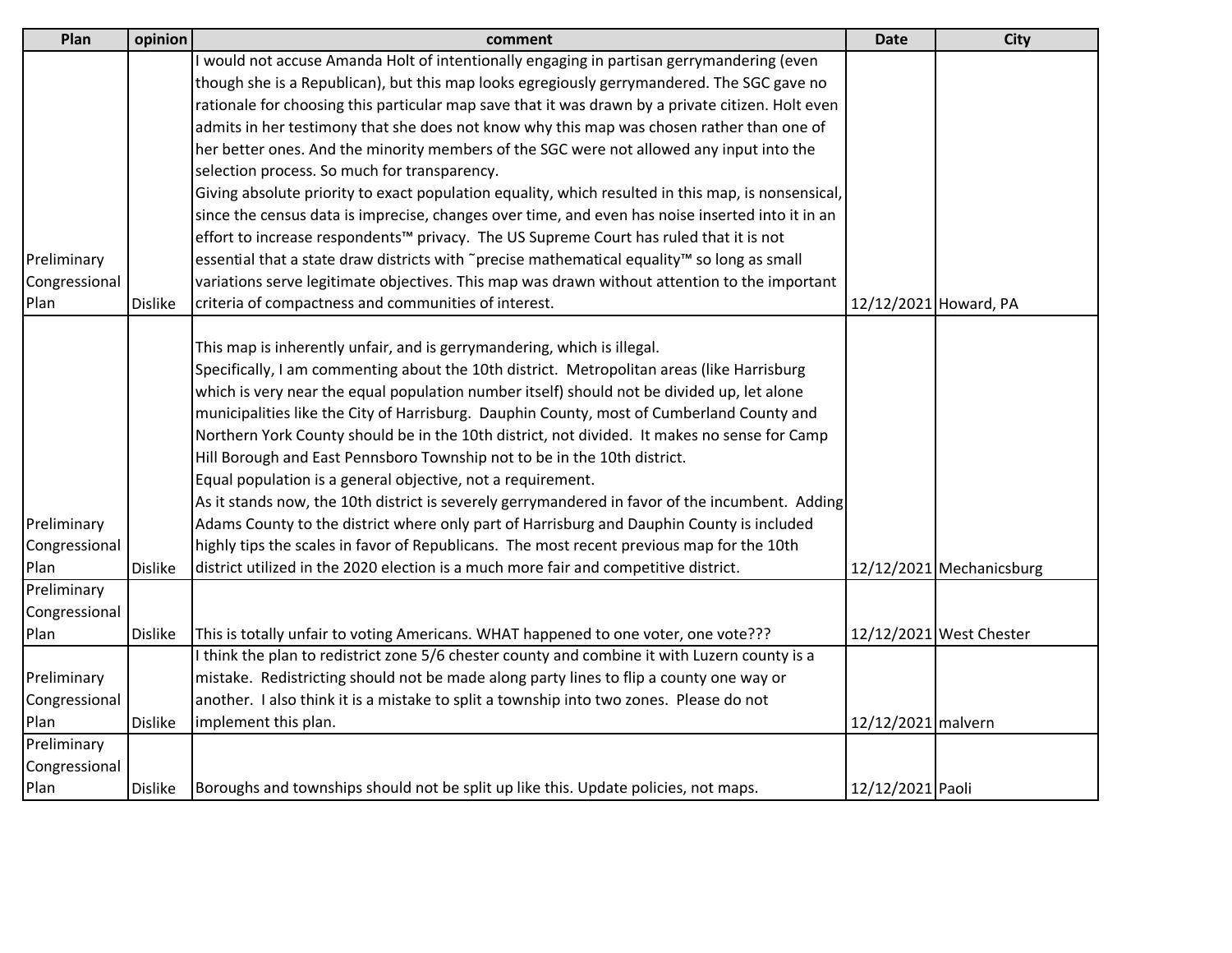| Plan | opinion | comment | Date | City |
|---|---|---|---|---|
| Preliminary Congressional Plan | Dislike | I would not accuse Amanda Holt of intentionally engaging in partisan gerrymandering (even though she is a Republican), but this map looks egregiously gerrymandered. The SGC gave no rationale for choosing this particular map save that it was drawn by a private citizen. Holt even admits in her testimony that she does not know why this map was chosen rather than one of her better ones. And the minority members of the SGC were not allowed any input into the selection process. So much for transparency.<br>Giving absolute priority to exact population equality, which resulted in this map, is nonsensical, since the census data is imprecise, changes over time, and even has noise inserted into it in an effort to increase respondents™ privacy. The US Supreme Court has ruled that it is not essential that a state draw districts with ˜precise mathematical equality™ so long as small variations serve legitimate objectives. This map was drawn without attention to the important criteria of compactness and communities of interest. | 12/12/2021 | Howard, PA |
| Preliminary Congressional Plan | Dislike | This map is inherently unfair, and is gerrymandering, which is illegal.<br>Specifically, I am commenting about the 10th district. Metropolitan areas (like Harrisburg which is very near the equal population number itself) should not be divided up, let alone municipalities like the City of Harrisburg. Dauphin County, most of Cumberland County and Northern York County should be in the 10th district, not divided. It makes no sense for Camp Hill Borough and East Pennsboro Township not to be in the 10th district.<br>Equal population is a general objective, not a requirement.<br>As it stands now, the 10th district is severely gerrymandered in favor of the incumbent. Adding Adams County to the district where only part of Harrisburg and Dauphin County is included highly tips the scales in favor of Republicans. The most recent previous map for the 10th district utilized in the 2020 election is a much more fair and competitive district. | 12/12/2021 | Mechanicsburg |
| Preliminary Congressional Plan | Dislike | This is totally unfair to voting Americans. WHAT happened to one voter, one vote??? | 12/12/2021 | West Chester |
| Preliminary Congressional Plan | Dislike | I think the plan to redistrict zone 5/6 chester county and combine it with Luzern county is a mistake. Redistricting should not be made along party lines to flip a county one way or another. I also think it is a mistake to split a township into two zones. Please do not implement this plan. | 12/12/2021 | malvern |
| Preliminary Congressional Plan | Dislike | Boroughs and townships should not be split up like this. Update policies, not maps. | 12/12/2021 | Paoli |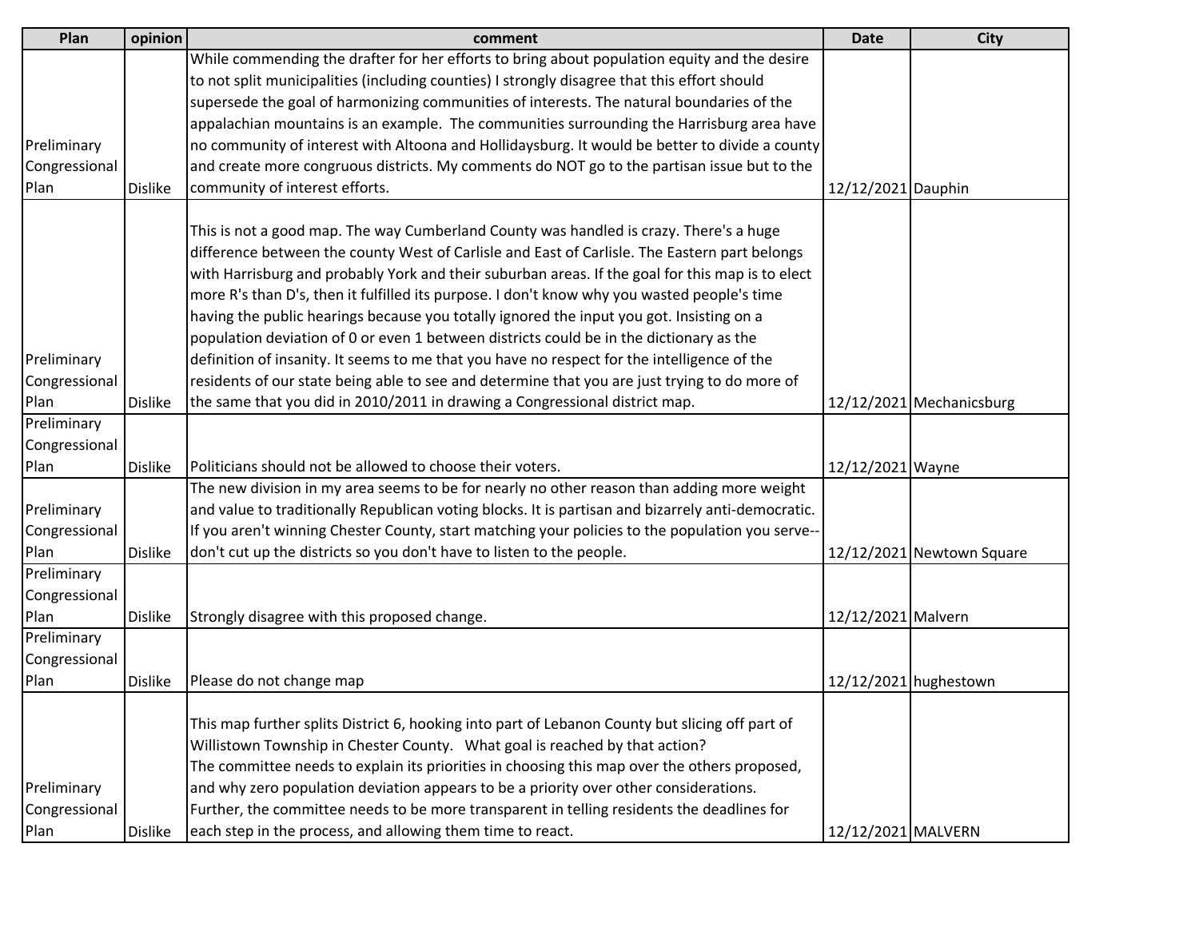| Plan | opinion | comment | Date | City |
| --- | --- | --- | --- | --- |
| Preliminary Congressional Plan | Dislike | While commending the drafter for her efforts to bring about population equity and the desire to not split municipalities (including counties) I strongly disagree that this effort should supersede the goal of harmonizing communities of interests. The natural boundaries of the appalachian mountains is an example. The communities surrounding the Harrisburg area have no community of interest with Altoona and Hollidaysburg. It would be better to divide a county and create more congruous districts. My comments do NOT go to the partisan issue but to the community of interest efforts. | 12/12/2021 | Dauphin |
| Preliminary Congressional Plan | Dislike | This is not a good map. The way Cumberland County was handled is crazy. There's a huge difference between the county West of Carlisle and East of Carlisle. The Eastern part belongs with Harrisburg and probably York and their suburban areas. If the goal for this map is to elect more R's than D's, then it fulfilled its purpose. I don't know why you wasted people's time having the public hearings because you totally ignored the input you got. Insisting on a population deviation of 0 or even 1 between districts could be in the dictionary as the definition of insanity. It seems to me that you have no respect for the intelligence of the residents of our state being able to see and determine that you are just trying to do more of the same that you did in 2010/2011 in drawing a Congressional district map. | 12/12/2021 | Mechanicsburg |
| Preliminary Congressional Plan | Dislike | Politicians should not be allowed to choose their voters. | 12/12/2021 | Wayne |
| Preliminary Congressional Plan | Dislike | The new division in my area seems to be for nearly no other reason than adding more weight and value to traditionally Republican voting blocks. It is partisan and bizarrely anti-democratic. If you aren't winning Chester County, start matching your policies to the population you serve--don't cut up the districts so you don't have to listen to the people. | 12/12/2021 | Newtown Square |
| Preliminary Congressional Plan | Dislike | Strongly disagree with this proposed change. | 12/12/2021 | Malvern |
| Preliminary Congressional Plan | Dislike | Please do not change map | 12/12/2021 | hughestown |
| Preliminary Congressional Plan | Dislike | This map further splits District 6, hooking into part of Lebanon County but slicing off part of Willistown Township in Chester County. What goal is reached by that action? The committee needs to explain its priorities in choosing this map over the others proposed, and why zero population deviation appears to be a priority over other considerations. Further, the committee needs to be more transparent in telling residents the deadlines for each step in the process, and allowing them time to react. | 12/12/2021 | MALVERN |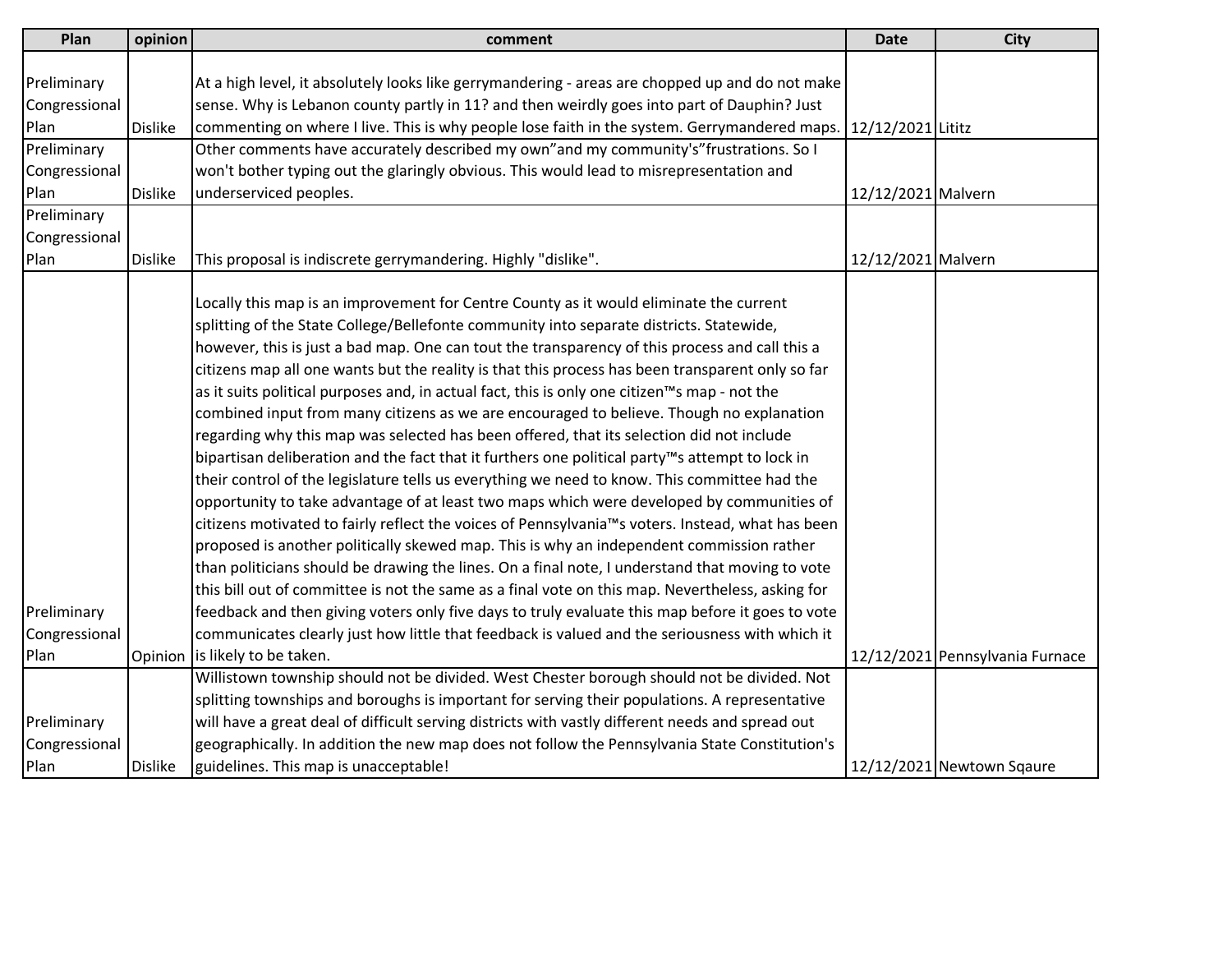| Plan | opinion | comment | Date | City |
|---|---|---|---|---|
| Preliminary Congressional Plan | Dislike | At a high level, it absolutely looks like gerrymandering - areas are chopped up and do not make sense. Why is Lebanon county partly in 11? and then weirdly goes into part of Dauphin? Just commenting on where I live. This is why people lose faith in the system. Gerrymandered maps. | 12/12/2021 | Lititz |
| Preliminary Congressional Plan | Dislike | Other comments have accurately described my own"and my community's"frustrations. So I won't bother typing out the glaringly obvious. This would lead to misrepresentation and underserviced peoples. | 12/12/2021 | Malvern |
| Preliminary Congressional Plan | Dislike | This proposal is indiscrete gerrymandering. Highly "dislike". | 12/12/2021 | Malvern |
| Preliminary Congressional Plan | Opinion | Locally this map is an improvement for Centre County as it would eliminate the current splitting of the State College/Bellefonte community into separate districts. Statewide, however, this is just a bad map. One can tout the transparency of this process and call this a citizens map all one wants but the reality is that this process has been transparent only so far as it suits political purposes and, in actual fact, this is only one citizen™s map - not the combined input from many citizens as we are encouraged to believe. Though no explanation regarding why this map was selected has been offered, that its selection did not include bipartisan deliberation and the fact that it furthers one political party™s attempt to lock in their control of the legislature tells us everything we need to know. This committee had the opportunity to take advantage of at least two maps which were developed by communities of citizens motivated to fairly reflect the voices of Pennsylvania™s voters. Instead, what has been proposed is another politically skewed map. This is why an independent commission rather than politicians should be drawing the lines. On a final note, I understand that moving to vote this bill out of committee is not the same as a final vote on this map. Nevertheless, asking for feedback and then giving voters only five days to truly evaluate this map before it goes to vote communicates clearly just how little that feedback is valued and the seriousness with which it is likely to be taken. | 12/12/2021 | Pennsylvania Furnace |
| Preliminary Congressional Plan | Dislike | Willistown township should not be divided. West Chester borough should not be divided. Not splitting townships and boroughs is important for serving their populations. A representative will have a great deal of difficult serving districts with vastly different needs and spread out geographically. In addition the new map does not follow the Pennsylvania State Constitution's guidelines. This map is unacceptable! | 12/12/2021 | Newtown Sqaure |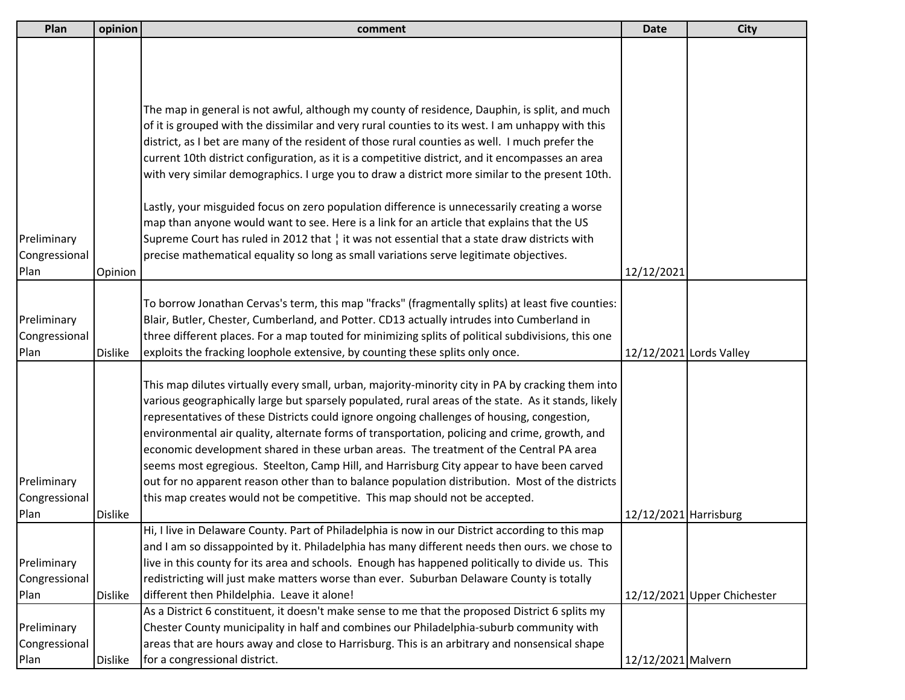| Plan | opinion | comment | Date | City |
|---|---|---|---|---|
| Preliminary Congressional Plan | Opinion | The map in general is not awful, although my county of residence, Dauphin, is split, and much of it is grouped with the dissimilar and very rural counties to its west. I am unhappy with this district, as I bet are many of the resident of those rural counties as well. I much prefer the current 10th district configuration, as it is a competitive district, and it encompasses an area with very similar demographics. I urge you to draw a district more similar to the present 10th.<br><br>Lastly, your misguided focus on zero population difference is unnecessarily creating a worse map than anyone would want to see. Here is a link for an article that explains that the US Supreme Court has ruled in 2012 that ¦ it was not essential that a state draw districts with precise mathematical equality so long as small variations serve legitimate objectives. | 12/12/2021 | |
| Preliminary Congressional Plan | Dislike | To borrow Jonathan Cervas's term, this map "fracks" (fragmentally splits) at least five counties: Blair, Butler, Chester, Cumberland, and Potter. CD13 actually intrudes into Cumberland in three different places. For a map touted for minimizing splits of political subdivisions, this one exploits the fracking loophole extensive, by counting these splits only once. | 12/12/2021 | Lords Valley |
| Preliminary Congressional Plan | Dislike | This map dilutes virtually every small, urban, majority-minority city in PA by cracking them into various geographically large but sparsely populated, rural areas of the state. As it stands, likely representatives of these Districts could ignore ongoing challenges of housing, congestion, environmental air quality, alternate forms of transportation, policing and crime, growth, and economic development shared in these urban areas. The treatment of the Central PA area seems most egregious. Steelton, Camp Hill, and Harrisburg City appear to have been carved out for no apparent reason other than to balance population distribution. Most of the districts this map creates would not be competitive. This map should not be accepted. | 12/12/2021 | Harrisburg |
| Preliminary Congressional Plan | Dislike | Hi, I live in Delaware County. Part of Philadelphia is now in our District according to this map and I am so dissappointed by it. Philadelphia has many different needs then ours. we chose to live in this county for its area and schools. Enough has happened politically to divide us. This redistricting will just make matters worse than ever. Suburban Delaware County is totally different then Phildelphia. Leave it alone! | 12/12/2021 | Upper Chichester |
| Preliminary Congressional Plan | Dislike | As a District 6 constituent, it doesn't make sense to me that the proposed District 6 splits my Chester County municipality in half and combines our Philadelphia-suburb community with areas that are hours away and close to Harrisburg. This is an arbitrary and nonsensical shape for a congressional district. | 12/12/2021 | Malvern |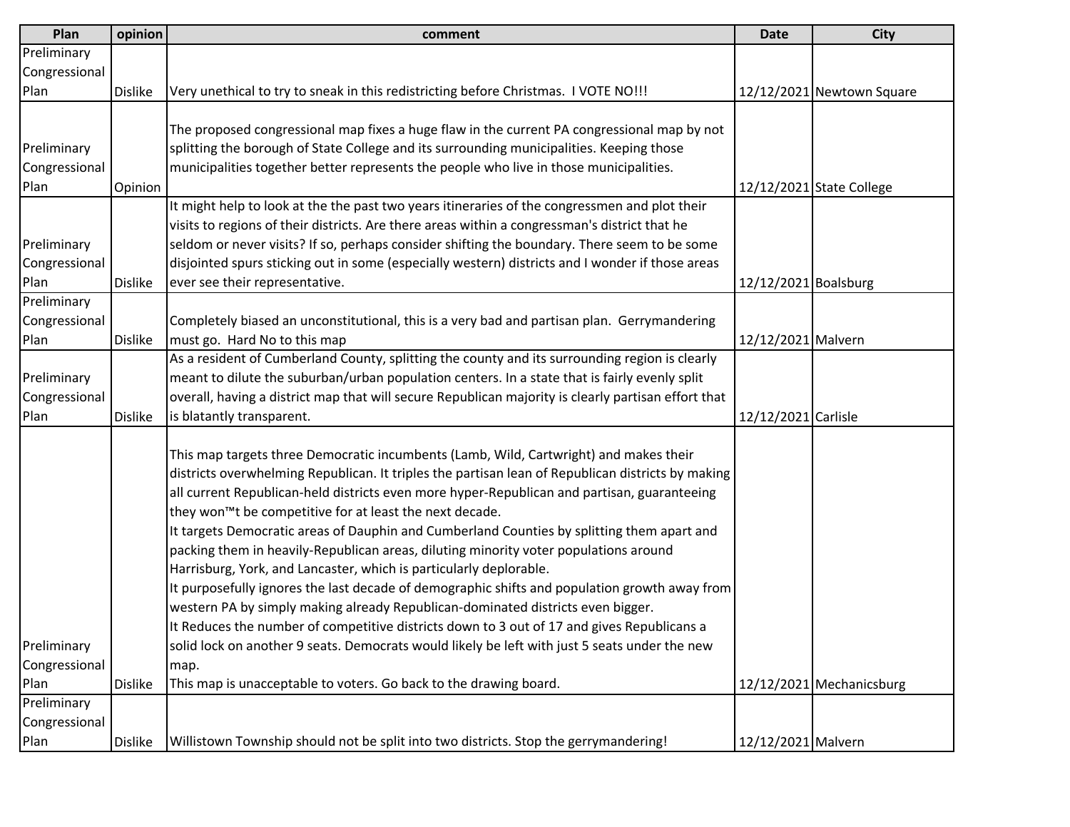| Plan | opinion | comment | Date | City |
|---|---|---|---|---|
| Preliminary Congressional Plan | Dislike | Very unethical to try to sneak in this redistricting before Christmas. I VOTE NO!!! | 12/12/2021 | Newtown Square |
| Preliminary Congressional Plan | Opinion | The proposed congressional map fixes a huge flaw in the current PA congressional map by not splitting the borough of State College and its surrounding municipalities. Keeping those municipalities together better represents the people who live in those municipalities. | 12/12/2021 | State College |
| Preliminary Congressional Plan | Dislike | It might help to look at the the past two years itineraries of the congressmen and plot their visits to regions of their districts. Are there areas within a congressman's district that he seldom or never visits? If so, perhaps consider shifting the boundary. There seem to be some disjointed spurs sticking out in some (especially western) districts and I wonder if those areas ever see their representative. | 12/12/2021 | Boalsburg |
| Preliminary Congressional Plan | Dislike | Completely biased an unconstitutional, this is a very bad and partisan plan. Gerrymandering must go. Hard No to this map | 12/12/2021 | Malvern |
| Preliminary Congressional Plan | Dislike | As a resident of Cumberland County, splitting the county and its surrounding region is clearly meant to dilute the suburban/urban population centers. In a state that is fairly evenly split overall, having a district map that will secure Republican majority is clearly partisan effort that is blatantly transparent. | 12/12/2021 | Carlisle |
| Preliminary Congressional Plan | Dislike | This map targets three Democratic incumbents (Lamb, Wild, Cartwright) and makes their districts overwhelming Republican. It triples the partisan lean of Republican districts by making all current Republican-held districts even more hyper-Republican and partisan, guaranteeing they won™t be competitive for at least the next decade.<br>It targets Democratic areas of Dauphin and Cumberland Counties by splitting them apart and packing them in heavily-Republican areas, diluting minority voter populations around Harrisburg, York, and Lancaster, which is particularly deplorable.<br>It purposefully ignores the last decade of demographic shifts and population growth away from western PA by simply making already Republican-dominated districts even bigger.<br>It Reduces the number of competitive districts down to 3 out of 17 and gives Republicans a solid lock on another 9 seats. Democrats would likely be left with just 5 seats under the new map.<br>This map is unacceptable to voters. Go back to the drawing board. | 12/12/2021 | Mechanicsburg |
| Preliminary Congressional Plan | Dislike | Willistown Township should not be split into two districts. Stop the gerrymandering! | 12/12/2021 | Malvern |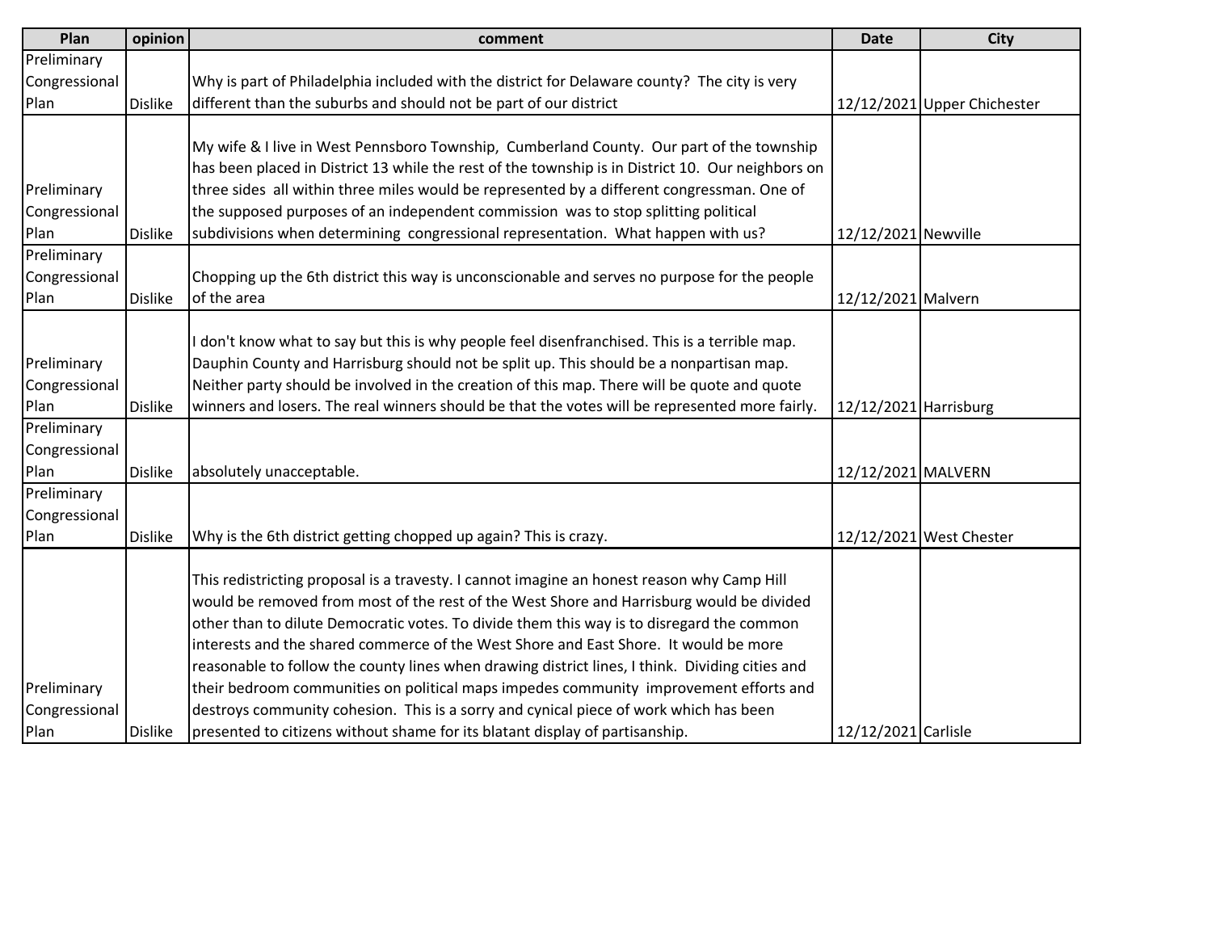| Plan | opinion | comment | Date | City |
|---|---|---|---|---|
| Preliminary Congressional Plan | Dislike | Why is part of Philadelphia included with the district for Delaware county? The city is very different than the suburbs and should not be part of our district | 12/12/2021 | Upper Chichester |
| Preliminary Congressional Plan | Dislike | My wife & I live in West Pennsboro Township, Cumberland County. Our part of the township has been placed in District 13 while the rest of the township is in District 10. Our neighbors on three sides all within three miles would be represented by a different congressman. One of the supposed purposes of an independent commission was to stop splitting political subdivisions when determining congressional representation. What happen with us? | 12/12/2021 | Newville |
| Preliminary Congressional Plan | Dislike | Chopping up the 6th district this way is unconscionable and serves no purpose for the people of the area | 12/12/2021 | Malvern |
| Preliminary Congressional Plan | Dislike | I don't know what to say but this is why people feel disenfranchised. This is a terrible map. Dauphin County and Harrisburg should not be split up. This should be a nonpartisan map. Neither party should be involved in the creation of this map. There will be quote and quote winners and losers. The real winners should be that the votes will be represented more fairly. | 12/12/2021 | Harrisburg |
| Preliminary Congressional Plan | Dislike | absolutely unacceptable. | 12/12/2021 | MALVERN |
| Preliminary Congressional Plan | Dislike | Why is the 6th district getting chopped up again? This is crazy. | 12/12/2021 | West Chester |
| Preliminary Congressional Plan | Dislike | This redistricting proposal is a travesty. I cannot imagine an honest reason why Camp Hill would be removed from most of the rest of the West Shore and Harrisburg would be divided other than to dilute Democratic votes. To divide them this way is to disregard the common interests and the shared commerce of the West Shore and East Shore. It would be more reasonable to follow the county lines when drawing district lines, I think. Dividing cities and their bedroom communities on political maps impedes community improvement efforts and destroys community cohesion. This is a sorry and cynical piece of work which has been presented to citizens without shame for its blatant display of partisanship. | 12/12/2021 | Carlisle |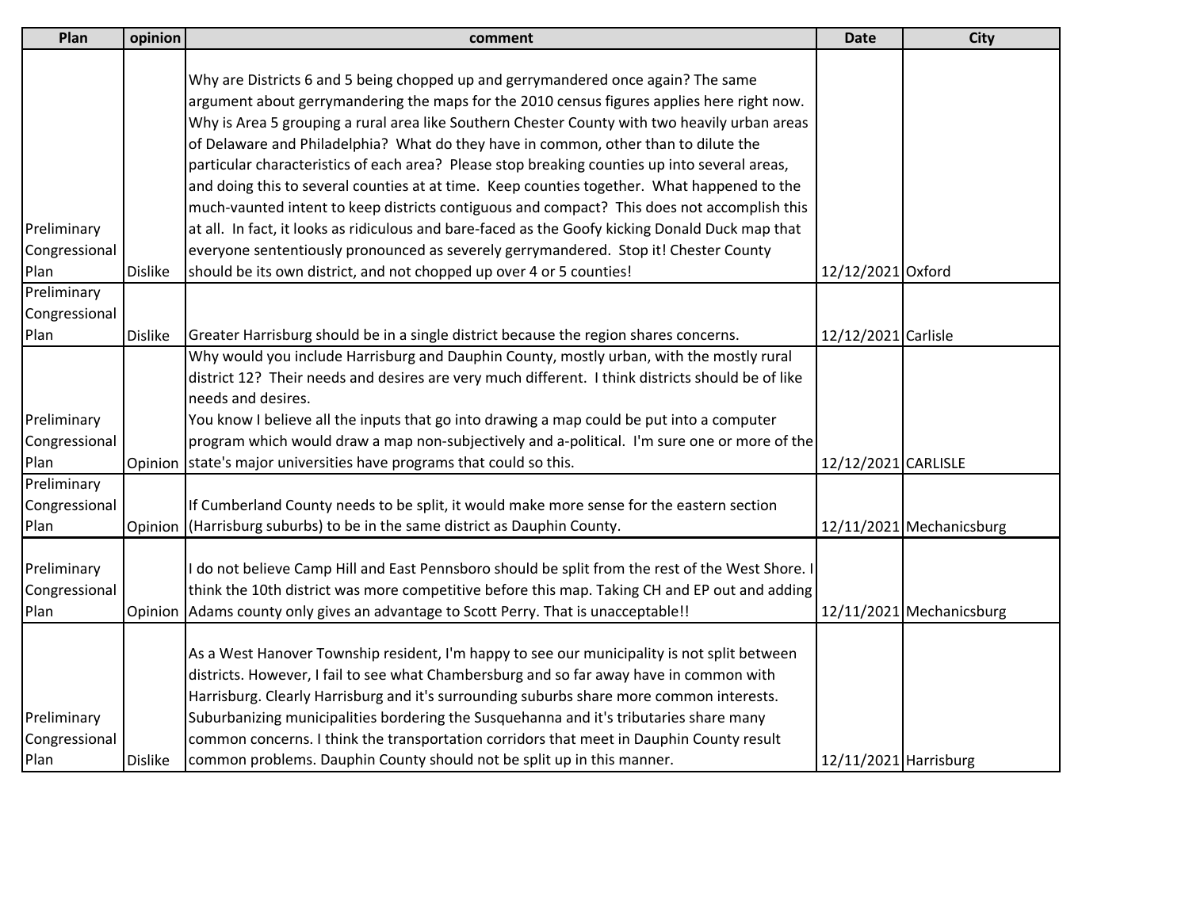| Plan | opinion | comment | Date | City |
|---|---|---|---|---|
| Preliminary Congressional Plan | Dislike | Why are Districts 6 and 5 being chopped up and gerrymandered once again? The same argument about gerrymandering the maps for the 2010 census figures applies here right now. Why is Area 5 grouping a rural area like Southern Chester County with two heavily urban areas of Delaware and Philadelphia? What do they have in common, other than to dilute the particular characteristics of each area? Please stop breaking counties up into several areas, and doing this to several counties at at time. Keep counties together. What happened to the much-vaunted intent to keep districts contiguous and compact? This does not accomplish this at all. In fact, it looks as ridiculous and bare-faced as the Goofy kicking Donald Duck map that everyone sententiously pronounced as severely gerrymandered. Stop it! Chester County should be its own district, and not chopped up over 4 or 5 counties! | 12/12/2021 | Oxford |
| Preliminary Congressional Plan | Dislike | Greater Harrisburg should be in a single district because the region shares concerns. | 12/12/2021 | Carlisle |
| Preliminary Congressional Plan | Opinion | Why would you include Harrisburg and Dauphin County, mostly urban, with the mostly rural district 12? Their needs and desires are very much different. I think districts should be of like needs and desires.<br>You know I believe all the inputs that go into drawing a map could be put into a computer program which would draw a map non-subjectively and a-political. I'm sure one or more of the state's major universities have programs that could so this. | 12/12/2021 | CARLISLE |
| Preliminary Congressional Plan | Opinion | If Cumberland County needs to be split, it would make more sense for the eastern section (Harrisburg suburbs) to be in the same district as Dauphin County. | 12/11/2021 | Mechanicsburg |
| Preliminary Congressional Plan | Opinion | I do not believe Camp Hill and East Pennsboro should be split from the rest of the West Shore. I think the 10th district was more competitive before this map. Taking CH and EP out and adding Adams county only gives an advantage to Scott Perry. That is unacceptable!! | 12/11/2021 | Mechanicsburg |
| Preliminary Congressional Plan | Dislike | As a West Hanover Township resident, I'm happy to see our municipality is not split between districts. However, I fail to see what Chambersburg and so far away have in common with Harrisburg. Clearly Harrisburg and it's surrounding suburbs share more common interests. Suburbanizing municipalities bordering the Susquehanna and it's tributaries share many common concerns. I think the transportation corridors that meet in Dauphin County result common problems. Dauphin County should not be split up in this manner. | 12/11/2021 | Harrisburg |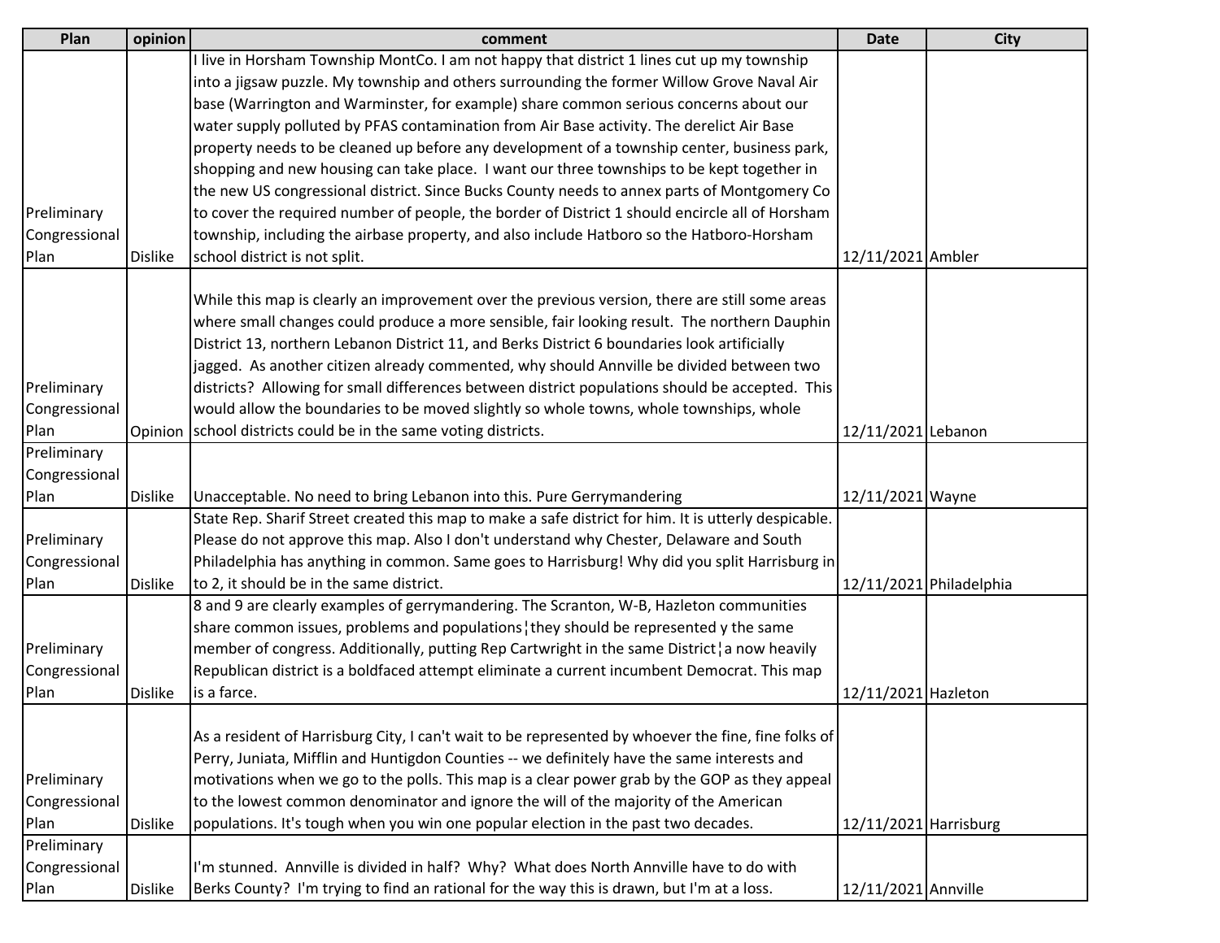| Plan | opinion | comment | Date | City |
|---|---|---|---|---|
| Preliminary Congressional Plan | Dislike | I live in Horsham Township MontCo. I am not happy that district 1 lines cut up my township into a jigsaw puzzle. My township and others surrounding the former Willow Grove Naval Air base (Warrington and Warminster, for example) share common serious concerns about our water supply polluted by PFAS contamination from Air Base activity. The derelict Air Base property needs to be cleaned up before any development of a township center, business park, shopping and new housing can take place. I want our three townships to be kept together in the new US congressional district. Since Bucks County needs to annex parts of Montgomery Co to cover the required number of people, the border of District 1 should encircle all of Horsham township, including the airbase property, and also include Hatboro so the Hatboro-Horsham school district is not split. | 12/11/2021 | Ambler |
| Preliminary Congressional Plan | Opinion | While this map is clearly an improvement over the previous version, there are still some areas where small changes could produce a more sensible, fair looking result. The northern Dauphin District 13, northern Lebanon District 11, and Berks District 6 boundaries look artificially jagged. As another citizen already commented, why should Annville be divided between two districts? Allowing for small differences between district populations should be accepted. This would allow the boundaries to be moved slightly so whole towns, whole townships, whole school districts could be in the same voting districts. | 12/11/2021 | Lebanon |
| Preliminary Congressional Plan | Dislike | Unacceptable. No need to bring Lebanon into this. Pure Gerrymandering | 12/11/2021 | Wayne |
| Preliminary Congressional Plan | Dislike | State Rep. Sharif Street created this map to make a safe district for him. It is utterly despicable. Please do not approve this map. Also I don't understand why Chester, Delaware and South Philadelphia has anything in common. Same goes to Harrisburg! Why did you split Harrisburg in to 2, it should be in the same district. | 12/11/2021 | Philadelphia |
| Preliminary Congressional Plan | Dislike | 8 and 9 are clearly examples of gerrymandering. The Scranton, W-B, Hazleton communities share common issues, problems and populations¦they should be represented y the same member of congress. Additionally, putting Rep Cartwright in the same District¦a now heavily Republican district is a boldfaced attempt eliminate a current incumbent Democrat. This map is a farce. | 12/11/2021 | Hazleton |
| Preliminary Congressional Plan | Dislike | As a resident of Harrisburg City, I can't wait to be represented by whoever the fine, fine folks of Perry, Juniata, Mifflin and Huntigdon Counties -- we definitely have the same interests and motivations when we go to the polls. This map is a clear power grab by the GOP as they appeal to the lowest common denominator and ignore the will of the majority of the American populations. It's tough when you win one popular election in the past two decades. | 12/11/2021 | Harrisburg |
| Preliminary Congressional Plan | Dislike | I'm stunned. Annville is divided in half? Why? What does North Annville have to do with Berks County? I'm trying to find an rational for the way this is drawn, but I'm at a loss. | 12/11/2021 | Annville |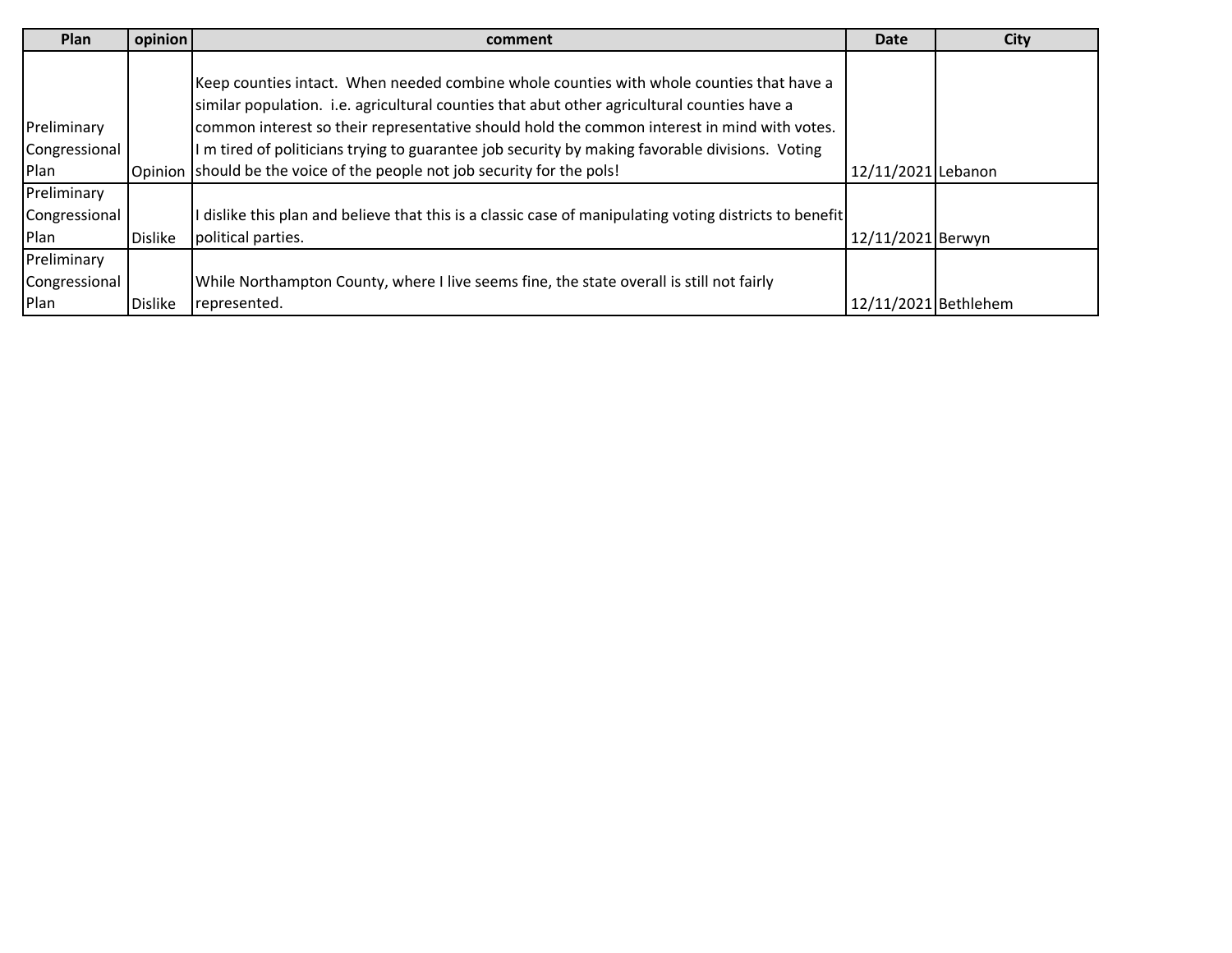| Plan | opinion | comment | Date | City |
|---|---|---|---|---|
| Preliminary Congressional Plan | Opinion | Keep counties intact. When needed combine whole counties with whole counties that have a similar population. i.e. agricultural counties that abut other agricultural counties have a common interest so their representative should hold the common interest in mind with votes. I m tired of politicians trying to guarantee job security by making favorable divisions. Voting should be the voice of the people not job security for the pols! | 12/11/2021 | Lebanon |
| Preliminary Congressional Plan | Dislike | I dislike this plan and believe that this is a classic case of manipulating voting districts to benefit political parties. | 12/11/2021 | Berwyn |
| Preliminary Congressional Plan | Dislike | While Northampton County, where I live seems fine, the state overall is still not fairly represented. | 12/11/2021 | Bethlehem |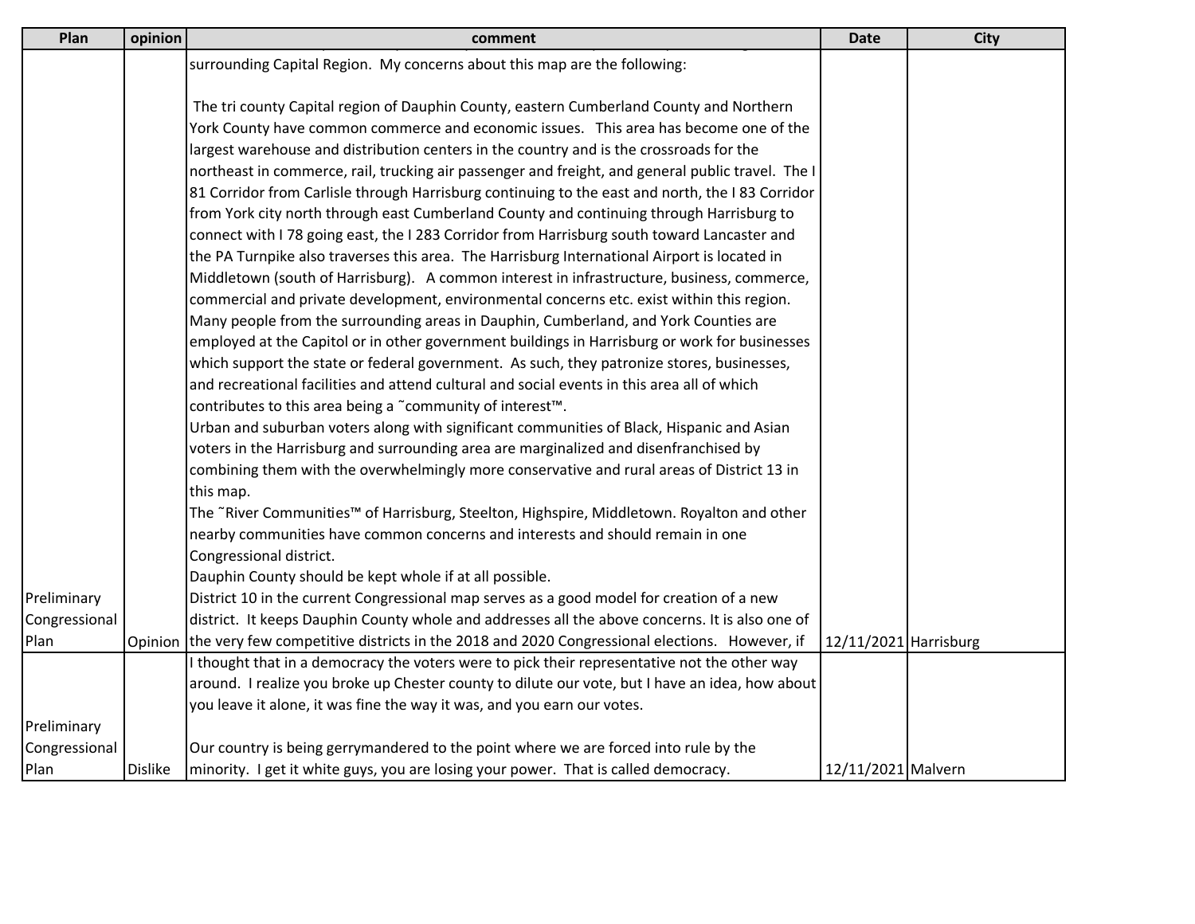| Plan | opinion | comment | Date | City |
|---|---|---|---|---|
| Preliminary Congressional Plan | Opinion | surrounding Capital Region. My concerns about this map are the following:<br><br>The tri county Capital region of Dauphin County, eastern Cumberland County and Northern York County have common commerce and economic issues. This area has become one of the largest warehouse and distribution centers in the country and is the crossroads for the northeast in commerce, rail, trucking air passenger and freight, and general public travel. The I 81 Corridor from Carlisle through Harrisburg continuing to the east and north, the I 83 Corridor from York city north through east Cumberland County and continuing through Harrisburg to connect with I 78 going east, the I 283 Corridor from Harrisburg south toward Lancaster and the PA Turnpike also traverses this area. The Harrisburg International Airport is located in Middletown (south of Harrisburg). A common interest in infrastructure, business, commerce, commercial and private development, environmental concerns etc. exist within this region. Many people from the surrounding areas in Dauphin, Cumberland, and York Counties are employed at the Capitol or in other government buildings in Harrisburg or work for businesses which support the state or federal government. As such, they patronize stores, businesses, and recreational facilities and attend cultural and social events in this area all of which contributes to this area being a ˜community of interest™.<br>Urban and suburban voters along with significant communities of Black, Hispanic and Asian voters in the Harrisburg and surrounding area are marginalized and disenfranchised by combining them with the overwhelmingly more conservative and rural areas of District 13 in this map.<br>The ˜River Communities™ of Harrisburg, Steelton, Highspire, Middletown. Royalton and other nearby communities have common concerns and interests and should remain in one Congressional district.<br>Dauphin County should be kept whole if at all possible.<br>District 10 in the current Congressional map serves as a good model for creation of a new district. It keeps Dauphin County whole and addresses all the above concerns. It is also one of the very few competitive districts in the 2018 and 2020 Congressional elections. However, if | 12/11/2021 | Harrisburg |
| Preliminary Congressional Plan | Dislike | I thought that in a democracy the voters were to pick their representative not the other way around. I realize you broke up Chester county to dilute our vote, but I have an idea, how about you leave it alone, it was fine the way it was, and you earn our votes.<br><br>Our country is being gerrymandered to the point where we are forced into rule by the minority. I get it white guys, you are losing your power. That is called democracy. | 12/11/2021 | Malvern |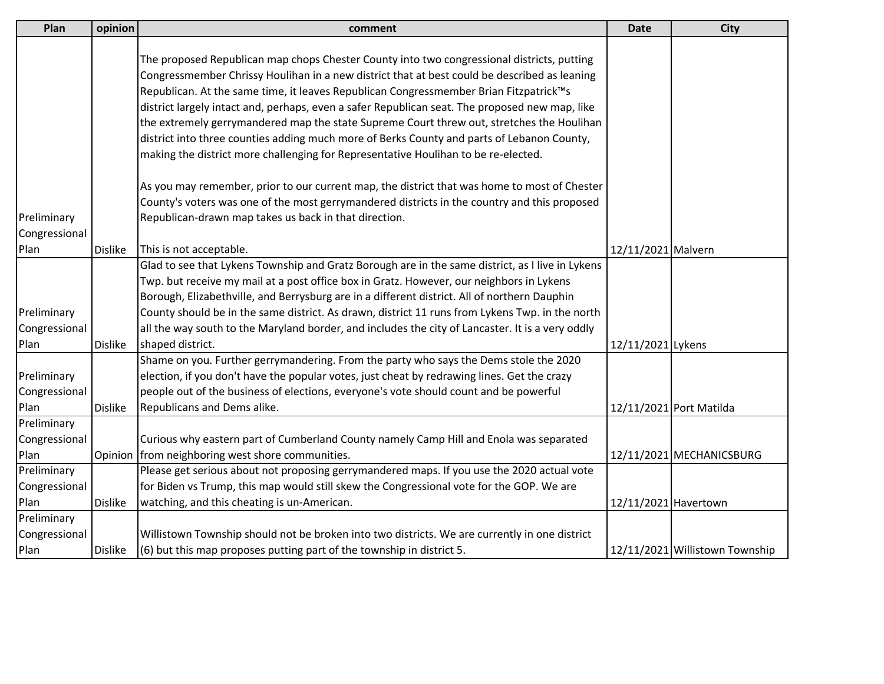| Plan | opinion | comment | Date | City |
|---|---|---|---|---|
| Preliminary Congressional Plan | Dislike | The proposed Republican map chops Chester County into two congressional districts, putting Congressmember Chrissy Houlihan in a new district that at best could be described as leaning Republican. At the same time, it leaves Republican Congressmember Brian Fitzpatrick™s district largely intact and, perhaps, even a safer Republican seat. The proposed new map, like the extremely gerrymandered map the state Supreme Court threw out, stretches the Houlihan district into three counties adding much more of Berks County and parts of Lebanon County, making the district more challenging for Representative Houlihan to be re-elected.<br><br>As you may remember, prior to our current map, the district that was home to most of Chester County's voters was one of the most gerrymandered districts in the country and this proposed Republican-drawn map takes us back in that direction.<br><br>This is not acceptable. | 12/11/2021 | Malvern |
| Preliminary Congressional Plan | Dislike | Glad to see that Lykens Township and Gratz Borough are in the same district, as I live in Lykens Twp. but receive my mail at a post office box in Gratz. However, our neighbors in Lykens Borough, Elizabethville, and Berrysburg are in a different district. All of northern Dauphin County should be in the same district. As drawn, district 11 runs from Lykens Twp. in the north all the way south to the Maryland border, and includes the city of Lancaster. It is a very oddly shaped district. | 12/11/2021 | Lykens |
| Preliminary Congressional Plan | Dislike | Shame on you. Further gerrymandering. From the party who says the Dems stole the 2020 election, if you don't have the popular votes, just cheat by redrawing lines. Get the crazy people out of the business of elections, everyone's vote should count and be powerful Republicans and Dems alike. | 12/11/2021 | Port Matilda |
| Preliminary Congressional Plan | Opinion | Curious why eastern part of Cumberland County namely Camp Hill and Enola was separated from neighboring west shore communities. | 12/11/2021 | MECHANICSBURG |
| Preliminary Congressional Plan | Dislike | Please get serious about not proposing gerrymandered maps. If you use the 2020 actual vote for Biden vs Trump, this map would still skew the Congressional vote for the GOP. We are watching, and this cheating is un-American. | 12/11/2021 | Havertown |
| Preliminary Congressional Plan | Dislike | Willistown Township should not be broken into two districts. We are currently in one district (6) but this map proposes putting part of the township in district 5. | 12/11/2021 | Willistown Township |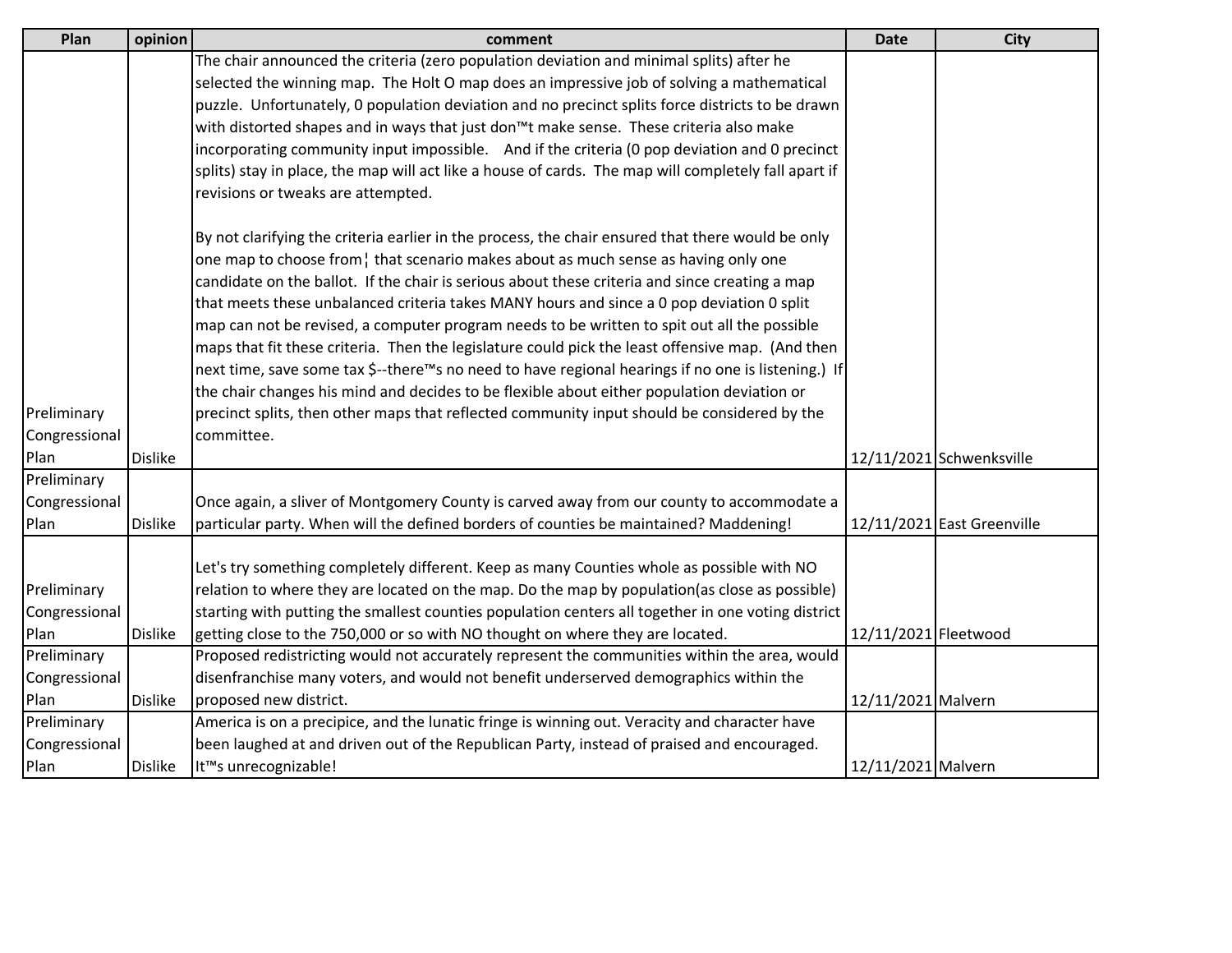| Plan | opinion | comment | Date | City |
|---|---|---|---|---|
| Preliminary Congressional Plan | Dislike | The chair announced the criteria (zero population deviation and minimal splits) after he selected the winning map. The Holt O map does an impressive job of solving a mathematical puzzle. Unfortunately, 0 population deviation and no precinct splits force districts to be drawn with distorted shapes and in ways that just don™t make sense. These criteria also make incorporating community input impossible. And if the criteria (0 pop deviation and 0 precinct splits) stay in place, the map will act like a house of cards. The map will completely fall apart if revisions or tweaks are attempted.<br><br>By not clarifying the criteria earlier in the process, the chair ensured that there would be only one map to choose from¦ that scenario makes about as much sense as having only one candidate on the ballot. If the chair is serious about these criteria and since creating a map that meets these unbalanced criteria takes MANY hours and since a 0 pop deviation 0 split map can not be revised, a computer program needs to be written to spit out all the possible maps that fit these criteria. Then the legislature could pick the least offensive map. (And then next time, save some tax $--there™s no need to have regional hearings if no one is listening.) If the chair changes his mind and decides to be flexible about either population deviation or precinct splits, then other maps that reflected community input should be considered by the committee. | 12/11/2021 | Schwenksville |
| Preliminary Congressional Plan | Dislike | Once again, a sliver of Montgomery County is carved away from our county to accommodate a particular party. When will the defined borders of counties be maintained? Maddening! | 12/11/2021 | East Greenville |
| Preliminary Congressional Plan | Dislike | Let's try something completely different. Keep as many Counties whole as possible with NO relation to where they are located on the map. Do the map by population(as close as possible) starting with putting the smallest counties population centers all together in one voting district getting close to the 750,000 or so with NO thought on where they are located. | 12/11/2021 | Fleetwood |
| Preliminary Congressional Plan | Dislike | Proposed redistricting would not accurately represent the communities within the area, would disenfranchise many voters, and would not benefit underserved demographics within the proposed new district. | 12/11/2021 | Malvern |
| Preliminary Congressional Plan | Dislike | America is on a precipice, and the lunatic fringe is winning out. Veracity and character have been laughed at and driven out of the Republican Party, instead of praised and encouraged. It™s unrecognizable! | 12/11/2021 | Malvern |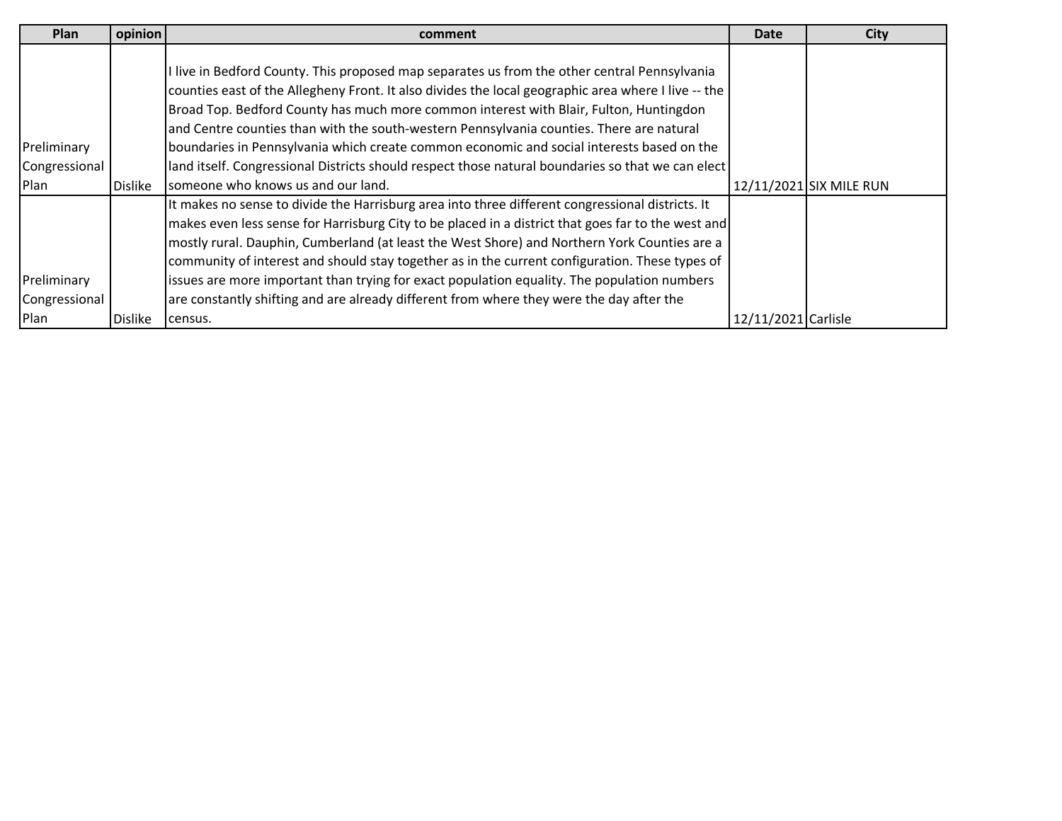| Plan | opinion | comment | Date | City |
|---|---|---|---|---|
| Preliminary Congressional Plan | Dislike | I live in Bedford County. This proposed map separates us from the other central Pennsylvania counties east of the Allegheny Front. It also divides the local geographic area where I live -- the Broad Top. Bedford County has much more common interest with Blair, Fulton, Huntingdon and Centre counties than with the south-western Pennsylvania counties. There are natural boundaries in Pennsylvania which create common economic and social interests based on the land itself. Congressional Districts should respect those natural boundaries so that we can elect someone who knows us and our land. | 12/11/2021 | SIX MILE RUN |
| Preliminary Congressional Plan | Dislike | It makes no sense to divide the Harrisburg area into three different congressional districts. It makes even less sense for Harrisburg City to be placed in a district that goes far to the west and mostly rural. Dauphin, Cumberland (at least the West Shore) and Northern York Counties are a community of interest and should stay together as in the current configuration. These types of issues are more important than trying for exact population equality. The population numbers are constantly shifting and are already different from where they were the day after the census. | 12/11/2021 | Carlisle |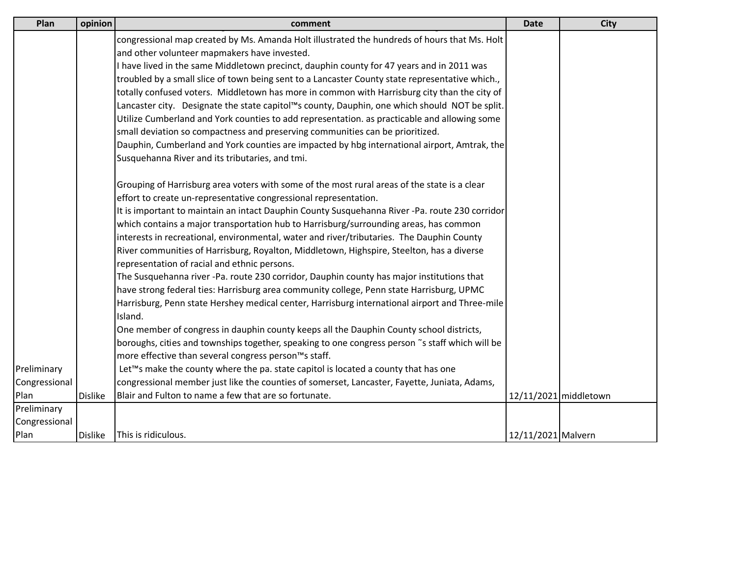| Plan | opinion | comment | Date | City |
| --- | --- | --- | --- | --- |
| Preliminary Congressional Plan | Dislike | congressional map created by Ms. Amanda Holt illustrated the hundreds of hours that Ms. Holt and other volunteer mapmakers have invested.<br>I have lived in the same Middletown precinct, dauphin county for 47 years and in 2011 was troubled by a small slice of town being sent to a Lancaster County state representative which., totally confused voters. Middletown has more in common with Harrisburg city than the city of Lancaster city. Designate the state capitol™s county, Dauphin, one which should NOT be split. Utilize Cumberland and York counties to add representation. as practicable and allowing some small deviation so compactness and preserving communities can be prioritized.<br>Dauphin, Cumberland and York counties are impacted by hbg international airport, Amtrak, the Susquehanna River and its tributaries, and tmi.<br><br>Grouping of Harrisburg area voters with some of the most rural areas of the state is a clear effort to create un-representative congressional representation.<br>It is important to maintain an intact Dauphin County Susquehanna River -Pa. route 230 corridor which contains a major transportation hub to Harrisburg/surrounding areas, has common interests in recreational, environmental, water and river/tributaries. The Dauphin County River communities of Harrisburg, Royalton, Middletown, Highspire, Steelton, has a diverse representation of racial and ethnic persons.<br>The Susquehanna river -Pa. route 230 corridor, Dauphin county has major institutions that have strong federal ties: Harrisburg area community college, Penn state Harrisburg, UPMC Harrisburg, Penn state Hershey medical center, Harrisburg international airport and Three-mile Island.<br>One member of congress in dauphin county keeps all the Dauphin County school districts, boroughs, cities and townships together, speaking to one congress person ˜s staff which will be more effective than several congress person™s staff.<br>Let™s make the county where the pa. state capitol is located a county that has one congressional member just like the counties of somerset, Lancaster, Fayette, Juniata, Adams, Blair and Fulton to name a few that are so fortunate. | 12/11/2021 | middletown |
| Preliminary Congressional Plan | Dislike | This is ridiculous. | 12/11/2021 | Malvern |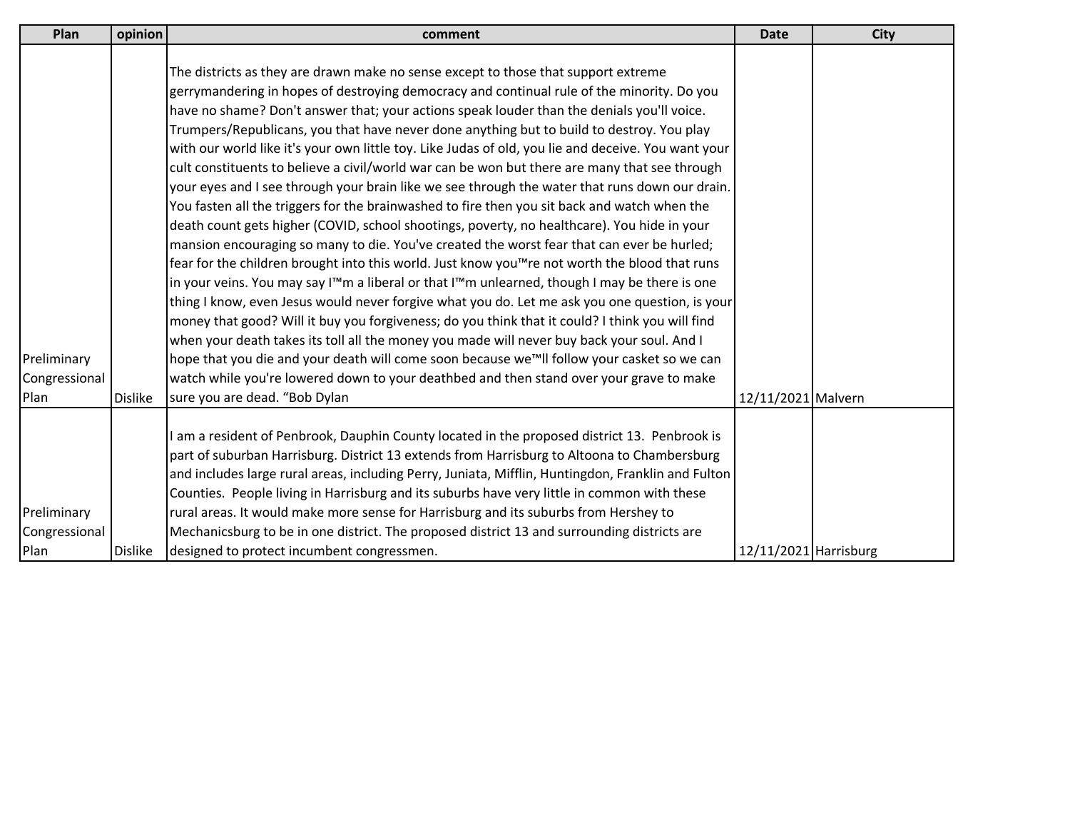| Plan | opinion | comment | Date | City |
|---|---|---|---|---|
| Preliminary Congressional Plan | Dislike | The districts as they are drawn make no sense except to those that support extreme gerrymandering in hopes of destroying democracy and continual rule of the minority. Do you have no shame? Don't answer that; your actions speak louder than the denials you'll voice. Trumpers/Republicans, you that have never done anything but to build to destroy. You play with our world like it's your own little toy. Like Judas of old, you lie and deceive. You want your cult constituents to believe a civil/world war can be won but there are many that see through your eyes and I see through your brain like we see through the water that runs down our drain. You fasten all the triggers for the brainwashed to fire then you sit back and watch when the death count gets higher (COVID, school shootings, poverty, no healthcare). You hide in your mansion encouraging so many to die. You've created the worst fear that can ever be hurled; fear for the children brought into this world. Just know you™re not worth the blood that runs in your veins. You may say I™m a liberal or that I™m unlearned, though I may be there is one thing I know, even Jesus would never forgive what you do. Let me ask you one question, is your money that good? Will it buy you forgiveness; do you think that it could? I think you will find when your death takes its toll all the money you made will never buy back your soul. And I hope that you die and your death will come soon because we™ll follow your casket so we can watch while you're lowered down to your deathbed and then stand over your grave to make sure you are dead. "Bob Dylan | 12/11/2021 | Malvern |
| Preliminary Congressional Plan | Dislike | I am a resident of Penbrook, Dauphin County located in the proposed district 13. Penbrook is part of suburban Harrisburg. District 13 extends from Harrisburg to Altoona to Chambersburg and includes large rural areas, including Perry, Juniata, Mifflin, Huntingdon, Franklin and Fulton Counties. People living in Harrisburg and its suburbs have very little in common with these rural areas. It would make more sense for Harrisburg and its suburbs from Hershey to Mechanicsburg to be in one district. The proposed district 13 and surrounding districts are designed to protect incumbent congressmen. | 12/11/2021 | Harrisburg |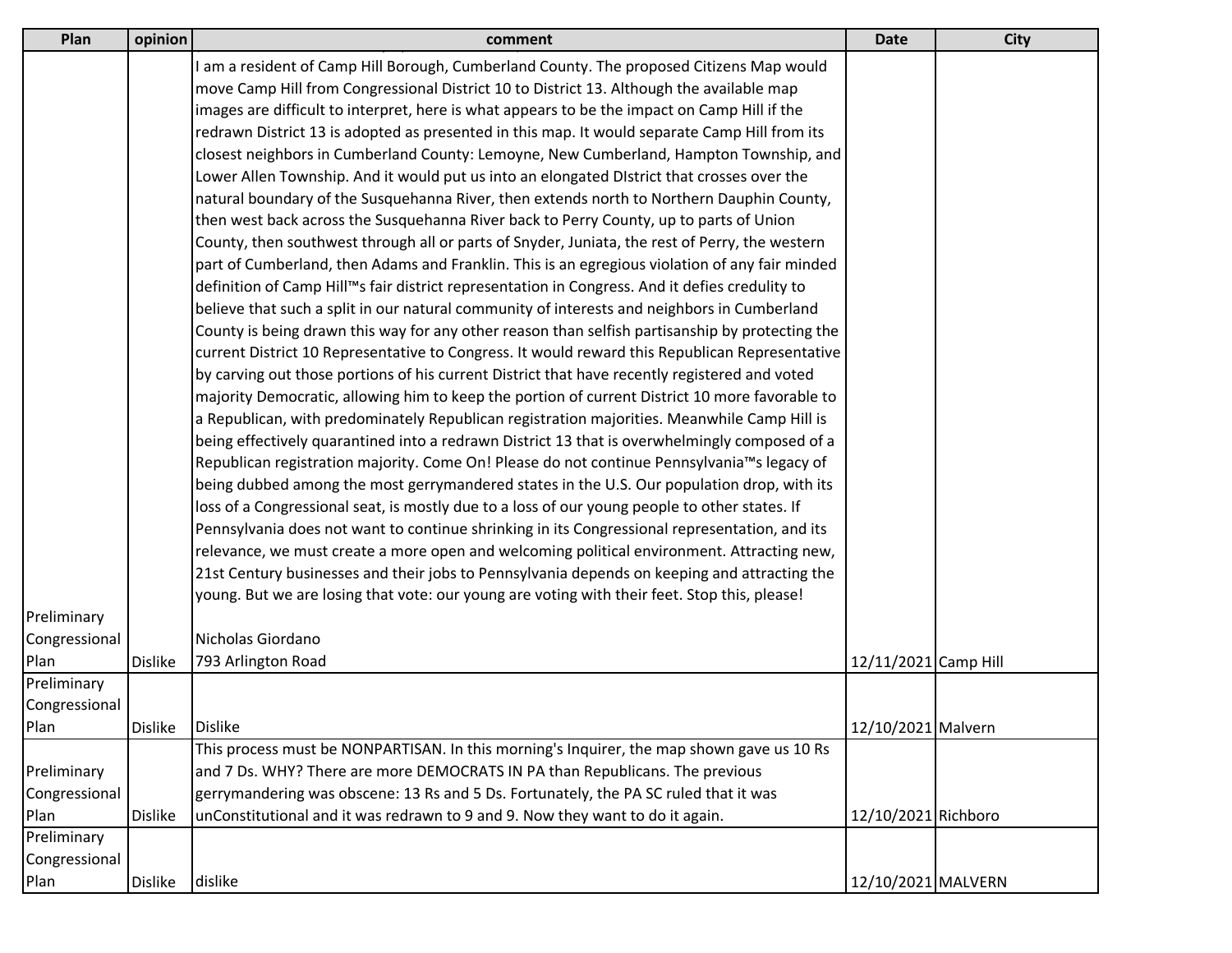| Plan | opinion | comment | Date | City |
|---|---|---|---|---|
| Preliminary Congressional Plan | Dislike | I am a resident of Camp Hill Borough, Cumberland County. The proposed Citizens Map would move Camp Hill from Congressional District 10 to District 13. Although the available map images are difficult to interpret, here is what appears to be the impact on Camp Hill if the redrawn District 13 is adopted as presented in this map. It would separate Camp Hill from its closest neighbors in Cumberland County: Lemoyne, New Cumberland, Hampton Township, and Lower Allen Township. And it would put us into an elongated DIstrict that crosses over the natural boundary of the Susquehanna River, then extends north to Northern Dauphin County, then west back across the Susquehanna River back to Perry County, up to parts of Union County, then southwest through all or parts of Snyder, Juniata, the rest of Perry, the western part of Cumberland, then Adams and Franklin. This is an egregious violation of any fair minded definition of Camp Hill™s fair district representation in Congress. And it defies credulity to believe that such a split in our natural community of interests and neighbors in Cumberland County is being drawn this way for any other reason than selfish partisanship by protecting the current District 10 Representative to Congress. It would reward this Republican Representative by carving out those portions of his current District that have recently registered and voted majority Democratic, allowing him to keep the portion of current District 10 more favorable to a Republican, with predominately Republican registration majorities. Meanwhile Camp Hill is being effectively quarantined into a redrawn District 13 that is overwhelmingly composed of a Republican registration majority. Come On! Please do not continue Pennsylvania™s legacy of being dubbed among the most gerrymandered states in the U.S. Our population drop, with its loss of a Congressional seat, is mostly due to a loss of our young people to other states. If Pennsylvania does not want to continue shrinking in its Congressional representation, and its relevance, we must create a more open and welcoming political environment. Attracting new, 21st Century businesses and their jobs to Pennsylvania depends on keeping and attracting the young. But we are losing that vote: our young are voting with their feet. Stop this, please! <br><br> Nicholas Giordano <br> 793 Arlington Road | 12/11/2021 | Camp Hill |
| Preliminary Congressional Plan | Dislike | Dislike | 12/10/2021 | Malvern |
| Preliminary Congressional Plan | Dislike | This process must be NONPARTISAN. In this morning's Inquirer, the map shown gave us 10 Rs and 7 Ds. WHY? There are more DEMOCRATS IN PA than Republicans. The previous gerrymandering was obscene: 13 Rs and 5 Ds. Fortunately, the PA SC ruled that it was unConstitutional and it was redrawn to 9 and 9. Now they want to do it again. | 12/10/2021 | Richboro |
| Preliminary Congressional Plan | Dislike | dislike | 12/10/2021 | MALVERN |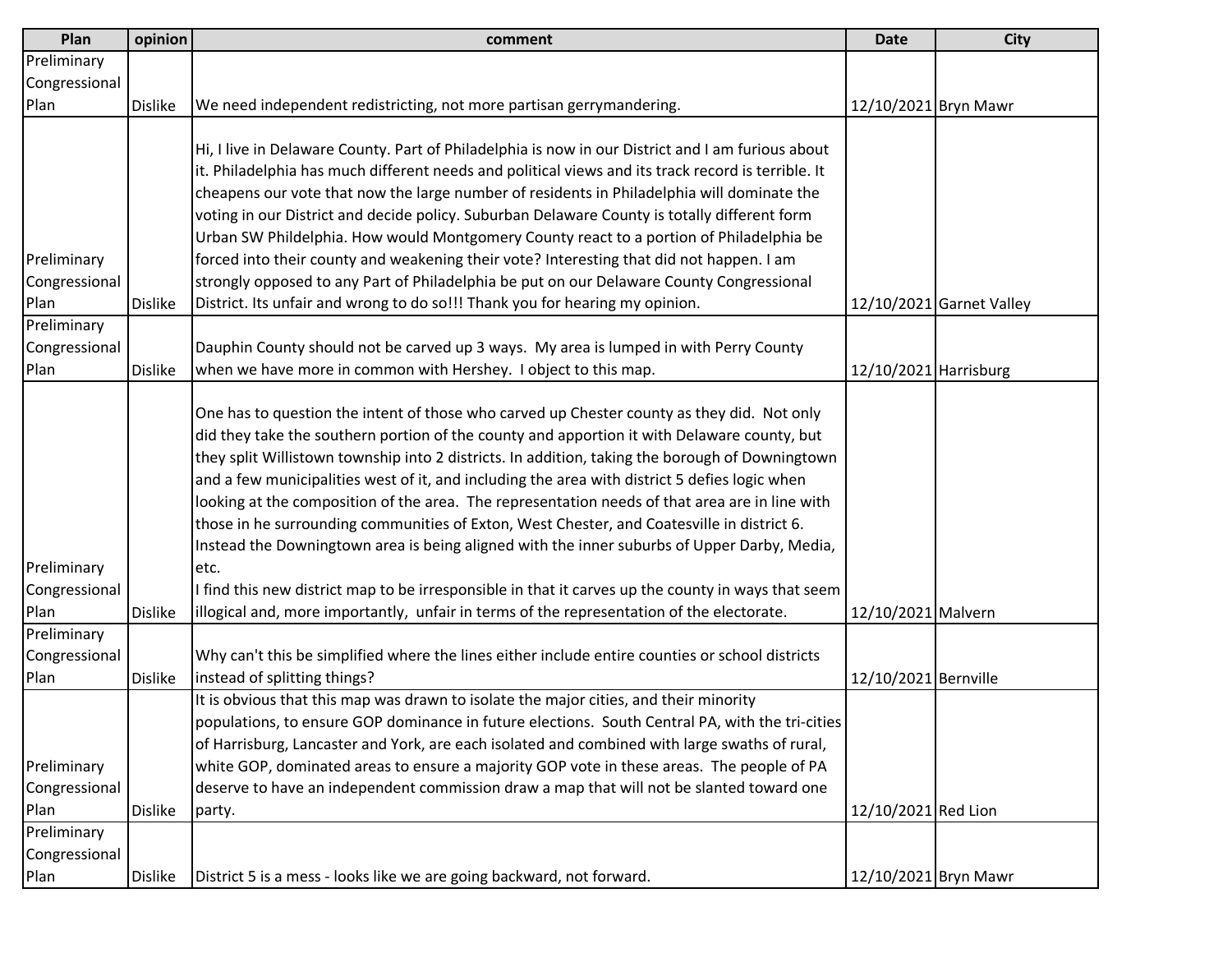| Plan | opinion | comment | Date | City |
|---|---|---|---|---|
| Preliminary Congressional Plan | Dislike | We need independent redistricting, not more partisan gerrymandering. | 12/10/2021 | Bryn Mawr |
| Preliminary Congressional Plan | Dislike | Hi, I live in Delaware County. Part of Philadelphia is now in our District and I am furious about it. Philadelphia has much different needs and political views and its track record is terrible. It cheapens our vote that now the large number of residents in Philadelphia will dominate the voting in our District and decide policy. Suburban Delaware County is totally different form Urban SW Phildelphia. How would Montgomery County react to a portion of Philadelphia be forced into their county and weakening their vote? Interesting that did not happen. I am strongly opposed to any Part of Philadelphia be put on our Delaware County Congressional District. Its unfair and wrong to do so!!! Thank you for hearing my opinion. | 12/10/2021 | Garnet Valley |
| Preliminary Congressional Plan | Dislike | Dauphin County should not be carved up 3 ways. My area is lumped in with Perry County when we have more in common with Hershey. I object to this map. | 12/10/2021 | Harrisburg |
| Preliminary Congressional Plan | Dislike | One has to question the intent of those who carved up Chester county as they did. Not only did they take the southern portion of the county and apportion it with Delaware county, but they split Willistown township into 2 districts. In addition, taking the borough of Downingtown and a few municipalities west of it, and including the area with district 5 defies logic when looking at the composition of the area. The representation needs of that area are in line with those in he surrounding communities of Exton, West Chester, and Coatesville in district 6. Instead the Downingtown area is being aligned with the inner suburbs of Upper Darby, Media, etc.<br>I find this new district map to be irresponsible in that it carves up the county in ways that seem illogical and, more importantly, unfair in terms of the representation of the electorate. | 12/10/2021 | Malvern |
| Preliminary Congressional Plan | Dislike | Why can't this be simplified where the lines either include entire counties or school districts instead of splitting things? | 12/10/2021 | Bernville |
| Preliminary Congressional Plan | Dislike | It is obvious that this map was drawn to isolate the major cities, and their minority populations, to ensure GOP dominance in future elections. South Central PA, with the tri-cities of Harrisburg, Lancaster and York, are each isolated and combined with large swaths of rural, white GOP, dominated areas to ensure a majority GOP vote in these areas. The people of PA deserve to have an independent commission draw a map that will not be slanted toward one party. | 12/10/2021 | Red Lion |
| Preliminary Congressional Plan | Dislike | District 5 is a mess - looks like we are going backward, not forward. | 12/10/2021 | Bryn Mawr |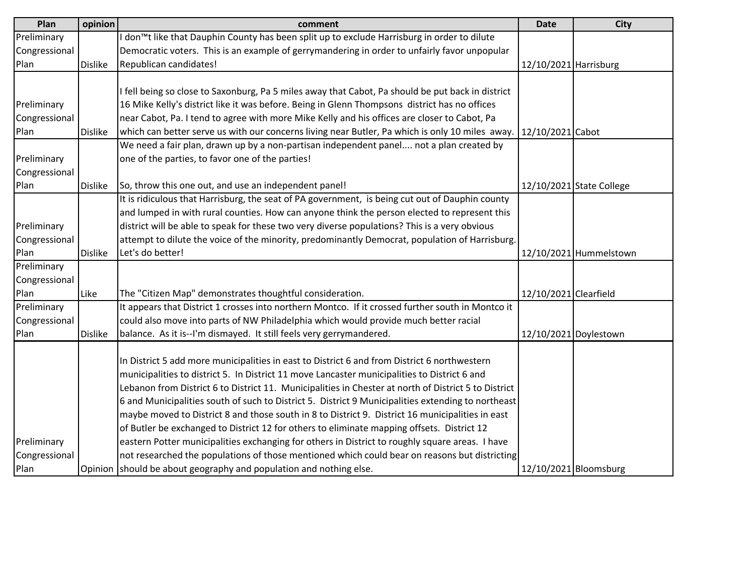| Plan | opinion | comment | Date | City |
| --- | --- | --- | --- | --- |
| Preliminary Congressional Plan | Dislike | I don™t like that Dauphin County has been split up to exclude Harrisburg in order to dilute Democratic voters. This is an example of gerrymandering in order to unfairly favor unpopular Republican candidates! | 12/10/2021 | Harrisburg |
| Preliminary Congressional Plan | Dislike | I fell being so close to Saxonburg, Pa 5 miles away that Cabot, Pa should be put back in district 16 Mike Kelly's district like it was before. Being in Glenn Thompsons district has no offices near Cabot, Pa. I tend to agree with more Mike Kelly and his offices are closer to Cabot, Pa which can better serve us with our concerns living near Butler, Pa which is only 10 miles away. | 12/10/2021 | Cabot |
| Preliminary Congressional Plan | Dislike | We need a fair plan, drawn up by a non-partisan independent panel.... not a plan created by one of the parties, to favor one of the parties!<br><br>So, throw this one out, and use an independent panel! | 12/10/2021 | State College |
| Preliminary Congressional Plan | Dislike | It is ridiculous that Harrisburg, the seat of PA government, is being cut out of Dauphin county and lumped in with rural counties. How can anyone think the person elected to represent this district will be able to speak for these two very diverse populations? This is a very obvious attempt to dilute the voice of the minority, predominantly Democrat, population of Harrisburg. Let's do better! | 12/10/2021 | Hummelstown |
| Preliminary Congressional Plan | Like | The "Citizen Map" demonstrates thoughtful consideration. | 12/10/2021 | Clearfield |
| Preliminary Congressional Plan | Dislike | It appears that District 1 crosses into northern Montco. If it crossed further south in Montco it could also move into parts of NW Philadelphia which would provide much better racial balance. As it is--I'm dismayed. It still feels very gerrymandered. | 12/10/2021 | Doylestown |
| Preliminary Congressional Plan | Opinion | In District 5 add more municipalities in east to District 6 and from District 6 northwestern municipalities to district 5. In District 11 move Lancaster municipalities to District 6 and Lebanon from District 6 to District 11. Municipalities in Chester at north of District 5 to District 6 and Municipalities south of such to District 5. District 9 Municipalities extending to northeast maybe moved to District 8 and those south in 8 to District 9. District 16 municipalities in east of Butler be exchanged to District 12 for others to eliminate mapping offsets. District 12 eastern Potter municipalities exchanging for others in District to roughly square areas. I have not researched the populations of those mentioned which could bear on reasons but districting should be about geography and population and nothing else. | 12/10/2021 | Bloomsburg |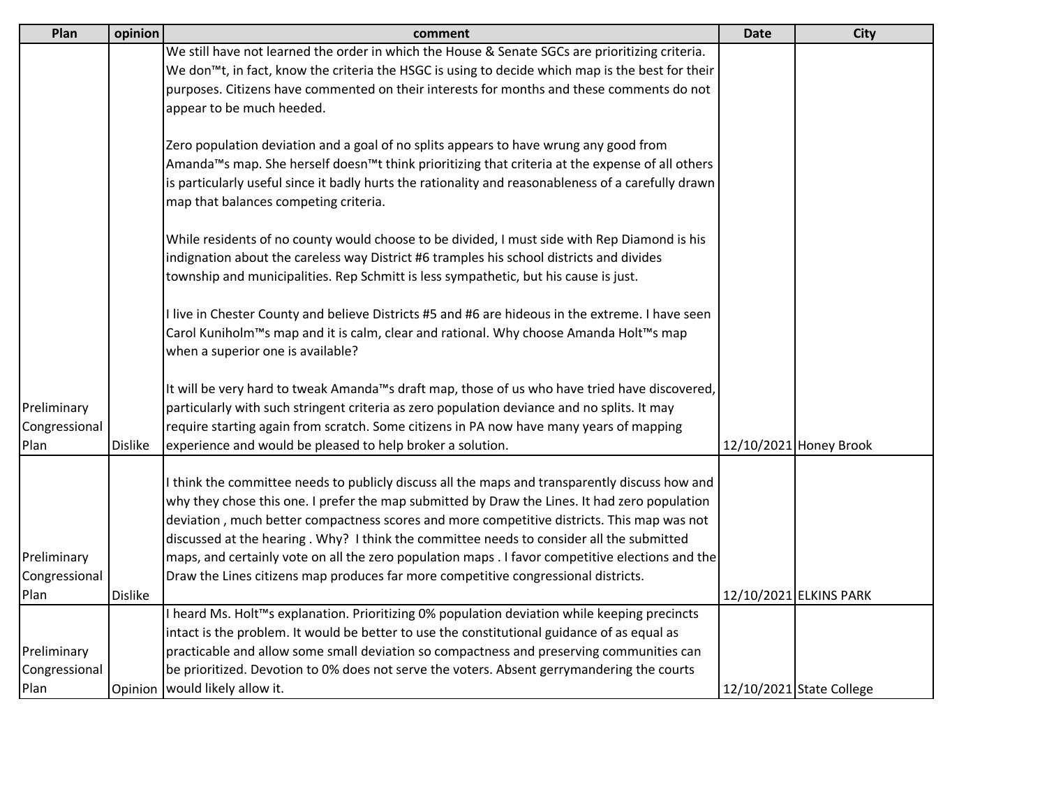| Plan | opinion | comment | Date | City |
|---|---|---|---|---|
| Preliminary Congressional Plan | Dislike | We still have not learned the order in which the House & Senate SGCs are prioritizing criteria. We don™t, in fact, know the criteria the HSGC is using to decide which map is the best for their purposes. Citizens have commented on their interests for months and these comments do not appear to be much heeded.<br><br>Zero population deviation and a goal of no splits appears to have wrung any good from Amanda™s map. She herself doesn™t think prioritizing that criteria at the expense of all others is particularly useful since it badly hurts the rationality and reasonableness of a carefully drawn map that balances competing criteria.<br><br>While residents of no county would choose to be divided, I must side with Rep Diamond is his indignation about the careless way District #6 tramples his school districts and divides township and municipalities. Rep Schmitt is less sympathetic, but his cause is just.<br><br>I live in Chester County and believe Districts #5 and #6 are hideous in the extreme. I have seen Carol Kuniholm™s map and it is calm, clear and rational. Why choose Amanda Holt™s map when a superior one is available?<br><br>It will be very hard to tweak Amanda™s draft map, those of us who have tried have discovered, particularly with such stringent criteria as zero population deviance and no splits. It may require starting again from scratch. Some citizens in PA now have many years of mapping experience and would be pleased to help broker a solution. | 12/10/2021 | Honey Brook |
| Preliminary Congressional Plan | Dislike | I think the committee needs to publicly discuss all the maps and transparently discuss how and why they chose this one. I prefer the map submitted by Draw the Lines. It had zero population deviation , much better compactness scores and more competitive districts. This map was not discussed at the hearing . Why? I think the committee needs to consider all the submitted maps, and certainly vote on all the zero population maps . I favor competitive elections and the Draw the Lines citizens map produces far more competitive congressional districts. | 12/10/2021 | ELKINS PARK |
| Preliminary Congressional Plan | Opinion | I heard Ms. Holt™s explanation. Prioritizing 0% population deviation while keeping precincts intact is the problem. It would be better to use the constitutional guidance of as equal as practicable and allow some small deviation so compactness and preserving communities can be prioritized. Devotion to 0% does not serve the voters. Absent gerrymandering the courts would likely allow it. | 12/10/2021 | State College |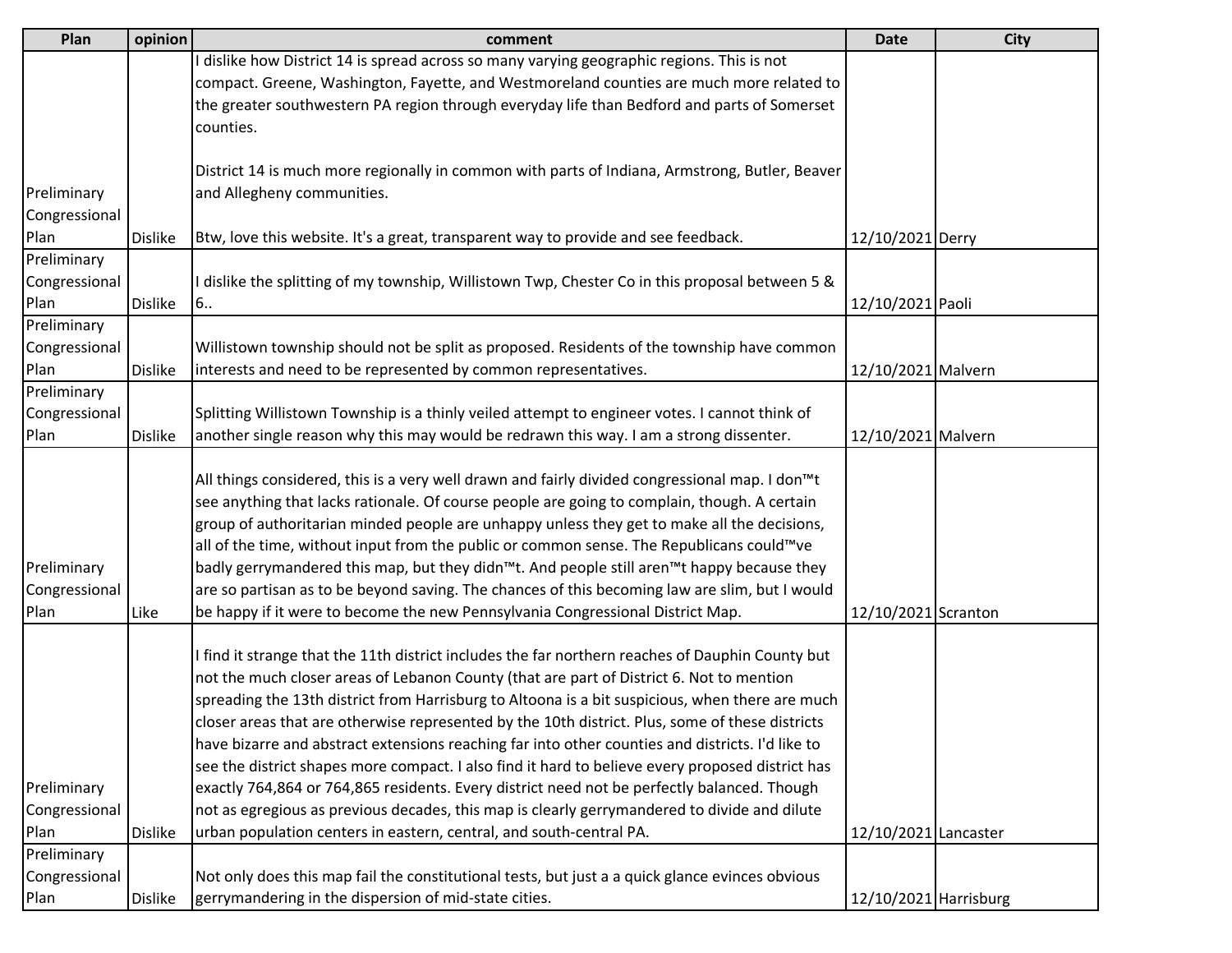| Plan | opinion | comment | Date | City |
| --- | --- | --- | --- | --- |
| Preliminary Congressional Plan | Dislike | I dislike how District 14 is spread across so many varying geographic regions. This is not compact. Greene, Washington, Fayette, and Westmoreland counties are much more related to the greater southwestern PA region through everyday life than Bedford and parts of Somerset counties.<br><br>District 14 is much more regionally in common with parts of Indiana, Armstrong, Butler, Beaver and Allegheny communities.<br><br>Btw, love this website. It's a great, transparent way to provide and see feedback. | 12/10/2021 | Derry |
| Preliminary Congressional Plan | Dislike | I dislike the splitting of my township, Willistown Twp, Chester Co in this proposal between 5 & 6.. | 12/10/2021 | Paoli |
| Preliminary Congressional Plan | Dislike | Willistown township should not be split as proposed. Residents of the township have common interests and need to be represented by common representatives. | 12/10/2021 | Malvern |
| Preliminary Congressional Plan | Dislike | Splitting Willistown Township is a thinly veiled attempt to engineer votes. I cannot think of another single reason why this may would be redrawn this way. I am a strong dissenter. | 12/10/2021 | Malvern |
| Preliminary Congressional Plan | Like | All things considered, this is a very well drawn and fairly divided congressional map. I don™t see anything that lacks rationale. Of course people are going to complain, though. A certain group of authoritarian minded people are unhappy unless they get to make all the decisions, all of the time, without input from the public or common sense. The Republicans could™ve badly gerrymandered this map, but they didn™t. And people still aren™t happy because they are so partisan as to be beyond saving. The chances of this becoming law are slim, but I would be happy if it were to become the new Pennsylvania Congressional District Map. | 12/10/2021 | Scranton |
| Preliminary Congressional Plan | Dislike | I find it strange that the 11th district includes the far northern reaches of Dauphin County but not the much closer areas of Lebanon County (that are part of District 6. Not to mention spreading the 13th district from Harrisburg to Altoona is a bit suspicious, when there are much closer areas that are otherwise represented by the 10th district. Plus, some of these districts have bizarre and abstract extensions reaching far into other counties and districts. I'd like to see the district shapes more compact. I also find it hard to believe every proposed district has exactly 764,864 or 764,865 residents. Every district need not be perfectly balanced. Though not as egregious as previous decades, this map is clearly gerrymandered to divide and dilute urban population centers in eastern, central, and south-central PA. | 12/10/2021 | Lancaster |
| Preliminary Congressional Plan | Dislike | Not only does this map fail the constitutional tests, but just a a quick glance evinces obvious gerrymandering in the dispersion of mid-state cities. | 12/10/2021 | Harrisburg |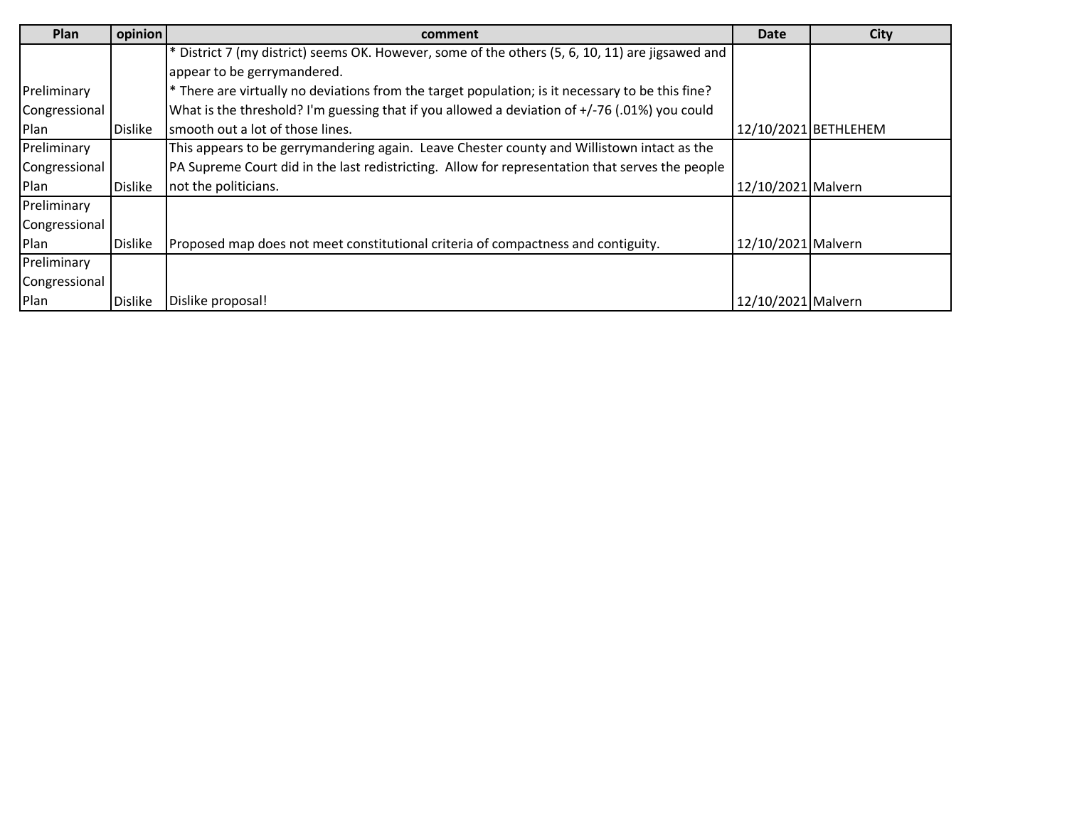| Plan | opinion | comment | Date | City |
|---|---|---|---|---|
| Preliminary Congressional Plan | Dislike | * District 7 (my district) seems OK. However, some of the others (5, 6, 10, 11) are jigsawed and appear to be gerrymandered.<br>* There are virtually no deviations from the target population; is it necessary to be this fine? What is the threshold? I'm guessing that if you allowed a deviation of +/-76 (.01%) you could smooth out a lot of those lines. | 12/10/2021 | BETHLEHEM |
| Preliminary Congressional Plan | Dislike | This appears to be gerrymandering again. Leave Chester county and Willistown intact as the PA Supreme Court did in the last redistricting. Allow for representation that serves the people not the politicians. | 12/10/2021 | Malvern |
| Preliminary Congressional Plan | Dislike | Proposed map does not meet constitutional criteria of compactness and contiguity. | 12/10/2021 | Malvern |
| Preliminary Congressional Plan | Dislike | Dislike proposal! | 12/10/2021 | Malvern |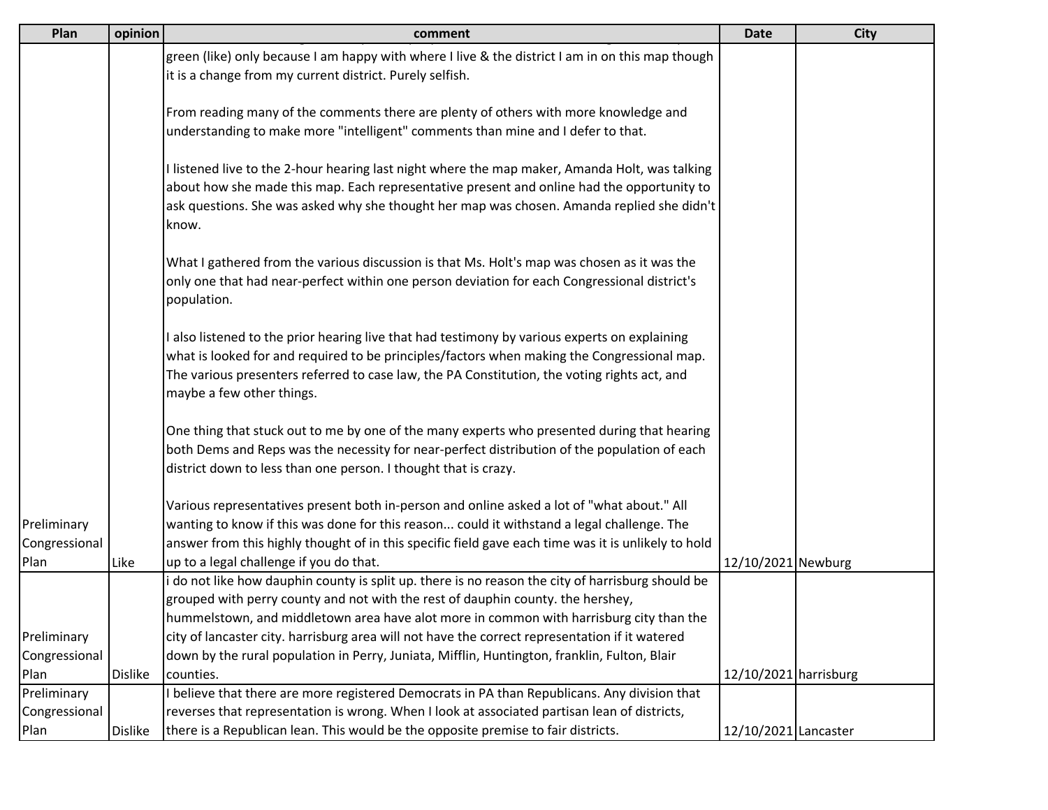| Plan | opinion | comment | Date | City |
|---|---|---|---|---|
| Preliminary Congressional Plan | Like | green (like) only because I am happy with where I live & the district I am in on this map though it is a change from my current district. Purely selfish.<br><br>From reading many of the comments there are plenty of others with more knowledge and understanding to make more "intelligent" comments than mine and I defer to that.<br><br>I listened live to the 2-hour hearing last night where the map maker, Amanda Holt, was talking about how she made this map. Each representative present and online had the opportunity to ask questions. She was asked why she thought her map was chosen. Amanda replied she didn't know.<br><br>What I gathered from the various discussion is that Ms. Holt's map was chosen as it was the only one that had near-perfect within one person deviation for each Congressional district's population.<br><br>I also listened to the prior hearing live that had testimony by various experts on explaining what is looked for and required to be principles/factors when making the Congressional map. The various presenters referred to case law, the PA Constitution, the voting rights act, and maybe a few other things.<br><br>One thing that stuck out to me by one of the many experts who presented during that hearing both Dems and Reps was the necessity for near-perfect distribution of the population of each district down to less than one person. I thought that is crazy.<br><br>Various representatives present both in-person and online asked a lot of "what about." All wanting to know if this was done for this reason... could it withstand a legal challenge. The answer from this highly thought of in this specific field gave each time was it is unlikely to hold up to a legal challenge if you do that. | 12/10/2021 | Newburg |
| Preliminary Congressional Plan | Dislike | i do not like how dauphin county is split up. there is no reason the city of harrisburg should be grouped with perry county and not with the rest of dauphin county. the hershey, hummelstown, and middletown area have alot more in common with harrisburg city than the city of lancaster city. harrisburg area will not have the correct representation if it watered down by the rural population in Perry, Juniata, Mifflin, Huntington, franklin, Fulton, Blair counties. | 12/10/2021 | harrisburg |
| Preliminary Congressional Plan | Dislike | I believe that there are more registered Democrats in PA than Republicans. Any division that reverses that representation is wrong. When I look at associated partisan lean of districts, there is a Republican lean. This would be the opposite premise to fair districts. | 12/10/2021 | Lancaster |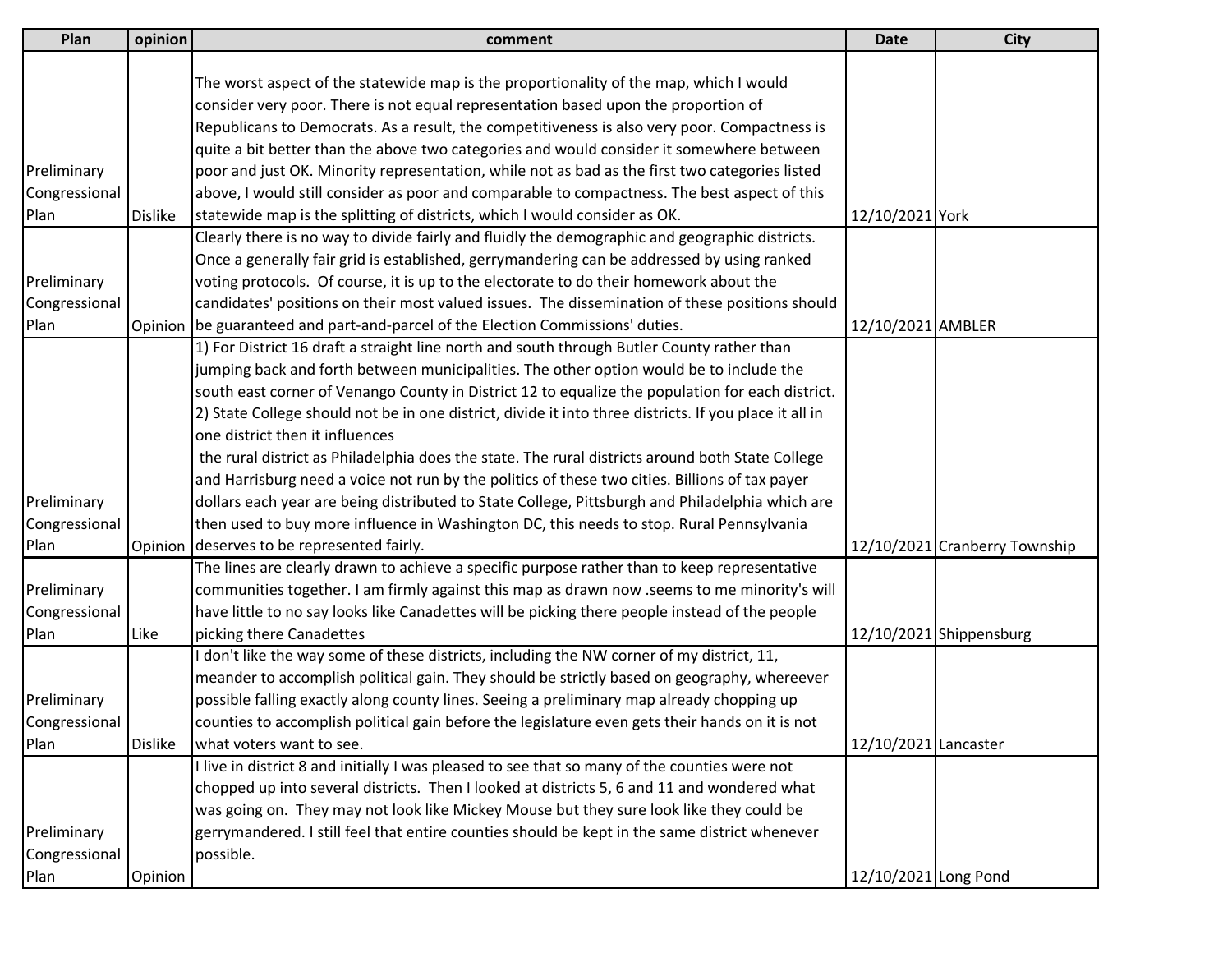| Plan | opinion | comment | Date | City |
|---|---|---|---|---|
| Preliminary Congressional Plan | Dislike | The worst aspect of the statewide map is the proportionality of the map, which I would consider very poor. There is not equal representation based upon the proportion of Republicans to Democrats. As a result, the competitiveness is also very poor. Compactness is quite a bit better than the above two categories and would consider it somewhere between poor and just OK. Minority representation, while not as bad as the first two categories listed above, I would still consider as poor and comparable to compactness. The best aspect of this statewide map is the splitting of districts, which I would consider as OK. | 12/10/2021 | York |
| Preliminary Congressional Plan | Opinion | Clearly there is no way to divide fairly and fluidly the demographic and geographic districts. Once a generally fair grid is established, gerrymandering can be addressed by using ranked voting protocols. Of course, it is up to the electorate to do their homework about the candidates' positions on their most valued issues. The dissemination of these positions should be guaranteed and part-and-parcel of the Election Commissions' duties. | 12/10/2021 | AMBLER |
| Preliminary Congressional Plan | Opinion | 1) For District 16 draft a straight line north and south through Butler County rather than jumping back and forth between municipalities. The other option would be to include the south east corner of Venango County in District 12 to equalize the population for each district. 2) State College should not be in one district, divide it into three districts. If you place it all in one district then it influences the rural district as Philadelphia does the state. The rural districts around both State College and Harrisburg need a voice not run by the politics of these two cities. Billions of tax payer dollars each year are being distributed to State College, Pittsburgh and Philadelphia which are then used to buy more influence in Washington DC, this needs to stop. Rural Pennsylvania deserves to be represented fairly. | 12/10/2021 | Cranberry Township |
| Preliminary Congressional Plan | Like | The lines are clearly drawn to achieve a specific purpose rather than to keep representative communities together. I am firmly against this map as drawn now .seems to me minority's will have little to no say looks like Canadettes will be picking there people instead of the people picking there Canadettes | 12/10/2021 | Shippensburg |
| Preliminary Congressional Plan | Dislike | I don't like the way some of these districts, including the NW corner of my district, 11, meander to accomplish political gain. They should be strictly based on geography, whereever possible falling exactly along county lines. Seeing a preliminary map already chopping up counties to accomplish political gain before the legislature even gets their hands on it is not what voters want to see. | 12/10/2021 | Lancaster |
| Preliminary Congressional Plan | Opinion | I live in district 8 and initially I was pleased to see that so many of the counties were not chopped up into several districts. Then I looked at districts 5, 6 and 11 and wondered what was going on. They may not look like Mickey Mouse but they sure look like they could be gerrymandered. I still feel that entire counties should be kept in the same district whenever possible. | 12/10/2021 | Long Pond |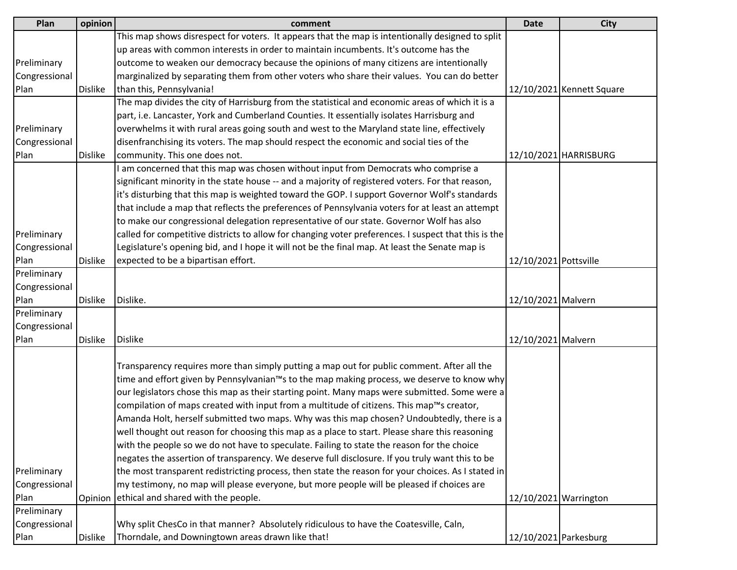| Plan | opinion | comment | Date | City |
|---|---|---|---|---|
| Preliminary Congressional Plan | Dislike | This map shows disrespect for voters. It appears that the map is intentionally designed to split up areas with common interests in order to maintain incumbents. It's outcome has the outcome to weaken our democracy because the opinions of many citizens are intentionally marginalized by separating them from other voters who share their values. You can do better than this, Pennsylvania! | 12/10/2021 | Kennett Square |
| Preliminary Congressional Plan | Dislike | The map divides the city of Harrisburg from the statistical and economic areas of which it is a part, i.e. Lancaster, York and Cumberland Counties. It essentially isolates Harrisburg and overwhelms it with rural areas going south and west to the Maryland state line, effectively disenfranchising its voters. The map should respect the economic and social ties of the community. This one does not. | 12/10/2021 | HARRISBURG |
| Preliminary Congressional Plan | Dislike | I am concerned that this map was chosen without input from Democrats who comprise a significant minority in the state house -- and a majority of registered voters. For that reason, it's disturbing that this map is weighted toward the GOP. I support Governor Wolf's standards that include a map that reflects the preferences of Pennsylvania voters for at least an attempt to make our congressional delegation representative of our state. Governor Wolf has also called for competitive districts to allow for changing voter preferences. I suspect that this is the Legislature's opening bid, and I hope it will not be the final map. At least the Senate map is expected to be a bipartisan effort. | 12/10/2021 | Pottsville |
| Preliminary Congressional Plan | Dislike | Dislike. | 12/10/2021 | Malvern |
| Preliminary Congressional Plan | Dislike | Dislike | 12/10/2021 | Malvern |
| Preliminary Congressional Plan | Opinion | Transparency requires more than simply putting a map out for public comment. After all the time and effort given by Pennsylvanian™s to the map making process, we deserve to know why our legislators chose this map as their starting point. Many maps were submitted. Some were a compilation of maps created with input from a multitude of citizens. This map™s creator, Amanda Holt, herself submitted two maps. Why was this map chosen? Undoubtedly, there is a well thought out reason for choosing this map as a place to start. Please share this reasoning with the people so we do not have to speculate. Failing to state the reason for the choice negates the assertion of transparency. We deserve full disclosure. If you truly want this to be the most transparent redistricting process, then state the reason for your choices. As I stated in my testimony, no map will please everyone, but more people will be pleased if choices are ethical and shared with the people. | 12/10/2021 | Warrington |
| Preliminary Congressional Plan | Dislike | Why split ChesCo in that manner? Absolutely ridiculous to have the Coatesville, Caln, Thorndale, and Downingtown areas drawn like that! | 12/10/2021 | Parkesburg |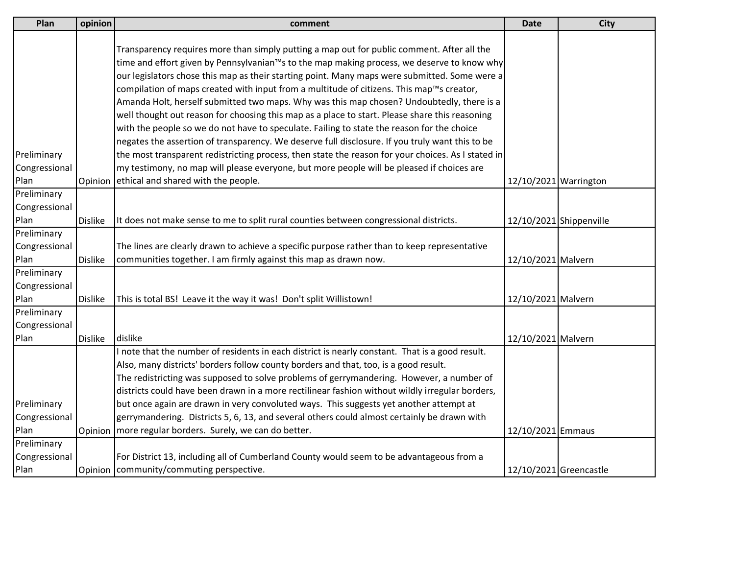| Plan | opinion | comment | Date | City |
|---|---|---|---|---|
| Preliminary Congressional Plan | Opinion | Transparency requires more than simply putting a map out for public comment. After all the time and effort given by Pennsylvanian™s to the map making process, we deserve to know why our legislators chose this map as their starting point. Many maps were submitted. Some were a compilation of maps created with input from a multitude of citizens. This map™s creator, Amanda Holt, herself submitted two maps. Why was this map chosen? Undoubtedly, there is a well thought out reason for choosing this map as a place to start. Please share this reasoning with the people so we do not have to speculate. Failing to state the reason for the choice negates the assertion of transparency. We deserve full disclosure. If you truly want this to be the most transparent redistricting process, then state the reason for your choices. As I stated in my testimony, no map will please everyone, but more people will be pleased if choices are ethical and shared with the people. | 12/10/2021 | Warrington |
| Preliminary Congressional Plan | Dislike | It does not make sense to me to split rural counties between congressional districts. | 12/10/2021 | Shippenville |
| Preliminary Congressional Plan | Dislike | The lines are clearly drawn to achieve a specific purpose rather than to keep representative communities together. I am firmly against this map as drawn now. | 12/10/2021 | Malvern |
| Preliminary Congressional Plan | Dislike | This is total BS! Leave it the way it was! Don't split Willistown! | 12/10/2021 | Malvern |
| Preliminary Congressional Plan | Dislike | dislike | 12/10/2021 | Malvern |
| Preliminary Congressional Plan | Opinion | I note that the number of residents in each district is nearly constant. That is a good result. Also, many districts' borders follow county borders and that, too, is a good result. The redistricting was supposed to solve problems of gerrymandering. However, a number of districts could have been drawn in a more rectilinear fashion without wildly irregular borders, but once again are drawn in very convoluted ways. This suggests yet another attempt at gerrymandering. Districts 5, 6, 13, and several others could almost certainly be drawn with more regular borders. Surely, we can do better. | 12/10/2021 | Emmaus |
| Preliminary Congressional Plan | Opinion | For District 13, including all of Cumberland County would seem to be advantageous from a community/commuting perspective. | 12/10/2021 | Greencastle |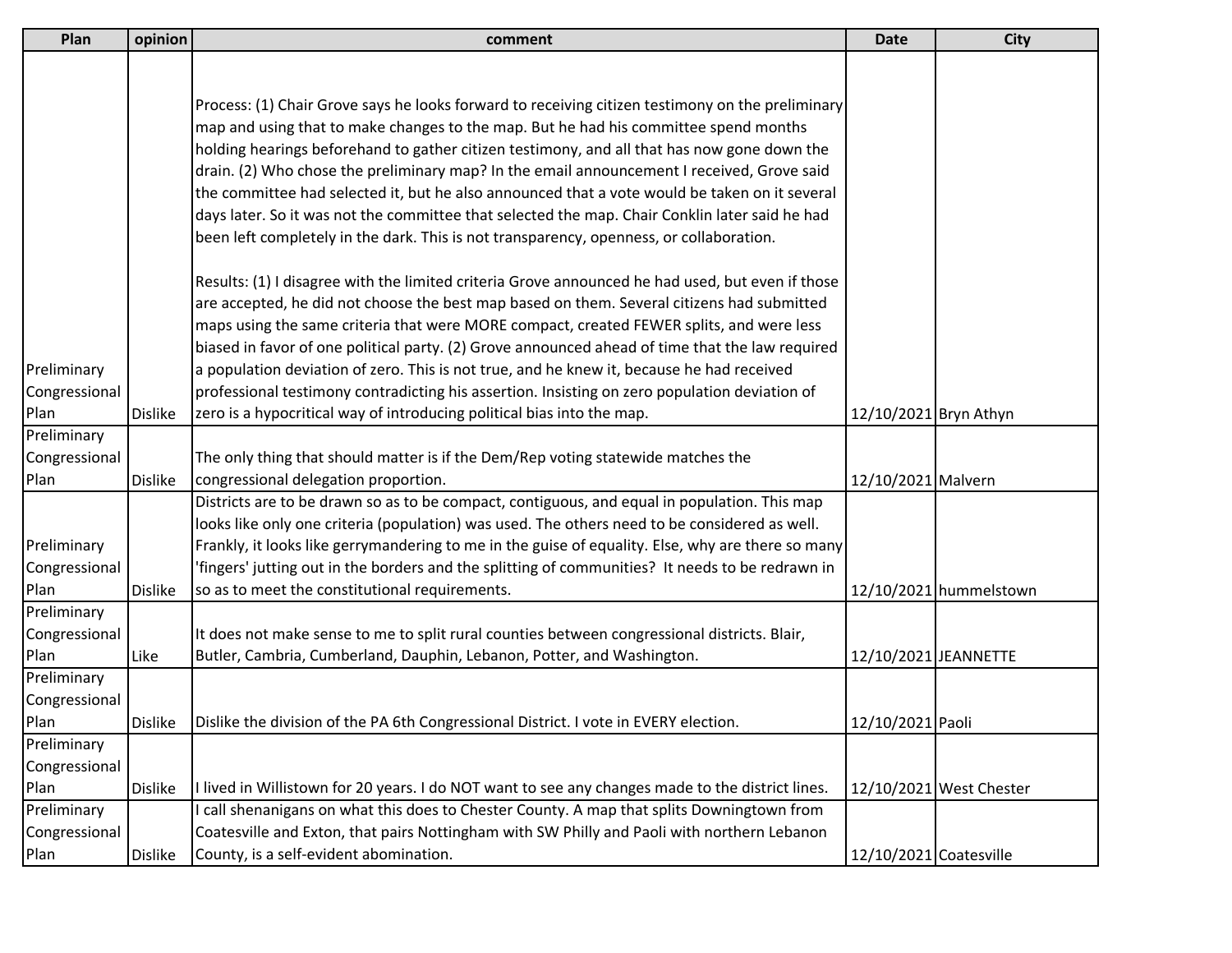| Plan | opinion | comment | Date | City |
|---|---|---|---|---|
| Preliminary Congressional Plan | Dislike | Process: (1) Chair Grove says he looks forward to receiving citizen testimony on the preliminary map and using that to make changes to the map. But he had his committee spend months holding hearings beforehand to gather citizen testimony, and all that has now gone down the drain. (2) Who chose the preliminary map? In the email announcement I received, Grove said the committee had selected it, but he also announced that a vote would be taken on it several days later. So it was not the committee that selected the map. Chair Conklin later said he had been left completely in the dark. This is not transparency, openness, or collaboration.<br><br>Results: (1) I disagree with the limited criteria Grove announced he had used, but even if those are accepted, he did not choose the best map based on them. Several citizens had submitted maps using the same criteria that were MORE compact, created FEWER splits, and were less biased in favor of one political party. (2) Grove announced ahead of time that the law required a population deviation of zero. This is not true, and he knew it, because he had received professional testimony contradicting his assertion. Insisting on zero population deviation of zero is a hypocritical way of introducing political bias into the map. | 12/10/2021 | Bryn Athyn |
| Preliminary Congressional Plan | Dislike | The only thing that should matter is if the Dem/Rep voting statewide matches the congressional delegation proportion. | 12/10/2021 | Malvern |
| Preliminary Congressional Plan | Dislike | Districts are to be drawn so as to be compact, contiguous, and equal in population. This map looks like only one criteria (population) was used. The others need to be considered as well. Frankly, it looks like gerrymandering to me in the guise of equality. Else, why are there so many 'fingers' jutting out in the borders and the splitting of communities? It needs to be redrawn in so as to meet the constitutional requirements. | 12/10/2021 | hummelstown |
| Preliminary Congressional Plan | Like | It does not make sense to me to split rural counties between congressional districts. Blair, Butler, Cambria, Cumberland, Dauphin, Lebanon, Potter, and Washington. | 12/10/2021 | JEANNETTE |
| Preliminary Congressional Plan | Dislike | Dislike the division of the PA 6th Congressional District. I vote in EVERY election. | 12/10/2021 | Paoli |
| Preliminary Congressional Plan | Dislike | I lived in Willistown for 20 years. I do NOT want to see any changes made to the district lines. | 12/10/2021 | West Chester |
| Preliminary Congressional Plan | Dislike | I call shenanigans on what this does to Chester County. A map that splits Downingtown from Coatesville and Exton, that pairs Nottingham with SW Philly and Paoli with northern Lebanon County, is a self-evident abomination. | 12/10/2021 | Coatesville |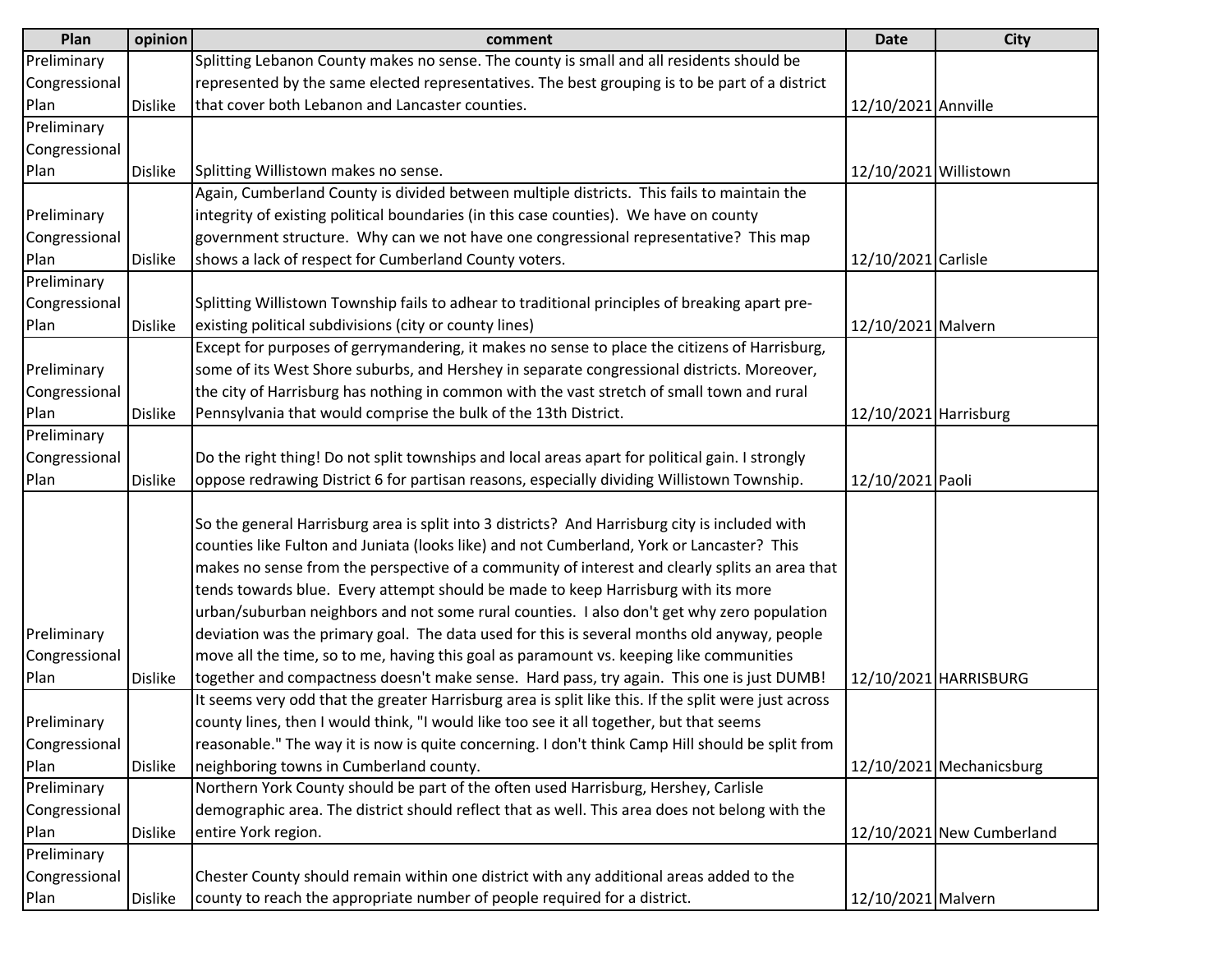| Plan | opinion | comment | Date | City |
|---|---|---|---|---|
| Preliminary Congressional Plan | Dislike | Splitting Lebanon County makes no sense. The county is small and all residents should be represented by the same elected representatives. The best grouping is to be part of a district that cover both Lebanon and Lancaster counties. | 12/10/2021 | Annville |
| Preliminary Congressional Plan | Dislike | Splitting Willistown makes no sense. | 12/10/2021 | Willistown |
| Preliminary Congressional Plan | Dislike | Again, Cumberland County is divided between multiple districts. This fails to maintain the integrity of existing political boundaries (in this case counties). We have on county government structure. Why can we not have one congressional representative? This map shows a lack of respect for Cumberland County voters. | 12/10/2021 | Carlisle |
| Preliminary Congressional Plan | Dislike | Splitting Willistown Township fails to adhear to traditional principles of breaking apart pre-existing political subdivisions (city or county lines) | 12/10/2021 | Malvern |
| Preliminary Congressional Plan | Dislike | Except for purposes of gerrymandering, it makes no sense to place the citizens of Harrisburg, some of its West Shore suburbs, and Hershey in separate congressional districts. Moreover, the city of Harrisburg has nothing in common with the vast stretch of small town and rural Pennsylvania that would comprise the bulk of the 13th District. | 12/10/2021 | Harrisburg |
| Preliminary Congressional Plan | Dislike | Do the right thing! Do not split townships and local areas apart for political gain. I strongly oppose redrawing District 6 for partisan reasons, especially dividing Willistown Township. | 12/10/2021 | Paoli |
| Preliminary Congressional Plan | Dislike | So the general Harrisburg area is split into 3 districts? And Harrisburg city is included with counties like Fulton and Juniata (looks like) and not Cumberland, York or Lancaster? This makes no sense from the perspective of a community of interest and clearly splits an area that tends towards blue. Every attempt should be made to keep Harrisburg with its more urban/suburban neighbors and not some rural counties. I also don't get why zero population deviation was the primary goal. The data used for this is several months old anyway, people move all the time, so to me, having this goal as paramount vs. keeping like communities together and compactness doesn't make sense. Hard pass, try again. This one is just DUMB! | 12/10/2021 | HARRISBURG |
| Preliminary Congressional Plan | Dislike | It seems very odd that the greater Harrisburg area is split like this. If the split were just across county lines, then I would think, "I would like too see it all together, but that seems reasonable." The way it is now is quite concerning. I don't think Camp Hill should be split from neighboring towns in Cumberland county. | 12/10/2021 | Mechanicsburg |
| Preliminary Congressional Plan | Dislike | Northern York County should be part of the often used Harrisburg, Hershey, Carlisle demographic area. The district should reflect that as well. This area does not belong with the entire York region. | 12/10/2021 | New Cumberland |
| Preliminary Congressional Plan | Dislike | Chester County should remain within one district with any additional areas added to the county to reach the appropriate number of people required for a district. | 12/10/2021 | Malvern |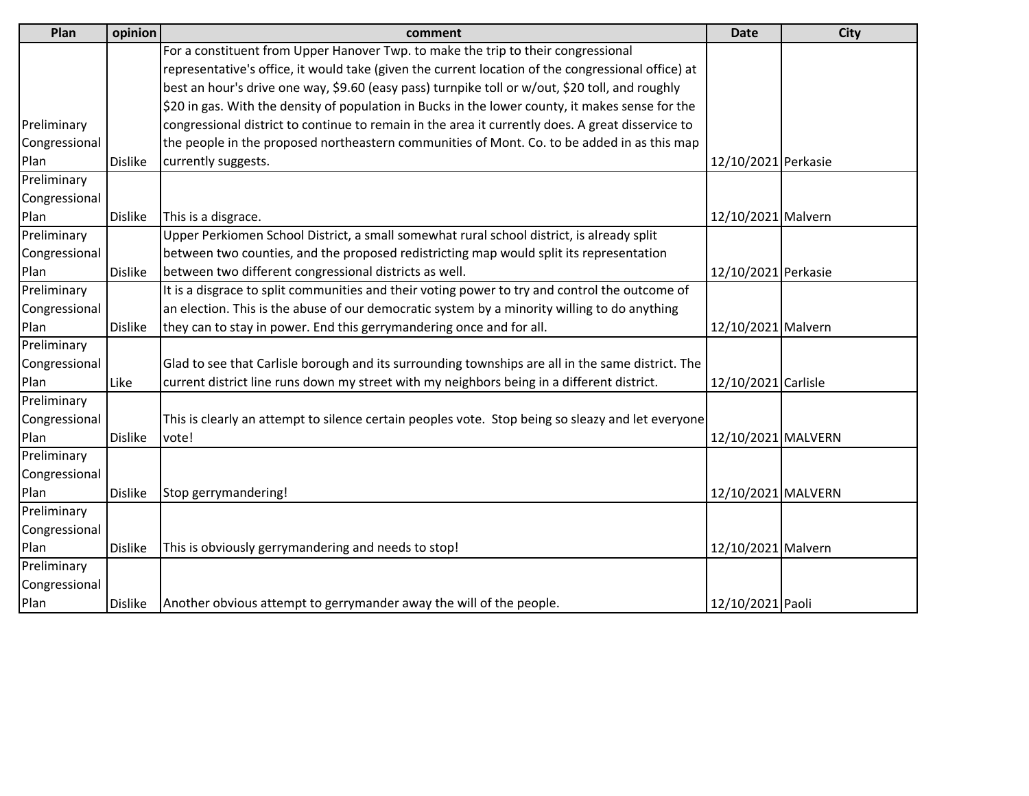| Plan | opinion | comment | Date | City |
|---|---|---|---|---|
| Preliminary Congressional Plan | Dislike | For a constituent from Upper Hanover Twp. to make the trip to their congressional representative's office, it would take (given the current location of the congressional office) at best an hour's drive one way, $9.60 (easy pass) turnpike toll or w/out, $20 toll, and roughly $20 in gas. With the density of population in Bucks in the lower county, it makes sense for the congressional district to continue to remain in the area it currently does. A great disservice to the people in the proposed northeastern communities of Mont. Co. to be added in as this map currently suggests. | 12/10/2021 | Perkasie |
| Preliminary Congressional Plan | Dislike | This is a disgrace. | 12/10/2021 | Malvern |
| Preliminary Congressional Plan | Dislike | Upper Perkiomen School District, a small somewhat rural school district, is already split between two counties, and the proposed redistricting map would split its representation between two different congressional districts as well. | 12/10/2021 | Perkasie |
| Preliminary Congressional Plan | Dislike | It is a disgrace to split communities and their voting power to try and control the outcome of an election. This is the abuse of our democratic system by a minority willing to do anything they can to stay in power. End this gerrymandering once and for all. | 12/10/2021 | Malvern |
| Preliminary Congressional Plan | Like | Glad to see that Carlisle borough and its surrounding townships are all in the same district. The current district line runs down my street with my neighbors being in a different district. | 12/10/2021 | Carlisle |
| Preliminary Congressional Plan | Dislike | This is clearly an attempt to silence certain peoples vote. Stop being so sleazy and let everyone vote! | 12/10/2021 | MALVERN |
| Preliminary Congressional Plan | Dislike | Stop gerrymandering! | 12/10/2021 | MALVERN |
| Preliminary Congressional Plan | Dislike | This is obviously gerrymandering and needs to stop! | 12/10/2021 | Malvern |
| Preliminary Congressional Plan | Dislike | Another obvious attempt to gerrymander away the will of the people. | 12/10/2021 | Paoli |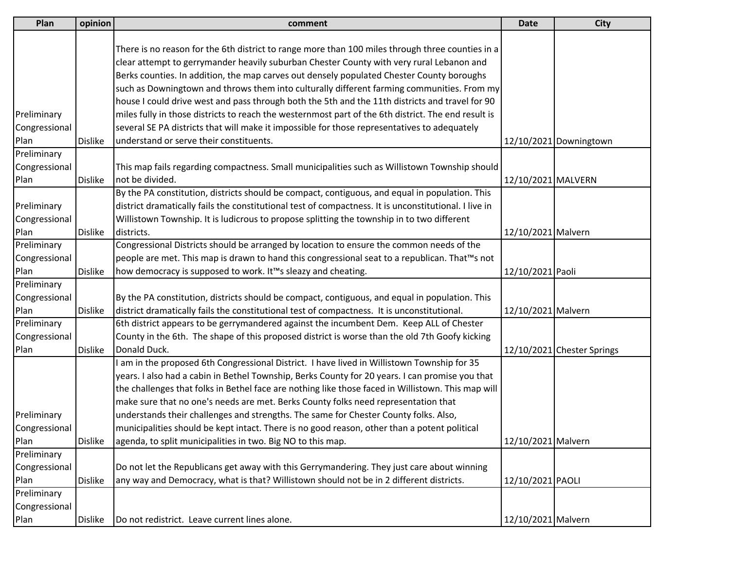| Plan | opinion | comment | Date | City |
|---|---|---|---|---|
| Preliminary Congressional Plan | Dislike | There is no reason for the 6th district to range more than 100 miles through three counties in a clear attempt to gerrymander heavily suburban Chester County with very rural Lebanon and Berks counties. In addition, the map carves out densely populated Chester County boroughs such as Downingtown and throws them into culturally different farming communities. From my house I could drive west and pass through both the 5th and the 11th districts and travel for 90 miles fully in those districts to reach the westernmost part of the 6th district. The end result is several SE PA districts that will make it impossible for those representatives to adequately understand or serve their constituents. | 12/10/2021 | Downingtown |
| Preliminary Congressional Plan | Dislike | This map fails regarding compactness. Small municipalities such as Willistown Township should not be divided. | 12/10/2021 | MALVERN |
| Preliminary Congressional Plan | Dislike | By the PA constitution, districts should be compact, contiguous, and equal in population. This district dramatically fails the constitutional test of compactness. It is unconstitutional. I live in Willistown Township. It is ludicrous to propose splitting the township in to two different districts. | 12/10/2021 | Malvern |
| Preliminary Congressional Plan | Dislike | Congressional Districts should be arranged by location to ensure the common needs of the people are met. This map is drawn to hand this congressional seat to a republican. That™s not how democracy is supposed to work. It™s sleazy and cheating. | 12/10/2021 | Paoli |
| Preliminary Congressional Plan | Dislike | By the PA constitution, districts should be compact, contiguous, and equal in population. This district dramatically fails the constitutional test of compactness.  It is unconstitutional. | 12/10/2021 | Malvern |
| Preliminary Congressional Plan | Dislike | 6th district appears to be gerrymandered against the incumbent Dem.  Keep ALL of Chester County in the 6th.  The shape of this proposed district is worse than the old 7th Goofy kicking Donald Duck. | 12/10/2021 | Chester Springs |
| Preliminary Congressional Plan | Dislike | I am in the proposed 6th Congressional District.  I have lived in Willistown Township for 35 years. I also had a cabin in Bethel Township, Berks County for 20 years. I can promise you that the challenges that folks in Bethel face are nothing like those faced in Willistown. This map will make sure that no one's needs are met. Berks County folks need representation that understands their challenges and strengths. The same for Chester County folks. Also, municipalities should be kept intact. There is no good reason, other than a potent political agenda, to split municipalities in two. Big NO to this map. | 12/10/2021 | Malvern |
| Preliminary Congressional Plan | Dislike | Do not let the Republicans get away with this Gerrymandering. They just care about winning any way and Democracy, what is that? Willistown should not be in 2 different districts. | 12/10/2021 | PAOLI |
| Preliminary Congressional Plan | Dislike | Do not redistrict.  Leave current lines alone. | 12/10/2021 | Malvern |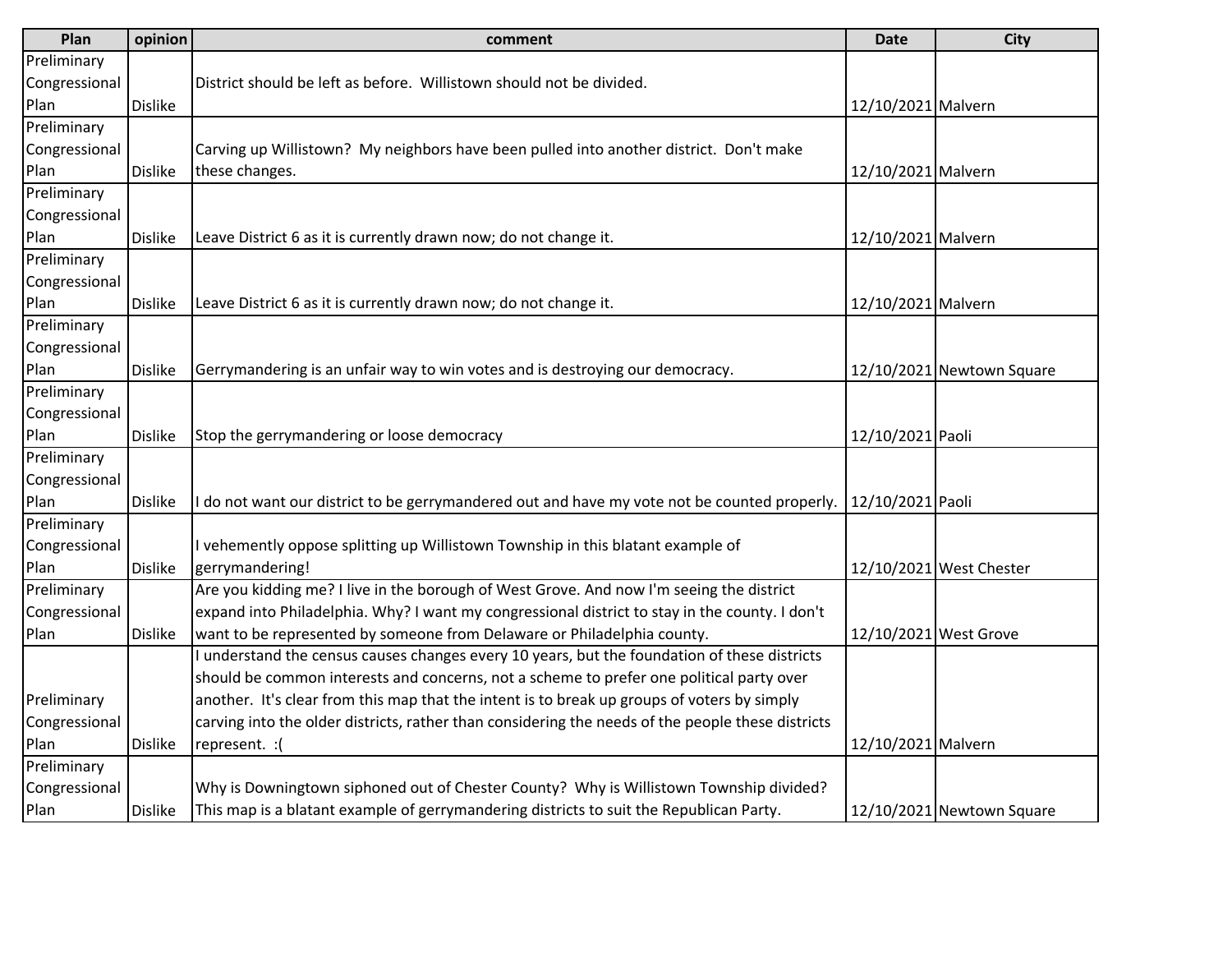| Plan | opinion | comment | Date | City |
|---|---|---|---|---|
| Preliminary Congressional Plan | Dislike | District should be left as before.  Willistown should not be divided. | 12/10/2021 | Malvern |
| Preliminary Congressional Plan | Dislike | Carving up Willistown?  My neighbors have been pulled into another district.  Don't make these changes. | 12/10/2021 | Malvern |
| Preliminary Congressional Plan | Dislike | Leave District 6 as it is currently drawn now; do not change it. | 12/10/2021 | Malvern |
| Preliminary Congressional Plan | Dislike | Leave District 6 as it is currently drawn now; do not change it. | 12/10/2021 | Malvern |
| Preliminary Congressional Plan | Dislike | Gerrymandering is an unfair way to win votes and is destroying our democracy. | 12/10/2021 | Newtown Square |
| Preliminary Congressional Plan | Dislike | Stop the gerrymandering or loose democracy | 12/10/2021 | Paoli |
| Preliminary Congressional Plan | Dislike | I do not want our district to be gerrymandered out and have my vote not be counted properly. | 12/10/2021 | Paoli |
| Preliminary Congressional Plan | Dislike | I vehemently oppose splitting up Willistown Township in this blatant example of gerrymandering! | 12/10/2021 | West Chester |
| Preliminary Congressional Plan | Dislike | Are you kidding me? I live in the borough of West Grove. And now I'm seeing the district expand into Philadelphia. Why? I want my congressional district to stay in the county. I don't want to be represented by someone from Delaware or Philadelphia county. | 12/10/2021 | West Grove |
| Preliminary Congressional Plan | Dislike | I understand the census causes changes every 10 years, but the foundation of these districts should be common interests and concerns, not a scheme to prefer one political party over another.  It's clear from this map that the intent is to break up groups of voters by simply carving into the older districts, rather than considering the needs of the people these districts represent.  :( | 12/10/2021 | Malvern |
| Preliminary Congressional Plan | Dislike | Why is Downingtown siphoned out of Chester County?  Why is Willistown Township divided? This map is a blatant example of gerrymandering districts to suit the Republican Party. | 12/10/2021 | Newtown Square |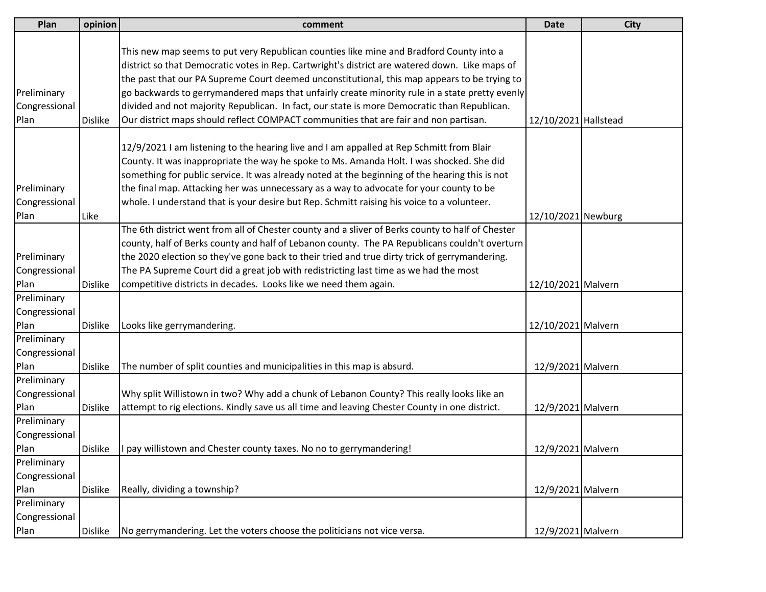| Plan | opinion | comment | Date | City |
|---|---|---|---|---|
| Preliminary Congressional Plan | Dislike | This new map seems to put very Republican counties like mine and Bradford County into a district so that Democratic votes in Rep. Cartwright's district are watered down. Like maps of the past that our PA Supreme Court deemed unconstitutional, this map appears to be trying to go backwards to gerrymandered maps that unfairly create minority rule in a state pretty evenly divided and not majority Republican. In fact, our state is more Democratic than Republican. Our district maps should reflect COMPACT communities that are fair and non partisan. | 12/10/2021 | Hallstead |
| Preliminary Congressional Plan | Like | 12/9/2021 I am listening to the hearing live and I am appalled at Rep Schmitt from Blair County. It was inappropriate the way he spoke to Ms. Amanda Holt. I was shocked. She did something for public service. It was already noted at the beginning of the hearing this is not the final map. Attacking her was unnecessary as a way to advocate for your county to be whole. I understand that is your desire but Rep. Schmitt raising his voice to a volunteer. | 12/10/2021 | Newburg |
| Preliminary Congressional Plan | Dislike | The 6th district went from all of Chester county and a sliver of Berks county to half of Chester county, half of Berks county and half of Lebanon county. The PA Republicans couldn't overturn the 2020 election so they've gone back to their tried and true dirty trick of gerrymandering. The PA Supreme Court did a great job with redistricting last time as we had the most competitive districts in decades. Looks like we need them again. | 12/10/2021 | Malvern |
| Preliminary Congressional Plan | Dislike | Looks like gerrymandering. | 12/10/2021 | Malvern |
| Preliminary Congressional Plan | Dislike | The number of split counties and municipalities in this map is absurd. | 12/9/2021 | Malvern |
| Preliminary Congressional Plan | Dislike | Why split Willistown in two? Why add a chunk of Lebanon County? This really looks like an attempt to rig elections. Kindly save us all time and leaving Chester County in one district. | 12/9/2021 | Malvern |
| Preliminary Congressional Plan | Dislike | I pay willistown and Chester county taxes. No no to gerrymandering! | 12/9/2021 | Malvern |
| Preliminary Congressional Plan | Dislike | Really, dividing a township? | 12/9/2021 | Malvern |
| Preliminary Congressional Plan | Dislike | No gerrymandering. Let the voters choose the politicians not vice versa. | 12/9/2021 | Malvern |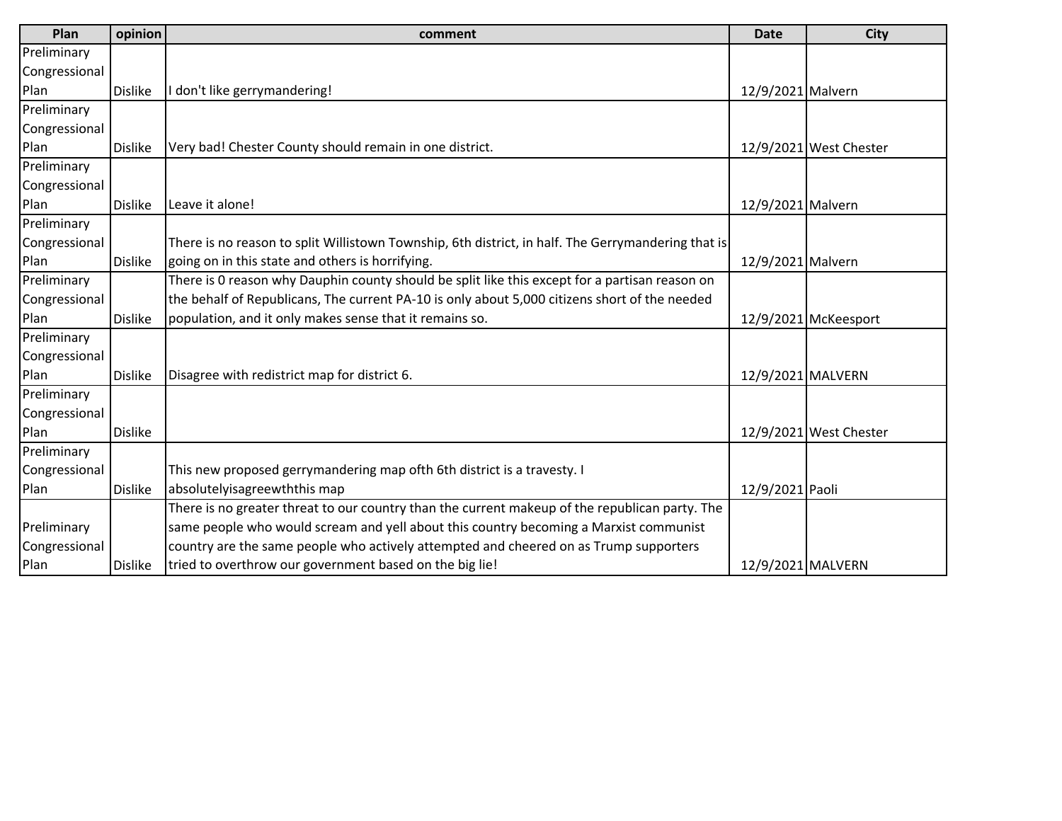| Plan | opinion | comment | Date | City |
| --- | --- | --- | --- | --- |
| Preliminary Congressional Plan | Dislike | I don't like gerrymandering! | 12/9/2021 | Malvern |
| Preliminary Congressional Plan | Dislike | Very bad! Chester County should remain in one district. | 12/9/2021 | West Chester |
| Preliminary Congressional Plan | Dislike | Leave it alone! | 12/9/2021 | Malvern |
| Preliminary Congressional Plan | Dislike | There is no reason to split Willistown Township, 6th district, in half. The Gerrymandering that is going on in this state and others is horrifying. | 12/9/2021 | Malvern |
| Preliminary Congressional Plan | Dislike | There is 0 reason why Dauphin county should be split like this except for a partisan reason on the behalf of Republicans, The current PA-10 is only about 5,000 citizens short of the needed population, and it only makes sense that it remains so. | 12/9/2021 | McKeesport |
| Preliminary Congressional Plan | Dislike | Disagree with redistrict map for district 6. | 12/9/2021 | MALVERN |
| Preliminary Congressional Plan | Dislike | | 12/9/2021 | West Chester |
| Preliminary Congressional Plan | Dislike | This new proposed gerrymandering map ofth 6th district is a travesty. I absolutelyisagreewththis map | 12/9/2021 | Paoli |
| Preliminary Congressional Plan | Dislike | There is no greater threat to our country than the current makeup of the republican party. The same people who would scream and yell about this country becoming a Marxist communist country are the same people who actively attempted and cheered on as Trump supporters tried to overthrow our government based on the big lie! | 12/9/2021 | MALVERN |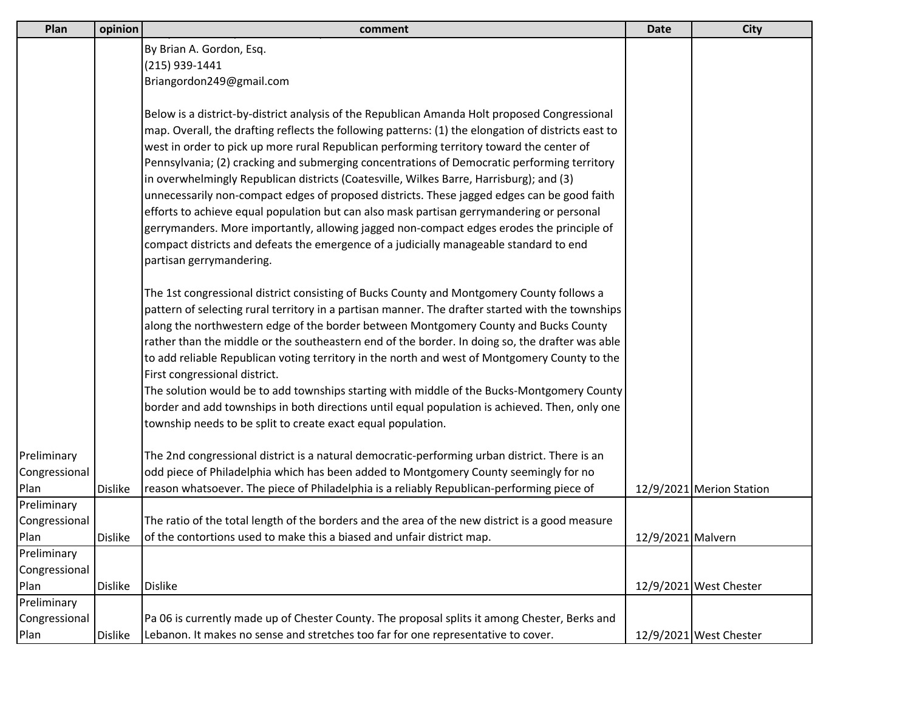| Plan | opinion | comment | Date | City |
|---|---|---|---|---|
| Preliminary Congressional Plan | Dislike | By Brian A. Gordon, Esq.<br>(215) 939-1441<br>Briangordon249@gmail.com<br><br>Below is a district-by-district analysis of the Republican Amanda Holt proposed Congressional map. Overall, the drafting reflects the following patterns: (1) the elongation of districts east to west in order to pick up more rural Republican performing territory toward the center of Pennsylvania; (2) cracking and submerging concentrations of Democratic performing territory in overwhelmingly Republican districts (Coatesville, Wilkes Barre, Harrisburg); and (3) unnecessarily non-compact edges of proposed districts. These jagged edges can be good faith efforts to achieve equal population but can also mask partisan gerrymandering or personal gerrymanders. More importantly, allowing jagged non-compact edges erodes the principle of compact districts and defeats the emergence of a judicially manageable standard to end partisan gerrymandering.<br><br>The 1st congressional district consisting of Bucks County and Montgomery County follows a pattern of selecting rural territory in a partisan manner. The drafter started with the townships along the northwestern edge of the border between Montgomery County and Bucks County rather than the middle or the southeastern end of the border. In doing so, the drafter was able to add reliable Republican voting territory in the north and west of Montgomery County to the First congressional district.<br>The solution would be to add townships starting with middle of the Bucks-Montgomery County border and add townships in both directions until equal population is achieved. Then, only one township needs to be split to create exact equal population.<br><br>The 2nd congressional district is a natural democratic-performing urban district. There is an odd piece of Philadelphia which has been added to Montgomery County seemingly for no reason whatsoever. The piece of Philadelphia is a reliably Republican-performing piece of | 12/9/2021 | Merion Station |
| Preliminary Congressional Plan | Dislike | The ratio of the total length of the borders and the area of the new district is a good measure of the contortions used to make this a biased and unfair district map. | 12/9/2021 | Malvern |
| Preliminary Congressional Plan | Dislike | Dislike | 12/9/2021 | West Chester |
| Preliminary Congressional Plan | Dislike | Pa 06 is currently made up of Chester County. The proposal splits it among Chester, Berks and Lebanon. It makes no sense and stretches too far for one representative to cover. | 12/9/2021 | West Chester |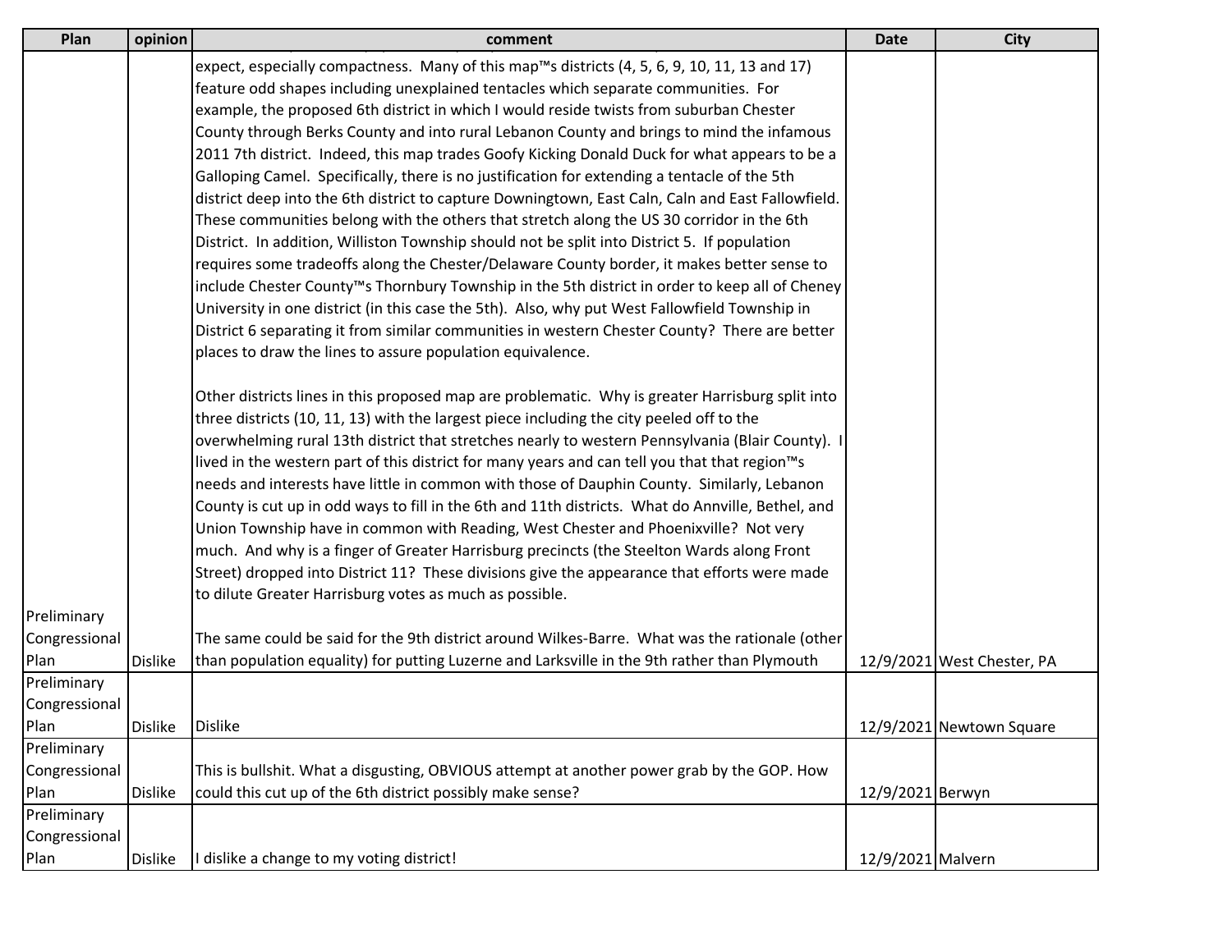| Plan | opinion | comment | Date | City |
|---|---|---|---|---|
| Preliminary Congressional Plan | Dislike | expect, especially compactness. Many of this map™s districts (4, 5, 6, 9, 10, 11, 13 and 17) feature odd shapes including unexplained tentacles which separate communities. For example, the proposed 6th district in which I would reside twists from suburban Chester County through Berks County and into rural Lebanon County and brings to mind the infamous 2011 7th district. Indeed, this map trades Goofy Kicking Donald Duck for what appears to be a Galloping Camel. Specifically, there is no justification for extending a tentacle of the 5th district deep into the 6th district to capture Downingtown, East Caln, Caln and East Fallowfield. These communities belong with the others that stretch along the US 30 corridor in the 6th District. In addition, Williston Township should not be split into District 5. If population requires some tradeoffs along the Chester/Delaware County border, it makes better sense to include Chester County™s Thornbury Township in the 5th district in order to keep all of Cheney University in one district (in this case the 5th). Also, why put West Fallowfield Township in District 6 separating it from similar communities in western Chester County? There are better places to draw the lines to assure population equivalence.<br><br>Other districts lines in this proposed map are problematic. Why is greater Harrisburg split into three districts (10, 11, 13) with the largest piece including the city peeled off to the overwhelming rural 13th district that stretches nearly to western Pennsylvania (Blair County). I lived in the western part of this district for many years and can tell you that that region™s needs and interests have little in common with those of Dauphin County. Similarly, Lebanon County is cut up in odd ways to fill in the 6th and 11th districts. What do Annville, Bethel, and Union Township have in common with Reading, West Chester and Phoenixville? Not very much. And why is a finger of Greater Harrisburg precincts (the Steelton Wards along Front Street) dropped into District 11? These divisions give the appearance that efforts were made to dilute Greater Harrisburg votes as much as possible.<br><br>The same could be said for the 9th district around Wilkes-Barre. What was the rationale (other than population equality) for putting Luzerne and Larksville in the 9th rather than Plymouth | 12/9/2021 | West Chester, PA |
| Preliminary Congressional Plan | Dislike | Dislike | 12/9/2021 | Newtown Square |
| Preliminary Congressional Plan | Dislike | This is bullshit. What a disgusting, OBVIOUS attempt at another power grab by the GOP. How could this cut up of the 6th district possibly make sense? | 12/9/2021 | Berwyn |
| Preliminary Congressional Plan | Dislike | I dislike a change to my voting district! | 12/9/2021 | Malvern |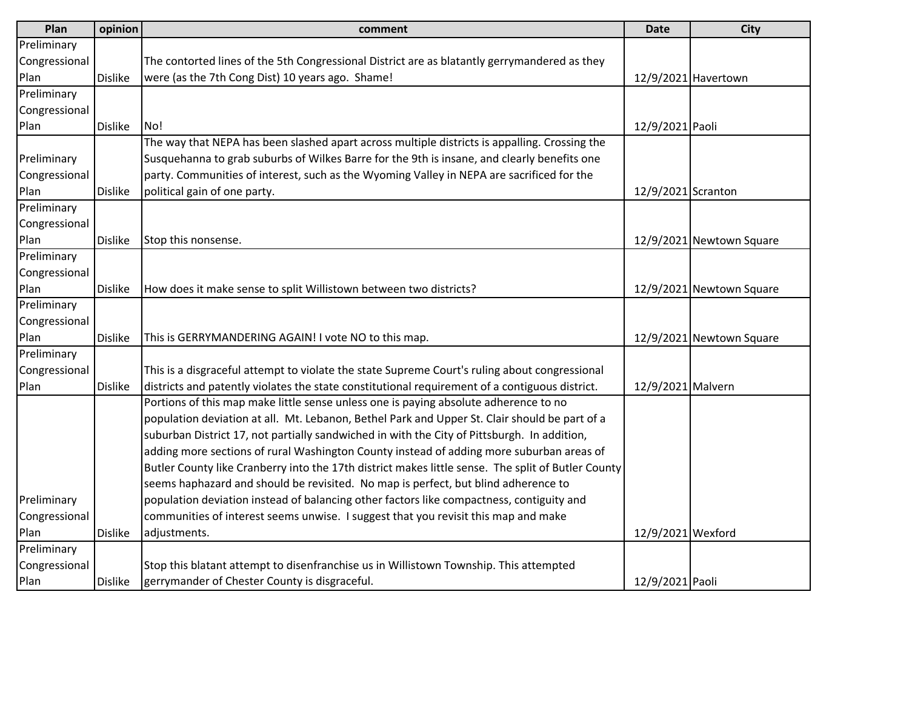| Plan | opinion | comment | Date | City |
|---|---|---|---|---|
| Preliminary Congressional Plan | Dislike | The contorted lines of the 5th Congressional District are as blatantly gerrymandered as they were (as the 7th Cong Dist) 10 years ago. Shame! | 12/9/2021 | Havertown |
| Preliminary Congressional Plan | Dislike | No! | 12/9/2021 | Paoli |
| Preliminary Congressional Plan | Dislike | The way that NEPA has been slashed apart across multiple districts is appalling. Crossing the Susquehanna to grab suburbs of Wilkes Barre for the 9th is insane, and clearly benefits one party. Communities of interest, such as the Wyoming Valley in NEPA are sacrificed for the political gain of one party. | 12/9/2021 | Scranton |
| Preliminary Congressional Plan | Dislike | Stop this nonsense. | 12/9/2021 | Newtown Square |
| Preliminary Congressional Plan | Dislike | How does it make sense to split Willistown between two districts? | 12/9/2021 | Newtown Square |
| Preliminary Congressional Plan | Dislike | This is GERRYMANDERING AGAIN! I vote NO to this map. | 12/9/2021 | Newtown Square |
| Preliminary Congressional Plan | Dislike | This is a disgraceful attempt to violate the state Supreme Court's ruling about congressional districts and patently violates the state constitutional requirement of a contiguous district. | 12/9/2021 | Malvern |
| Preliminary Congressional Plan | Dislike | Portions of this map make little sense unless one is paying absolute adherence to no population deviation at all. Mt. Lebanon, Bethel Park and Upper St. Clair should be part of a suburban District 17, not partially sandwiched in with the City of Pittsburgh. In addition, adding more sections of rural Washington County instead of adding more suburban areas of Butler County like Cranberry into the 17th district makes little sense. The split of Butler County seems haphazard and should be revisited. No map is perfect, but blind adherence to population deviation instead of balancing other factors like compactness, contiguity and communities of interest seems unwise. I suggest that you revisit this map and make adjustments. | 12/9/2021 | Wexford |
| Preliminary Congressional Plan | Dislike | Stop this blatant attempt to disenfranchise us in Willistown Township. This attempted gerrymander of Chester County is disgraceful. | 12/9/2021 | Paoli |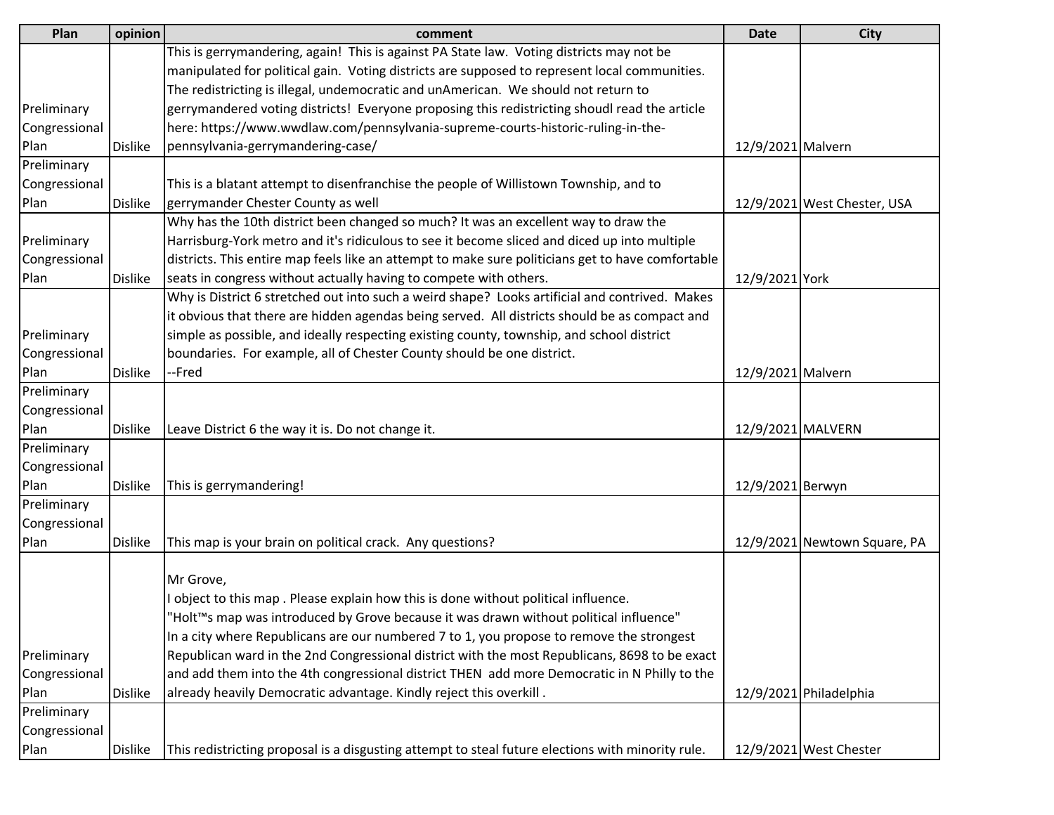| Plan | opinion | comment | Date | City |
| --- | --- | --- | --- | --- |
| Preliminary Congressional Plan | Dislike | This is gerrymandering, again! This is against PA State law. Voting districts may not be manipulated for political gain. Voting districts are supposed to represent local communities. The redistricting is illegal, undemocratic and unAmerican. We should not return to gerrymandered voting districts! Everyone proposing this redistricting shoudl read the article here: https://www.wwdlaw.com/pennsylvania-supreme-courts-historic-ruling-in-the-pennsylvania-gerrymandering-case/ | 12/9/2021 | Malvern |
| Preliminary Congressional Plan | Dislike | This is a blatant attempt to disenfranchise the people of Willistown Township, and to gerrymander Chester County as well | 12/9/2021 | West Chester, USA |
| Preliminary Congressional Plan | Dislike | Why has the 10th district been changed so much? It was an excellent way to draw the Harrisburg-York metro and it's ridiculous to see it become sliced and diced up into multiple districts. This entire map feels like an attempt to make sure politicians get to have comfortable seats in congress without actually having to compete with others. | 12/9/2021 | York |
| Preliminary Congressional Plan | Dislike | Why is District 6 stretched out into such a weird shape? Looks artificial and contrived. Makes it obvious that there are hidden agendas being served. All districts should be as compact and simple as possible, and ideally respecting existing county, township, and school district boundaries. For example, all of Chester County should be one district. --Fred | 12/9/2021 | Malvern |
| Preliminary Congressional Plan | Dislike | Leave District 6 the way it is. Do not change it. | 12/9/2021 | MALVERN |
| Preliminary Congressional Plan | Dislike | This is gerrymandering! | 12/9/2021 | Berwyn |
| Preliminary Congressional Plan | Dislike | This map is your brain on political crack. Any questions? | 12/9/2021 | Newtown Square, PA |
| Preliminary Congressional Plan | Dislike | Mr Grove, I object to this map . Please explain how this is done without political influence. "Holt™s map was introduced by Grove because it was drawn without political influence" In a city where Republicans are our numbered 7 to 1, you propose to remove the strongest Republican ward in the 2nd Congressional district with the most Republicans, 8698 to be exact and add them into the 4th congressional district THEN add more Democratic in N Philly to the already heavily Democratic advantage. Kindly reject this overkill . | 12/9/2021 | Philadelphia |
| Preliminary Congressional Plan | Dislike | This redistricting proposal is a disgusting attempt to steal future elections with minority rule. | 12/9/2021 | West Chester |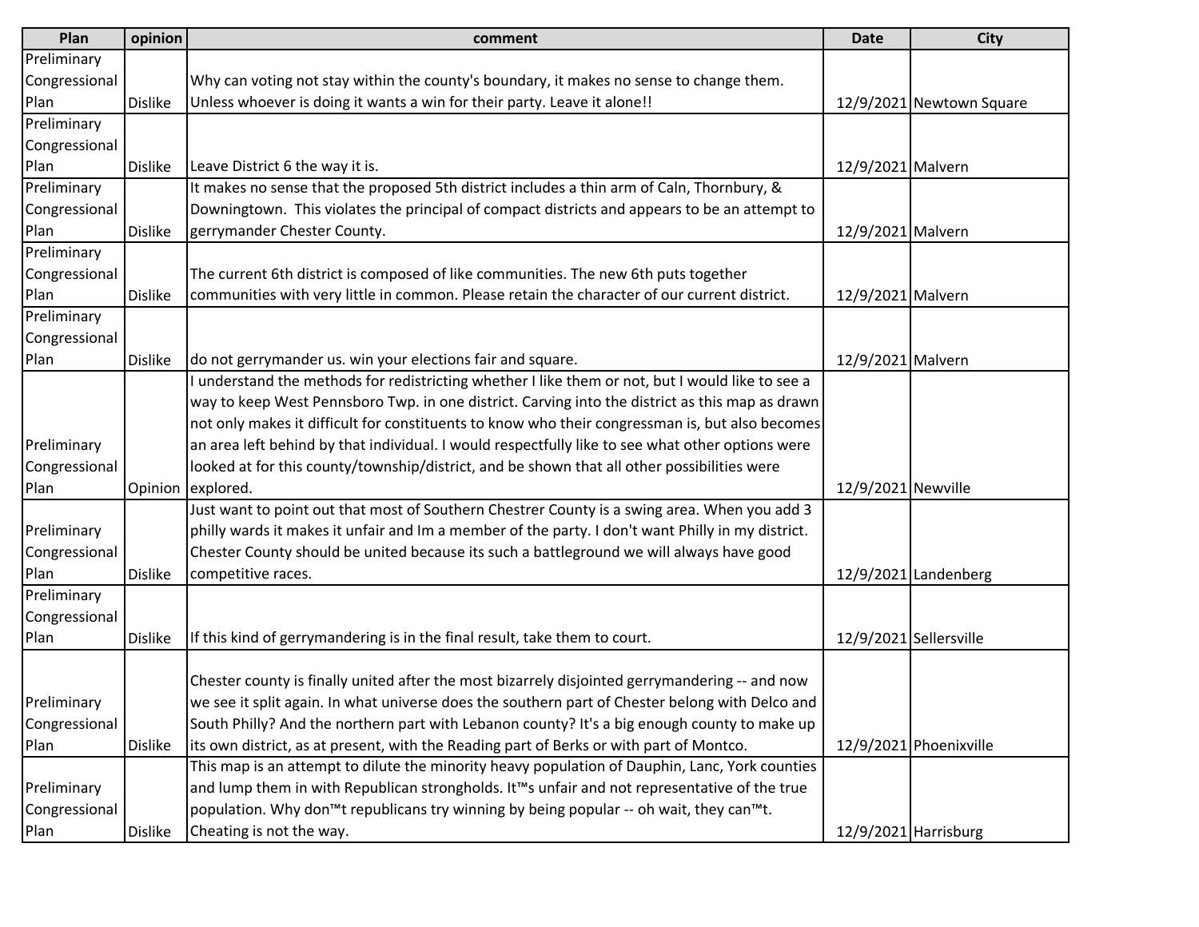| Plan | opinion | comment | Date | City |
| --- | --- | --- | --- | --- |
| Preliminary Congressional Plan | Dislike | Why can voting not stay within the county's boundary, it makes no sense to change them. Unless whoever is doing it wants a win for their party. Leave it alone!! | 12/9/2021 | Newtown Square |
| Preliminary Congressional Plan | Dislike | Leave District 6 the way it is. | 12/9/2021 | Malvern |
| Preliminary Congressional Plan | Dislike | It makes no sense that the proposed 5th district includes a thin arm of Caln, Thornbury, & Downingtown. This violates the principal of compact districts and appears to be an attempt to gerrymander Chester County. | 12/9/2021 | Malvern |
| Preliminary Congressional Plan | Dislike | The current 6th district is composed of like communities. The new 6th puts together communities with very little in common. Please retain the character of our current district. | 12/9/2021 | Malvern |
| Preliminary Congressional Plan | Dislike | do not gerrymander us. win your elections fair and square. | 12/9/2021 | Malvern |
| Preliminary Congressional Plan | Opinion | I understand the methods for redistricting whether I like them or not, but I would like to see a way to keep West Pennsboro Twp. in one district. Carving into the district as this map as drawn not only makes it difficult for constituents to know who their congressman is, but also becomes an area left behind by that individual. I would respectfully like to see what other options were looked at for this county/township/district, and be shown that all other possibilities were explored. | 12/9/2021 | Newville |
| Preliminary Congressional Plan | Dislike | Just want to point out that most of Southern Chestrer County is a swing area. When you add 3 philly wards it makes it unfair and Im a member of the party. I don't want Philly in my district. Chester County should be united because its such a battleground we will always have good competitive races. | 12/9/2021 | Landenberg |
| Preliminary Congressional Plan | Dislike | If this kind of gerrymandering is in the final result, take them to court. | 12/9/2021 | Sellersville |
| Preliminary Congressional Plan | Dislike | Chester county is finally united after the most bizarrely disjointed gerrymandering -- and now we see it split again. In what universe does the southern part of Chester belong with Delco and South Philly? And the northern part with Lebanon county? It's a big enough county to make up its own district, as at present, with the Reading part of Berks or with part of Montco. | 12/9/2021 | Phoenixville |
| Preliminary Congressional Plan | Dislike | This map is an attempt to dilute the minority heavy population of Dauphin, Lanc, York counties and lump them in with Republican strongholds. It™s unfair and not representative of the true population. Why don™t republicans try winning by being popular -- oh wait, they can™t. Cheating is not the way. | 12/9/2021 | Harrisburg |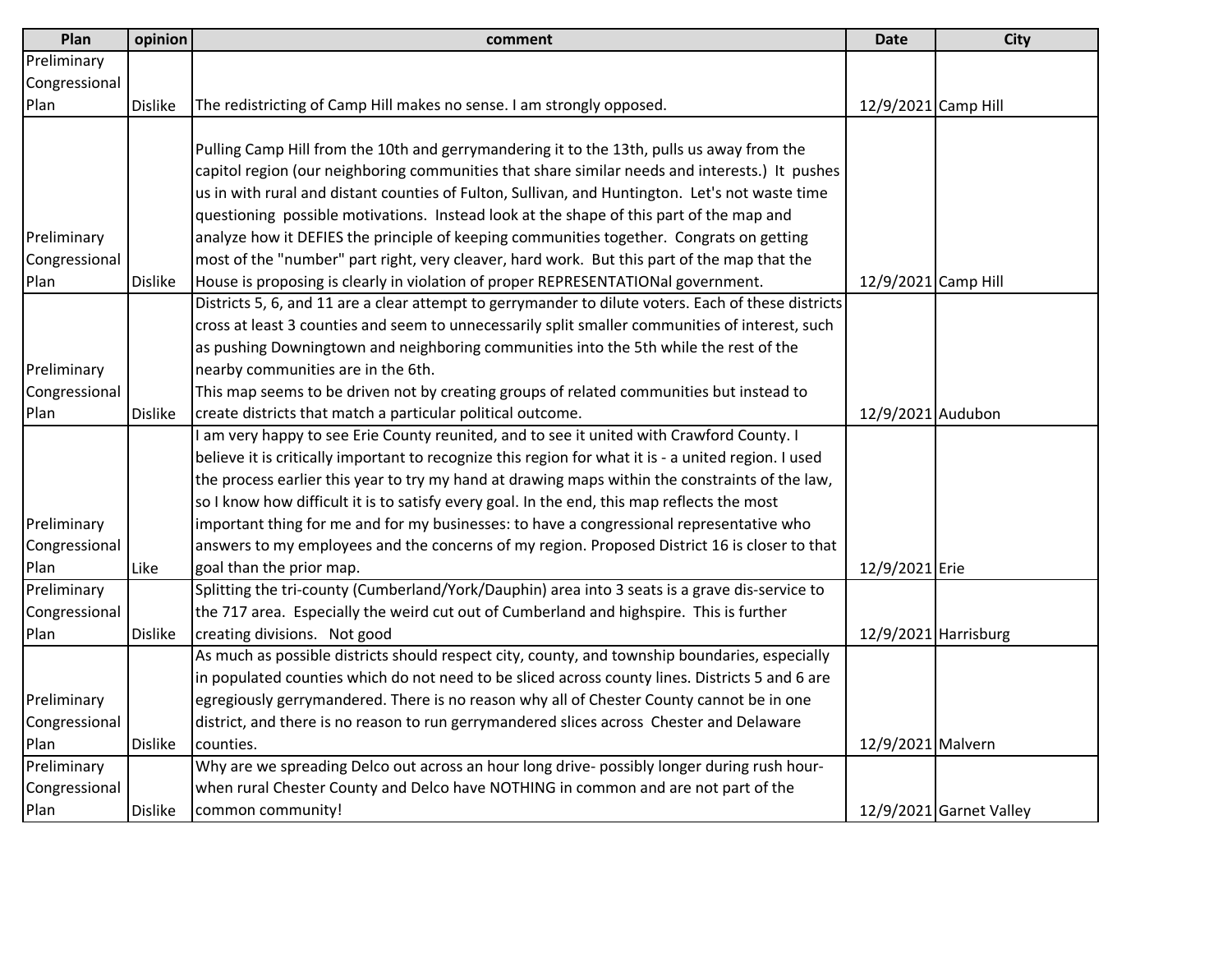| Plan | opinion | comment | Date | City |
|---|---|---|---|---|
| Preliminary Congressional Plan | Dislike | The redistricting of Camp Hill makes no sense. I am strongly opposed. | 12/9/2021 | Camp Hill |
| Preliminary Congressional Plan | Dislike | Pulling Camp Hill from the 10th and gerrymandering it to the 13th, pulls us away from the capitol region (our neighboring communities that share similar needs and interests.) It pushes us in with rural and distant counties of Fulton, Sullivan, and Huntington. Let's not waste time questioning possible motivations. Instead look at the shape of this part of the map and analyze how it DEFIES the principle of keeping communities together. Congrats on getting most of the "number" part right, very cleaver, hard work. But this part of the map that the House is proposing is clearly in violation of proper REPRESENTATIONal government. | 12/9/2021 | Camp Hill |
| Preliminary Congressional Plan | Dislike | Districts 5, 6, and 11 are a clear attempt to gerrymander to dilute voters. Each of these districts cross at least 3 counties and seem to unnecessarily split smaller communities of interest, such as pushing Downingtown and neighboring communities into the 5th while the rest of the nearby communities are in the 6th.<br>This map seems to be driven not by creating groups of related communities but instead to create districts that match a particular political outcome. | 12/9/2021 | Audubon |
| Preliminary Congressional Plan | Like | I am very happy to see Erie County reunited, and to see it united with Crawford County. I believe it is critically important to recognize this region for what it is - a united region. I used the process earlier this year to try my hand at drawing maps within the constraints of the law, so I know how difficult it is to satisfy every goal. In the end, this map reflects the most important thing for me and for my businesses: to have a congressional representative who answers to my employees and the concerns of my region. Proposed District 16 is closer to that goal than the prior map. | 12/9/2021 | Erie |
| Preliminary Congressional Plan | Dislike | Splitting the tri-county (Cumberland/York/Dauphin) area into 3 seats is a grave dis-service to the 717 area. Especially the weird cut out of Cumberland and highspire. This is further creating divisions. Not good | 12/9/2021 | Harrisburg |
| Preliminary Congressional Plan | Dislike | As much as possible districts should respect city, county, and township boundaries, especially in populated counties which do not need to be sliced across county lines. Districts 5 and 6 are egregiously gerrymandered. There is no reason why all of Chester County cannot be in one district, and there is no reason to run gerrymandered slices across Chester and Delaware counties. | 12/9/2021 | Malvern |
| Preliminary Congressional Plan | Dislike | Why are we spreading Delco out across an hour long drive- possibly longer during rush hour- when rural Chester County and Delco have NOTHING in common and are not part of the common community! | 12/9/2021 | Garnet Valley |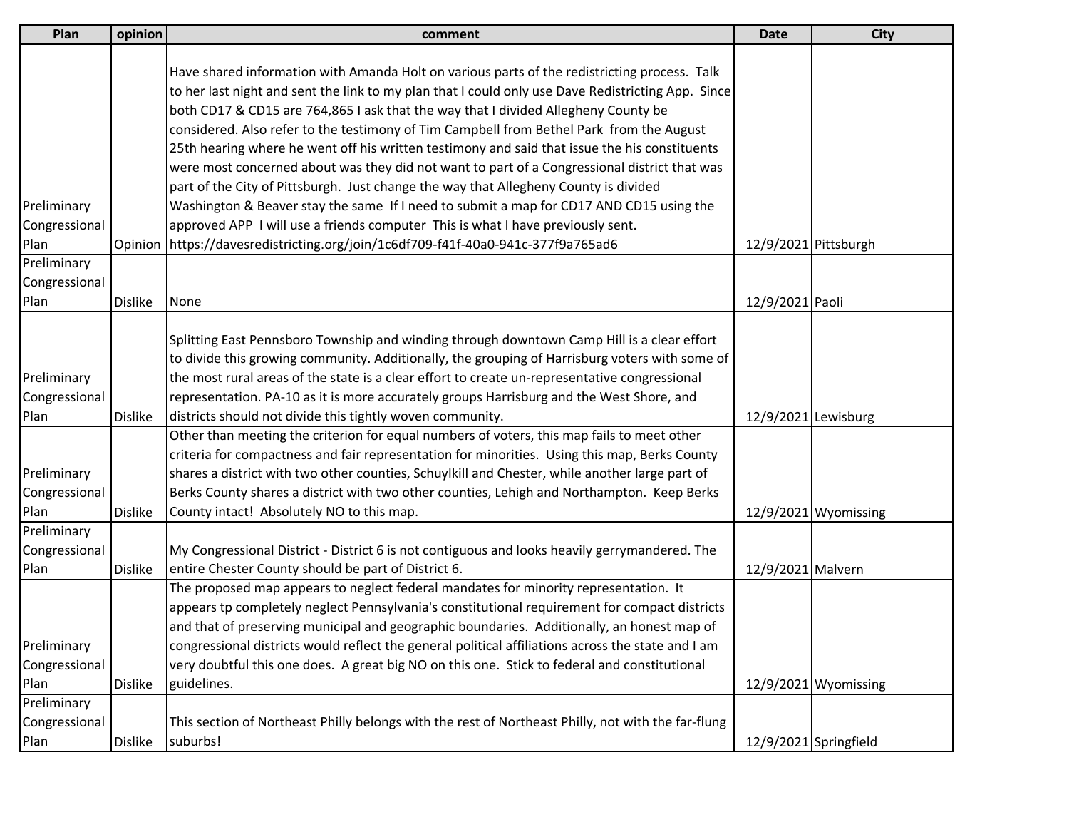| Plan | opinion | comment | Date | City |
|---|---|---|---|---|
| Preliminary Congressional Plan | Opinion | Have shared information with Amanda Holt on various parts of the redistricting process. Talk to her last night and sent the link to my plan that I could only use Dave Redistricting App. Since both CD17 & CD15 are 764,865 I ask that the way that I divided Allegheny County be considered. Also refer to the testimony of Tim Campbell from Bethel Park from the August 25th hearing where he went off his written testimony and said that issue the his constituents were most concerned about was they did not want to part of a Congressional district that was part of the City of Pittsburgh. Just change the way that Allegheny County is divided Washington & Beaver stay the same If I need to submit a map for CD17 AND CD15 using the approved APP I will use a friends computer This is what I have previously sent. https://davesredistricting.org/join/1c6df709-f41f-40a0-941c-377f9a765ad6 | 12/9/2021 | Pittsburgh |
| Preliminary Congressional Plan | Dislike | None | 12/9/2021 | Paoli |
| Preliminary Congressional Plan | Dislike | Splitting East Pennsboro Township and winding through downtown Camp Hill is a clear effort to divide this growing community. Additionally, the grouping of Harrisburg voters with some of the most rural areas of the state is a clear effort to create un-representative congressional representation. PA-10 as it is more accurately groups Harrisburg and the West Shore, and districts should not divide this tightly woven community. | 12/9/2021 | Lewisburg |
| Preliminary Congressional Plan | Dislike | Other than meeting the criterion for equal numbers of voters, this map fails to meet other criteria for compactness and fair representation for minorities. Using this map, Berks County shares a district with two other counties, Schuylkill and Chester, while another large part of Berks County shares a district with two other counties, Lehigh and Northampton. Keep Berks County intact! Absolutely NO to this map. | 12/9/2021 | Wyomissing |
| Preliminary Congressional Plan | Dislike | My Congressional District - District 6 is not contiguous and looks heavily gerrymandered. The entire Chester County should be part of District 6. | 12/9/2021 | Malvern |
| Preliminary Congressional Plan | Dislike | The proposed map appears to neglect federal mandates for minority representation. It appears tp completely neglect Pennsylvania's constitutional requirement for compact districts and that of preserving municipal and geographic boundaries. Additionally, an honest map of congressional districts would reflect the general political affiliations across the state and I am very doubtful this one does. A great big NO on this one. Stick to federal and constitutional guidelines. | 12/9/2021 | Wyomissing |
| Preliminary Congressional Plan | Dislike | This section of Northeast Philly belongs with the rest of Northeast Philly, not with the far-flung suburbs! | 12/9/2021 | Springfield |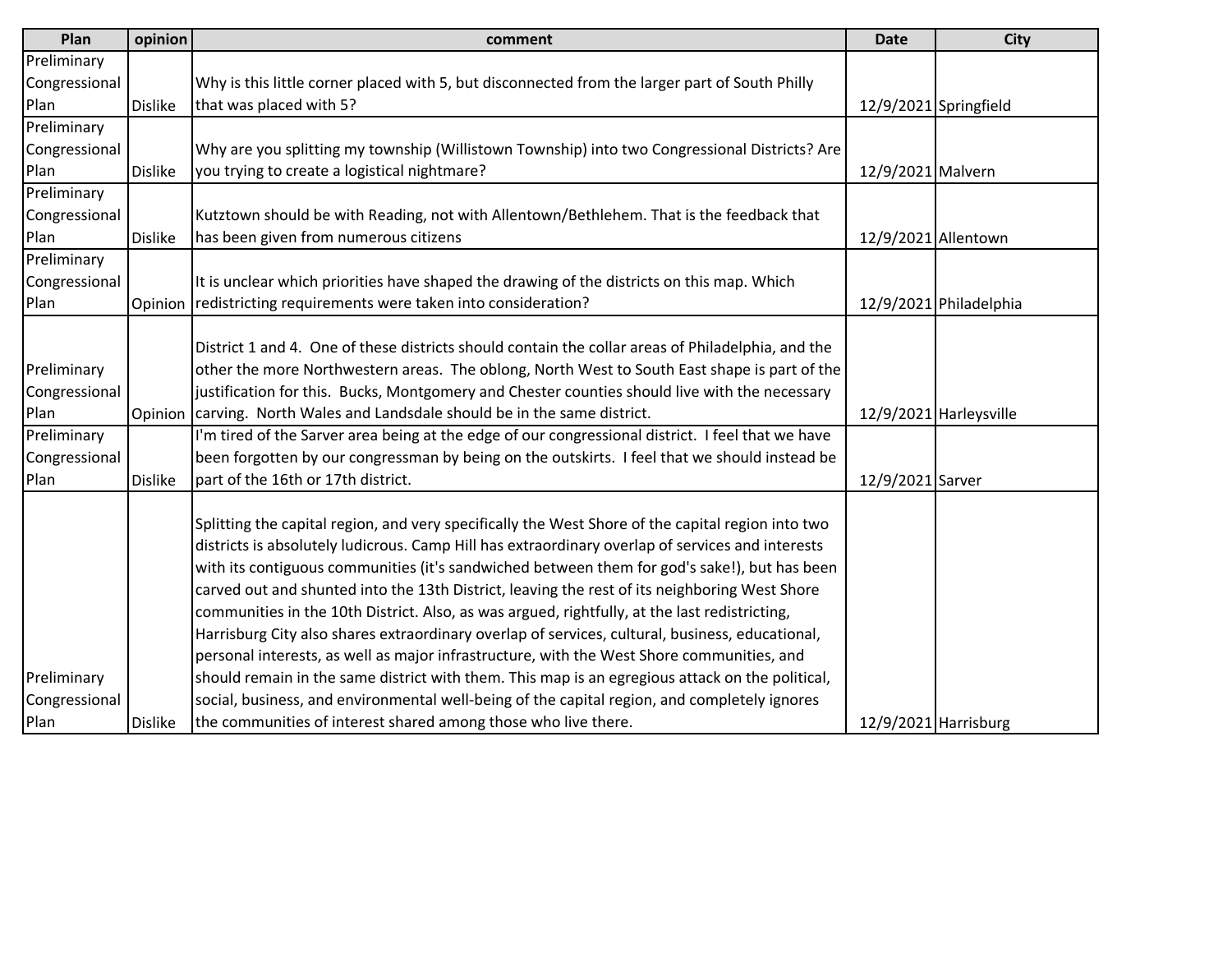| Plan | opinion | comment | Date | City |
|---|---|---|---|---|
| Preliminary Congressional Plan | Dislike | Why is this little corner placed with 5, but disconnected from the larger part of South Philly that was placed with 5? | 12/9/2021 | Springfield |
| Preliminary Congressional Plan | Dislike | Why are you splitting my township (Willistown Township) into two Congressional Districts? Are you trying to create a logistical nightmare? | 12/9/2021 | Malvern |
| Preliminary Congressional Plan | Dislike | Kutztown should be with Reading, not with Allentown/Bethlehem. That is the feedback that has been given from numerous citizens | 12/9/2021 | Allentown |
| Preliminary Congressional Plan | Opinion | It is unclear which priorities have shaped the drawing of the districts on this map. Which redistricting requirements were taken into consideration? | 12/9/2021 | Philadelphia |
| Preliminary Congressional Plan | Opinion | District 1 and 4. One of these districts should contain the collar areas of Philadelphia, and the other the more Northwestern areas. The oblong, North West to South East shape is part of the justification for this. Bucks, Montgomery and Chester counties should live with the necessary carving. North Wales and Landsdale should be in the same district. | 12/9/2021 | Harleysville |
| Preliminary Congressional Plan | Dislike | I'm tired of the Sarver area being at the edge of our congressional district. I feel that we have been forgotten by our congressman by being on the outskirts. I feel that we should instead be part of the 16th or 17th district. | 12/9/2021 | Sarver |
| Preliminary Congressional Plan | Dislike | Splitting the capital region, and very specifically the West Shore of the capital region into two districts is absolutely ludicrous. Camp Hill has extraordinary overlap of services and interests with its contiguous communities (it's sandwiched between them for god's sake!), but has been carved out and shunted into the 13th District, leaving the rest of its neighboring West Shore communities in the 10th District. Also, as was argued, rightfully, at the last redistricting, Harrisburg City also shares extraordinary overlap of services, cultural, business, educational, personal interests, as well as major infrastructure, with the West Shore communities, and should remain in the same district with them. This map is an egregious attack on the political, social, business, and environmental well-being of the capital region, and completely ignores the communities of interest shared among those who live there. | 12/9/2021 | Harrisburg |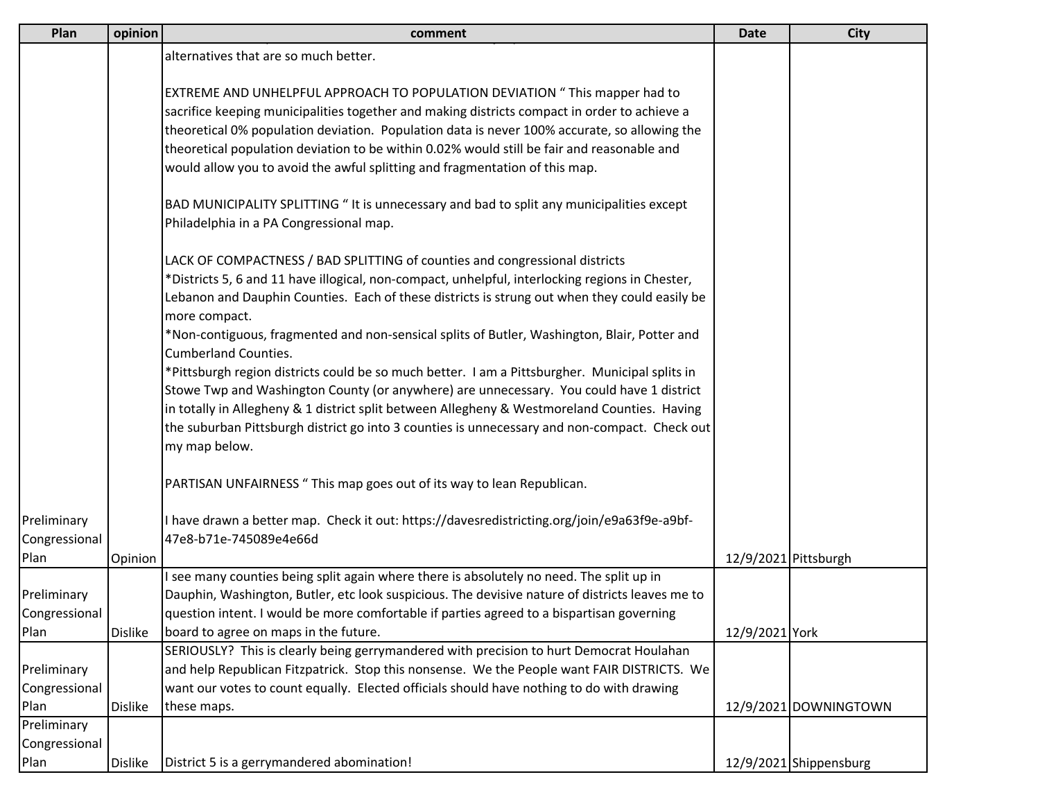| Plan | opinion | comment | Date | City |
|---|---|---|---|---|
| Preliminary Congressional Plan | Opinion | alternatives that are so much better.<br><br>EXTREME AND UNHELPFUL APPROACH TO POPULATION DEVIATION " This mapper had to sacrifice keeping municipalities together and making districts compact in order to achieve a theoretical 0% population deviation. Population data is never 100% accurate, so allowing the theoretical population deviation to be within 0.02% would still be fair and reasonable and would allow you to avoid the awful splitting and fragmentation of this map.<br><br>BAD MUNICIPALITY SPLITTING " It is unnecessary and bad to split any municipalities except Philadelphia in a PA Congressional map.<br><br>LACK OF COMPACTNESS / BAD SPLITTING of counties and congressional districts<br>*Districts 5, 6 and 11 have illogical, non-compact, unhelpful, interlocking regions in Chester, Lebanon and Dauphin Counties. Each of these districts is strung out when they could easily be more compact.<br>*Non-contiguous, fragmented and non-sensical splits of Butler, Washington, Blair, Potter and Cumberland Counties.<br>*Pittsburgh region districts could be so much better. I am a Pittsburgher. Municipal splits in Stowe Twp and Washington County (or anywhere) are unnecessary. You could have 1 district in totally in Allegheny & 1 district split between Allegheny & Westmoreland Counties. Having the suburban Pittsburgh district go into 3 counties is unnecessary and non-compact. Check out my map below.<br><br>PARTISAN UNFAIRNESS " This map goes out of its way to lean Republican.<br><br>I have drawn a better map. Check it out: https://davesredistricting.org/join/e9a63f9e-a9bf-47e8-b71e-745089e4e66d | 12/9/2021 | Pittsburgh |
| Preliminary Congressional Plan | Dislike | I see many counties being split again where there is absolutely no need. The split up in Dauphin, Washington, Butler, etc look suspicious. The devisive nature of districts leaves me to question intent. I would be more comfortable if parties agreed to a bispartisan governing board to agree on maps in the future. | 12/9/2021 | York |
| Preliminary Congressional Plan | Dislike | SERIOUSLY? This is clearly being gerrymandered with precision to hurt Democrat Houlahan and help Republican Fitzpatrick. Stop this nonsense. We the People want FAIR DISTRICTS. We want our votes to count equally. Elected officials should have nothing to do with drawing these maps. | 12/9/2021 | DOWNINGTOWN |
| Preliminary Congressional Plan | Dislike | District 5 is a gerrymandered abomination! | 12/9/2021 | Shippensburg |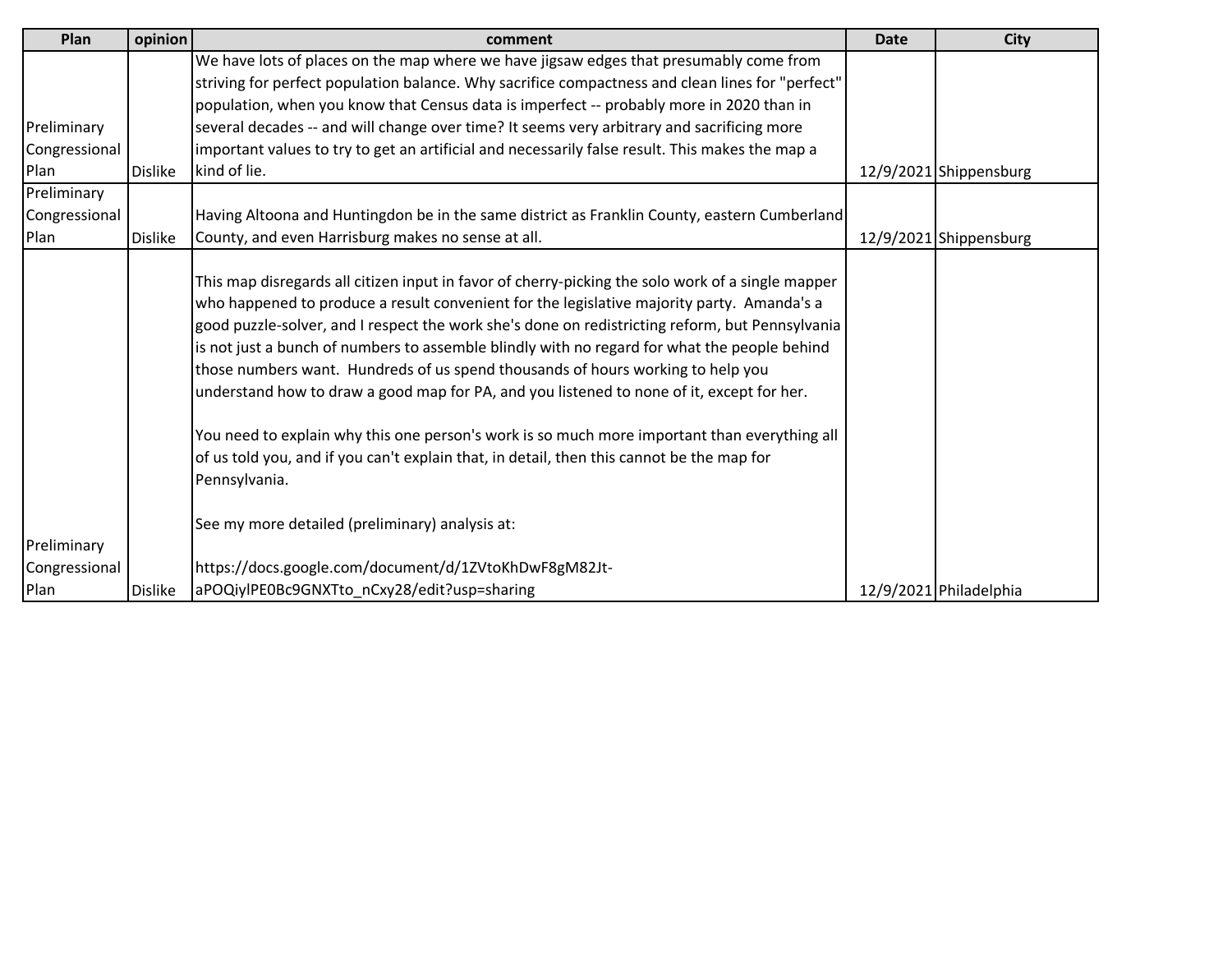| Plan | opinion | comment | Date | City |
|---|---|---|---|---|
| Preliminary Congressional Plan | Dislike | We have lots of places on the map where we have jigsaw edges that presumably come from striving for perfect population balance. Why sacrifice compactness and clean lines for "perfect" population, when you know that Census data is imperfect -- probably more in 2020 than in several decades -- and will change over time? It seems very arbitrary and sacrificing more important values to try to get an artificial and necessarily false result. This makes the map a kind of lie. | 12/9/2021 | Shippensburg |
| Preliminary Congressional Plan | Dislike | Having Altoona and Huntingdon be in the same district as Franklin County, eastern Cumberland County, and even Harrisburg makes no sense at all. | 12/9/2021 | Shippensburg |
| Preliminary Congressional Plan | Dislike | This map disregards all citizen input in favor of cherry-picking the solo work of a single mapper who happened to produce a result convenient for the legislative majority party. Amanda's a good puzzle-solver, and I respect the work she's done on redistricting reform, but Pennsylvania is not just a bunch of numbers to assemble blindly with no regard for what the people behind those numbers want. Hundreds of us spend thousands of hours working to help you understand how to draw a good map for PA, and you listened to none of it, except for her.<br><br>You need to explain why this one person's work is so much more important than everything all of us told you, and if you can't explain that, in detail, then this cannot be the map for Pennsylvania.<br><br>See my more detailed (preliminary) analysis at:<br><br>https://docs.google.com/document/d/1ZVtoKhDwF8gM82Jt-aPOQiylPE0Bc9GNXTto_nCxy28/edit?usp=sharing | 12/9/2021 | Philadelphia |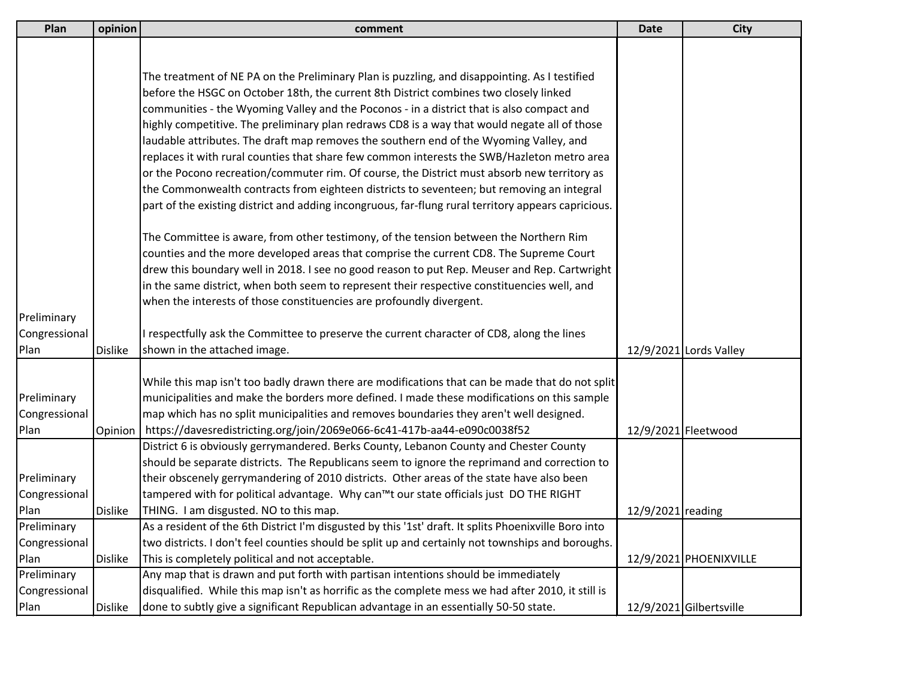| Plan | opinion | comment | Date | City |
| --- | --- | --- | --- | --- |
| Preliminary Congressional Plan | Dislike | The treatment of NE PA on the Preliminary Plan is puzzling, and disappointing. As I testified before the HSGC on October 18th, the current 8th District combines two closely linked communities - the Wyoming Valley and the Poconos - in a district that is also compact and highly competitive. The preliminary plan redraws CD8 is a way that would negate all of those laudable attributes. The draft map removes the southern end of the Wyoming Valley, and replaces it with rural counties that share few common interests the SWB/Hazleton metro area or the Pocono recreation/commuter rim. Of course, the District must absorb new territory as the Commonwealth contracts from eighteen districts to seventeen; but removing an integral part of the existing district and adding incongruous, far-flung rural territory appears capricious.<br><br>The Committee is aware, from other testimony, of the tension between the Northern Rim counties and the more developed areas that comprise the current CD8. The Supreme Court drew this boundary well in 2018. I see no good reason to put Rep. Meuser and Rep. Cartwright in the same district, when both seem to represent their respective constituencies well, and when the interests of those constituencies are profoundly divergent.<br><br>I respectfully ask the Committee to preserve the current character of CD8, along the lines shown in the attached image. | 12/9/2021 | Lords Valley |
| Preliminary Congressional Plan | Opinion | While this map isn't too badly drawn there are modifications that can be made that do not split municipalities and make the borders more defined. I made these modifications on this sample map which has no split municipalities and removes boundaries they aren't well designed. https://davesredistricting.org/join/2069e066-6c41-417b-aa44-e090c0038f52 | 12/9/2021 | Fleetwood |
| Preliminary Congressional Plan | Dislike | District 6 is obviously gerrymandered. Berks County, Lebanon County and Chester County should be separate districts. The Republicans seem to ignore the reprimand and correction to their obscenely gerrymandering of 2010 districts. Other areas of the state have also been tampered with for political advantage. Why can™t our state officials just DO THE RIGHT THING. I am disgusted. NO to this map. | 12/9/2021 | reading |
| Preliminary Congressional Plan | Dislike | As a resident of the 6th District I'm disgusted by this '1st' draft. It splits Phoenixville Boro into two districts. I don't feel counties should be split up and certainly not townships and boroughs. This is completely political and not acceptable. | 12/9/2021 | PHOENIXVILLE |
| Preliminary Congressional Plan | Dislike | Any map that is drawn and put forth with partisan intentions should be immediately disqualified. While this map isn't as horrific as the complete mess we had after 2010, it still is done to subtly give a significant Republican advantage in an essentially 50-50 state. | 12/9/2021 | Gilbertsville |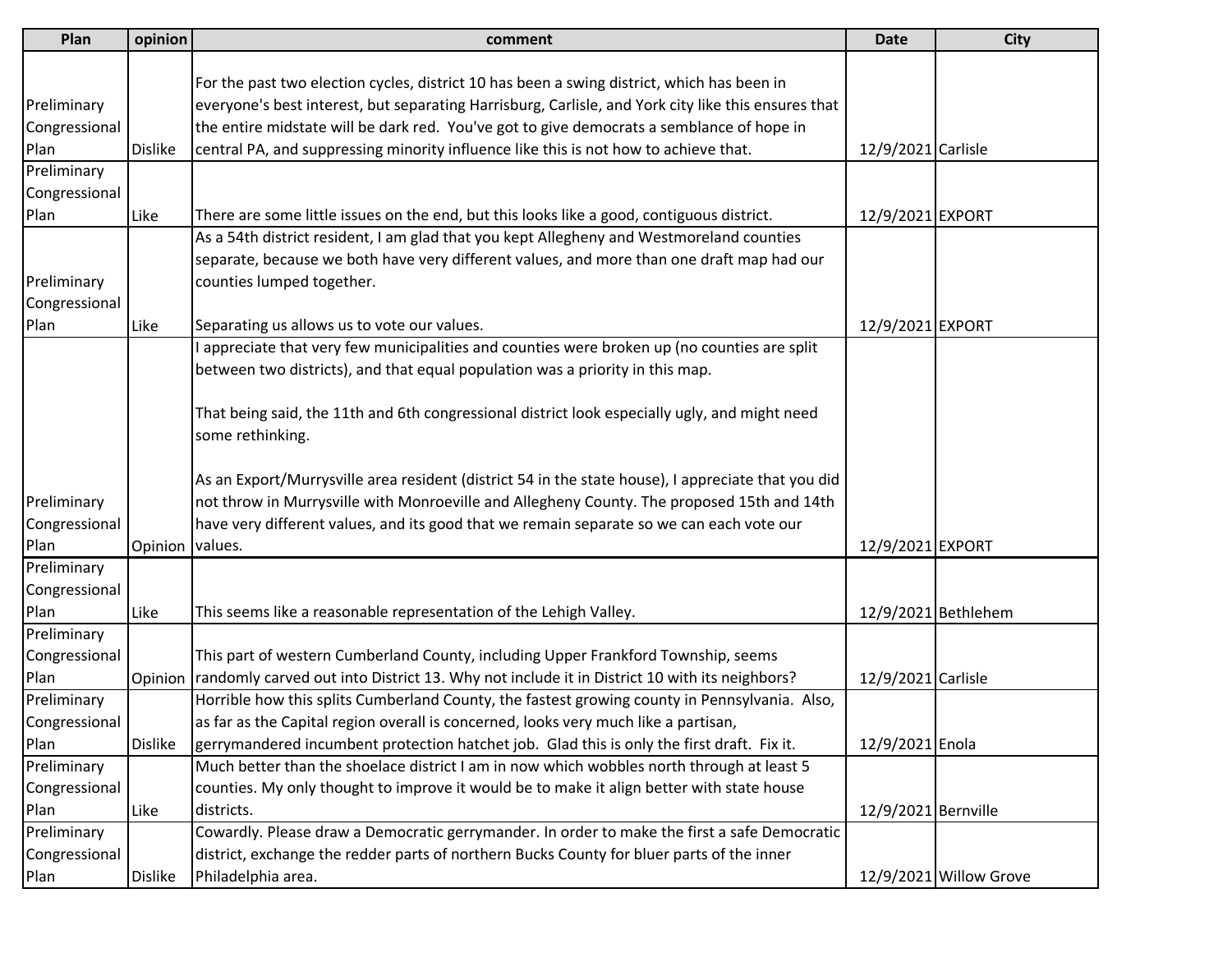| Plan | opinion | comment | Date | City |
|---|---|---|---|---|
| Preliminary Congressional Plan | Dislike | For the past two election cycles, district 10 has been a swing district, which has been in everyone's best interest, but separating Harrisburg, Carlisle, and York city like this ensures that the entire midstate will be dark red. You've got to give democrats a semblance of hope in central PA, and suppressing minority influence like this is not how to achieve that. | 12/9/2021 | Carlisle |
| Preliminary Congressional Plan | Like | There are some little issues on the end, but this looks like a good, contiguous district. | 12/9/2021 | EXPORT |
| Preliminary Congressional Plan | Like | As a 54th district resident, I am glad that you kept Allegheny and Westmoreland counties separate, because we both have very different values, and more than one draft map had our counties lumped together.<br><br>Separating us allows us to vote our values. | 12/9/2021 | EXPORT |
| Preliminary Congressional Plan | Opinion | I appreciate that very few municipalities and counties were broken up (no counties are split between two districts), and that equal population was a priority in this map.<br><br>That being said, the 11th and 6th congressional district look especially ugly, and might need some rethinking.<br><br>As an Export/Murrysville area resident (district 54 in the state house), I appreciate that you did not throw in Murrysville with Monroeville and Allegheny County. The proposed 15th and 14th have very different values, and its good that we remain separate so we can each vote our values. | 12/9/2021 | EXPORT |
| Preliminary Congressional Plan | Like | This seems like a reasonable representation of the Lehigh Valley. | 12/9/2021 | Bethlehem |
| Preliminary Congressional Plan | Opinion | This part of western Cumberland County, including Upper Frankford Township, seems randomly carved out into District 13. Why not include it in District 10 with its neighbors? | 12/9/2021 | Carlisle |
| Preliminary Congressional Plan | Dislike | Horrible how this splits Cumberland County, the fastest growing county in Pennsylvania. Also, as far as the Capital region overall is concerned, looks very much like a partisan, gerrymandered incumbent protection hatchet job. Glad this is only the first draft. Fix it. | 12/9/2021 | Enola |
| Preliminary Congressional Plan | Like | Much better than the shoelace district I am in now which wobbles north through at least 5 counties. My only thought to improve it would be to make it align better with state house districts. | 12/9/2021 | Bernville |
| Preliminary Congressional Plan | Dislike | Cowardly. Please draw a Democratic gerrymander. In order to make the first a safe Democratic district, exchange the redder parts of northern Bucks County for bluer parts of the inner Philadelphia area. | 12/9/2021 | Willow Grove |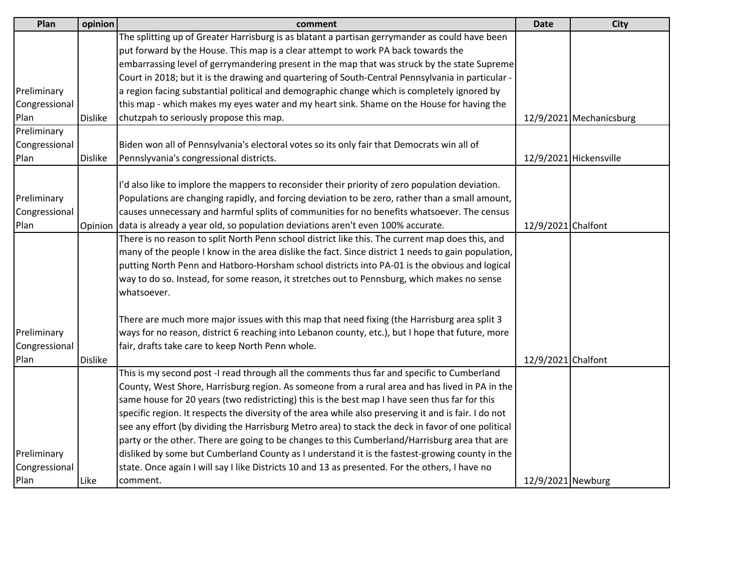| Plan | opinion | comment | Date | City |
| --- | --- | --- | --- | --- |
| Preliminary Congressional Plan | Dislike | The splitting up of Greater Harrisburg is as blatant a partisan gerrymander as could have been put forward by the House. This map is a clear attempt to work PA back towards the embarrassing level of gerrymandering present in the map that was struck by the state Supreme Court in 2018; but it is the drawing and quartering of South-Central Pennsylvania in particular - a region facing substantial political and demographic change which is completely ignored by this map - which makes my eyes water and my heart sink. Shame on the House for having the chutzpah to seriously propose this map. | 12/9/2021 | Mechanicsburg |
| Preliminary Congressional Plan | Dislike | Biden won all of Pennsylvania's electoral votes so its only fair that Democrats win all of Pennslyvania's congressional districts. | 12/9/2021 | Hickensville |
| Preliminary Congressional Plan | Opinion | I'd also like to implore the mappers to reconsider their priority of zero population deviation. Populations are changing rapidly, and forcing deviation to be zero, rather than a small amount, causes unnecessary and harmful splits of communities for no benefits whatsoever. The census data is already a year old, so population deviations aren't even 100% accurate. | 12/9/2021 | Chalfont |
| Preliminary Congressional Plan | Dislike | There is no reason to split North Penn school district like this. The current map does this, and many of the people I know in the area dislike the fact. Since district 1 needs to gain population, putting North Penn and Hatboro-Horsham school districts into PA-01 is the obvious and logical way to do so. Instead, for some reason, it stretches out to Pennsburg, which makes no sense whatsoever.<br><br>There are much more major issues with this map that need fixing (the Harrisburg area split 3 ways for no reason, district 6 reaching into Lebanon county, etc.), but I hope that future, more fair, drafts take care to keep North Penn whole. | 12/9/2021 | Chalfont |
| Preliminary Congressional Plan | Like | This is my second post -I read through all the comments thus far and specific to Cumberland County, West Shore, Harrisburg region. As someone from a rural area and has lived in PA in the same house for 20 years (two redistricting) this is the best map I have seen thus far for this specific region. It respects the diversity of the area while also preserving it and is fair. I do not see any effort (by dividing the Harrisburg Metro area) to stack the deck in favor of one political party or the other. There are going to be changes to this Cumberland/Harrisburg area that are disliked by some but Cumberland County as I understand it is the fastest-growing county in the state. Once again I will say I like Districts 10 and 13 as presented. For the others, I have no comment. | 12/9/2021 | Newburg |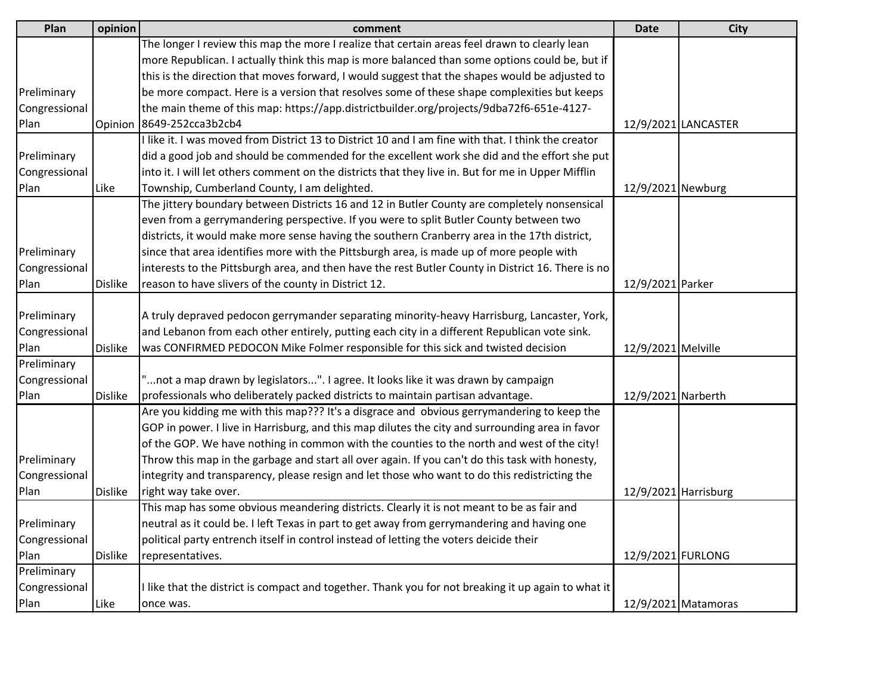| Plan | opinion | comment | Date | City |
|---|---|---|---|---|
| Preliminary Congressional Plan | Opinion | The longer I review this map the more I realize that certain areas feel drawn to clearly lean more Republican. I actually think this map is more balanced than some options could be, but if this is the direction that moves forward, I would suggest that the shapes would be adjusted to be more compact. Here is a version that resolves some of these shape complexities but keeps the main theme of this map: https://app.districtbuilder.org/projects/9dba72f6-651e-4127-8649-252cca3b2cb4 | 12/9/2021 | LANCASTER |
| Preliminary Congressional Plan | Like | I like it. I was moved from District 13 to District 10 and I am fine with that. I think the creator did a good job and should be commended for the excellent work she did and the effort she put into it. I will let others comment on the districts that they live in. But for me in Upper Mifflin Township, Cumberland County, I am delighted. | 12/9/2021 | Newburg |
| Preliminary Congressional Plan | Dislike | The jittery boundary between Districts 16 and 12 in Butler County are completely nonsensical even from a gerrymandering perspective. If you were to split Butler County between two districts, it would make more sense having the southern Cranberry area in the 17th district, since that area identifies more with the Pittsburgh area, is made up of more people with interests to the Pittsburgh area, and then have the rest Butler County in District 16. There is no reason to have slivers of the county in District 12. | 12/9/2021 | Parker |
| Preliminary Congressional Plan | Dislike | A truly depraved pedocon gerrymander separating minority-heavy Harrisburg, Lancaster, York, and Lebanon from each other entirely, putting each city in a different Republican vote sink. was CONFIRMED PEDOCON Mike Folmer responsible for this sick and twisted decision | 12/9/2021 | Melville |
| Preliminary Congressional Plan | Dislike | "...not a map drawn by legislators...". I agree. It looks like it was drawn by campaign professionals who deliberately packed districts to maintain partisan advantage. | 12/9/2021 | Narberth |
| Preliminary Congressional Plan | Dislike | Are you kidding me with this map??? It's a disgrace and obvious gerrymandering to keep the GOP in power. I live in Harrisburg, and this map dilutes the city and surrounding area in favor of the GOP. We have nothing in common with the counties to the north and west of the city! Throw this map in the garbage and start all over again. If you can't do this task with honesty, integrity and transparency, please resign and let those who want to do this redistricting the right way take over. | 12/9/2021 | Harrisburg |
| Preliminary Congressional Plan | Dislike | This map has some obvious meandering districts. Clearly it is not meant to be as fair and neutral as it could be. I left Texas in part to get away from gerrymandering and having one political party entrench itself in control instead of letting the voters deicide their representatives. | 12/9/2021 | FURLONG |
| Preliminary Congressional Plan | Like | I like that the district is compact and together. Thank you for not breaking it up again to what it once was. | 12/9/2021 | Matamoras |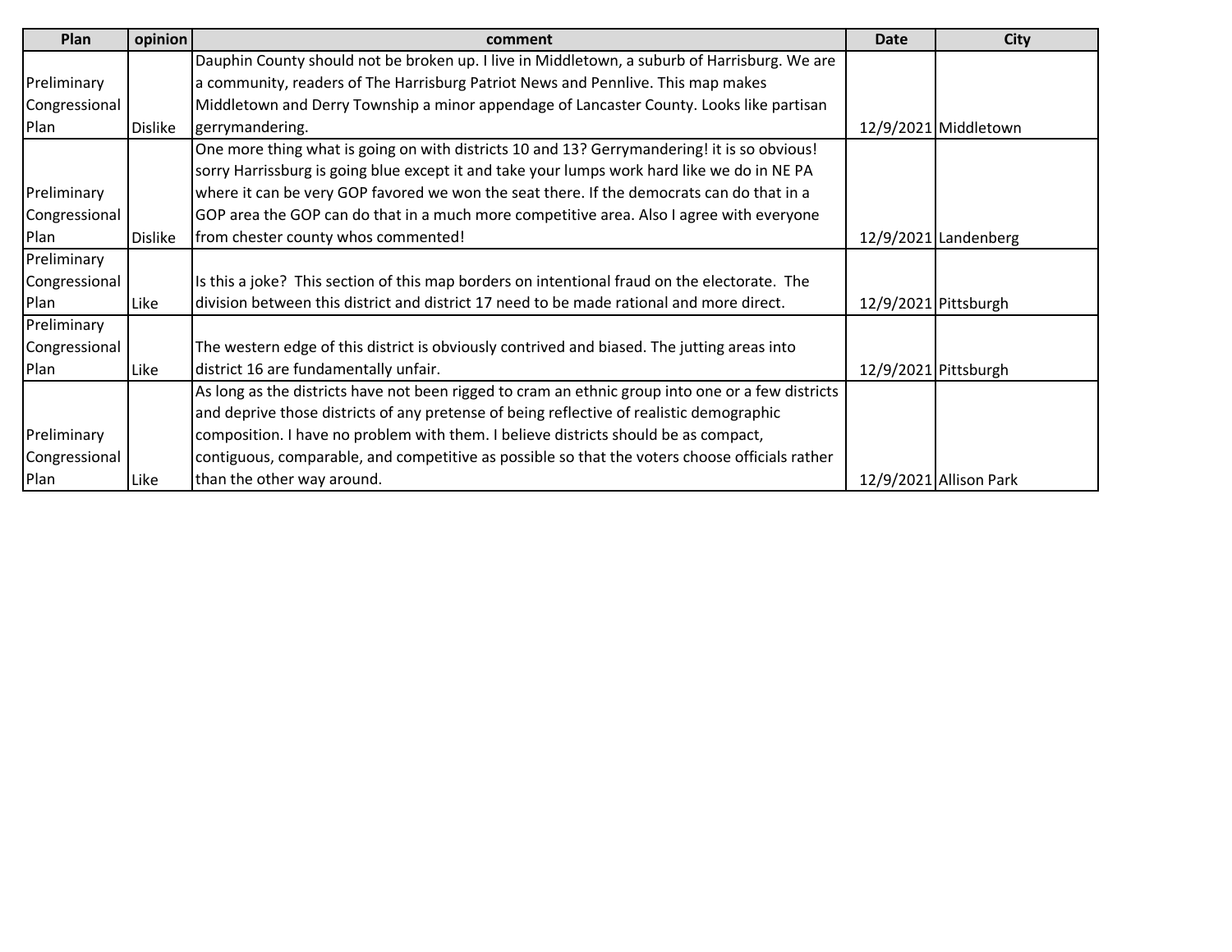| Plan | opinion | comment | Date | City |
|---|---|---|---|---|
| Preliminary Congressional Plan | Dislike | Dauphin County should not be broken up. I live in Middletown, a suburb of Harrisburg. We are a community, readers of The Harrisburg Patriot News and Pennlive. This map makes Middletown and Derry Township a minor appendage of Lancaster County. Looks like partisan gerrymandering. | 12/9/2021 | Middletown |
| Preliminary Congressional Plan | Dislike | One more thing what is going on with districts 10 and 13? Gerrymandering! it is so obvious! sorry Harrissburg is going blue except it and take your lumps work hard like we do in NE PA where it can be very GOP favored we won the seat there. If the democrats can do that in a GOP area the GOP can do that in a much more competitive area. Also I agree with everyone from chester county whos commented! | 12/9/2021 | Landenberg |
| Preliminary Congressional Plan | Like | Is this a joke? This section of this map borders on intentional fraud on the electorate. The division between this district and district 17 need to be made rational and more direct. | 12/9/2021 | Pittsburgh |
| Preliminary Congressional Plan | Like | The western edge of this district is obviously contrived and biased. The jutting areas into district 16 are fundamentally unfair. | 12/9/2021 | Pittsburgh |
| Preliminary Congressional Plan | Like | As long as the districts have not been rigged to cram an ethnic group into one or a few districts and deprive those districts of any pretense of being reflective of realistic demographic composition. I have no problem with them. I believe districts should be as compact, contiguous, comparable, and competitive as possible so that the voters choose officials rather than the other way around. | 12/9/2021 | Allison Park |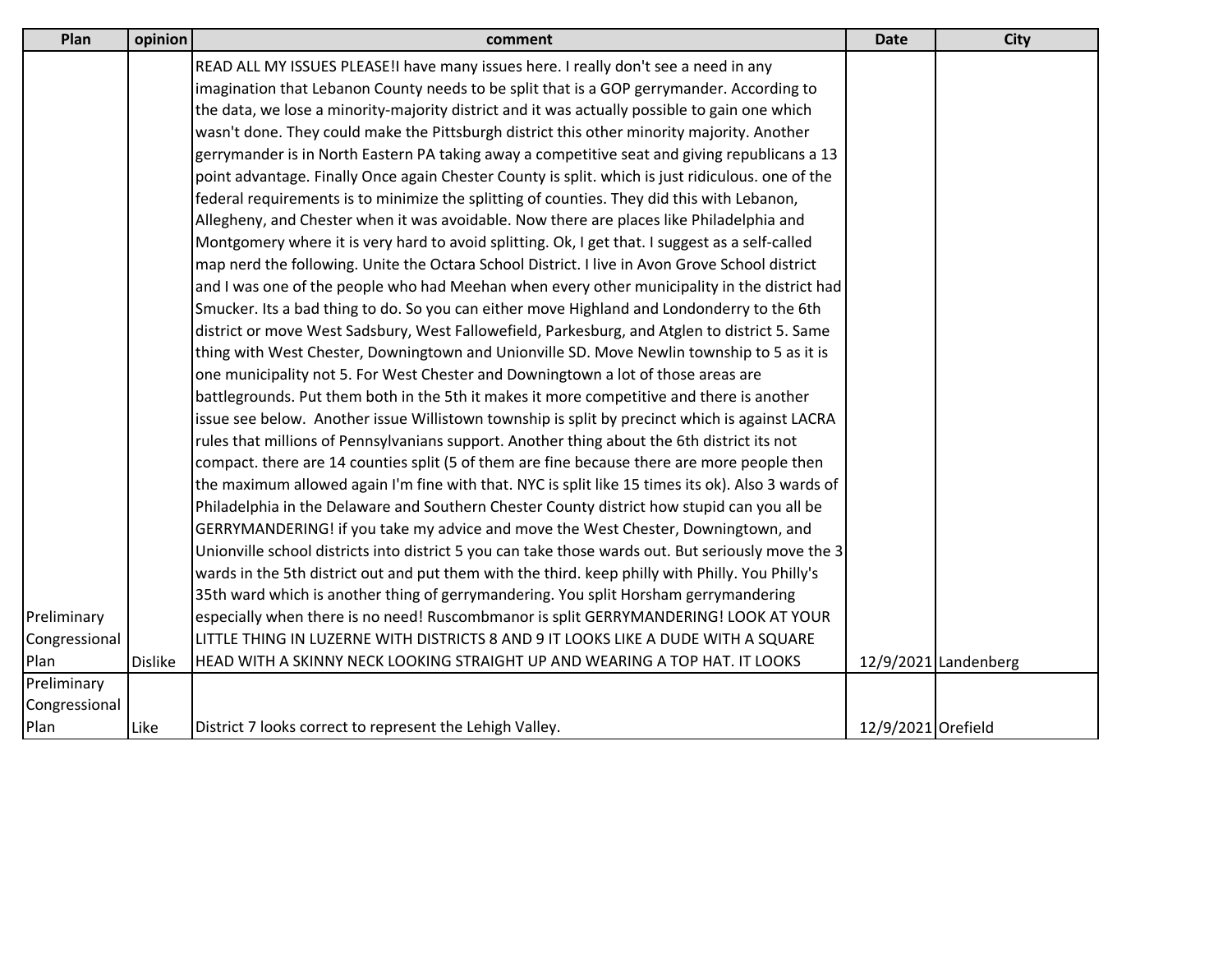| Plan | opinion | comment | Date | City |
| --- | --- | --- | --- | --- |
| Preliminary Congressional Plan | Dislike | READ ALL MY ISSUES PLEASE!I have many issues here. I really don't see a need in any imagination that Lebanon County needs to be split that is a GOP gerrymander. According to the data, we lose a minority-majority district and it was actually possible to gain one which wasn't done. They could make the Pittsburgh district this other minority majority. Another gerrymander is in North Eastern PA taking away a competitive seat and giving republicans a 13 point advantage. Finally Once again Chester County is split. which is just ridiculous. one of the federal requirements is to minimize the splitting of counties. They did this with Lebanon, Allegheny, and Chester when it was avoidable. Now there are places like Philadelphia and Montgomery where it is very hard to avoid splitting. Ok, I get that. I suggest as a self-called map nerd the following. Unite the Octara School District. I live in Avon Grove School district and I was one of the people who had Meehan when every other municipality in the district had Smucker. Its a bad thing to do. So you can either move Highland and Londonderry to the 6th district or move West Sadsbury, West Fallowefield, Parkesburg, and Atglen to district 5. Same thing with West Chester, Downingtown and Unionville SD. Move Newlin township to 5 as it is one municipality not 5. For West Chester and Downingtown a lot of those areas are battlegrounds. Put them both in the 5th it makes it more competitive and there is another issue see below. Another issue Willistown township is split by precinct which is against LACRA rules that millions of Pennsylvanians support. Another thing about the 6th district its not compact. there are 14 counties split (5 of them are fine because there are more people then the maximum allowed again I'm fine with that. NYC is split like 15 times its ok). Also 3 wards of Philadelphia in the Delaware and Southern Chester County district how stupid can you all be GERRYMANDERING! if you take my advice and move the West Chester, Downingtown, and Unionville school districts into district 5 you can take those wards out. But seriously move the 3 wards in the 5th district out and put them with the third. keep philly with Philly. You Philly's 35th ward which is another thing of gerrymandering. You split Horsham gerrymandering especially when there is no need! Ruscombmanor is split GERRYMANDERING! LOOK AT YOUR LITTLE THING IN LUZERNE WITH DISTRICTS 8 AND 9 IT LOOKS LIKE A DUDE WITH A SQUARE HEAD WITH A SKINNY NECK LOOKING STRAIGHT UP AND WEARING A TOP HAT. IT LOOKS | 12/9/2021 | Landenberg |
| Preliminary Congressional Plan | Like | District 7 looks correct to represent the Lehigh Valley. | 12/9/2021 | Orefield |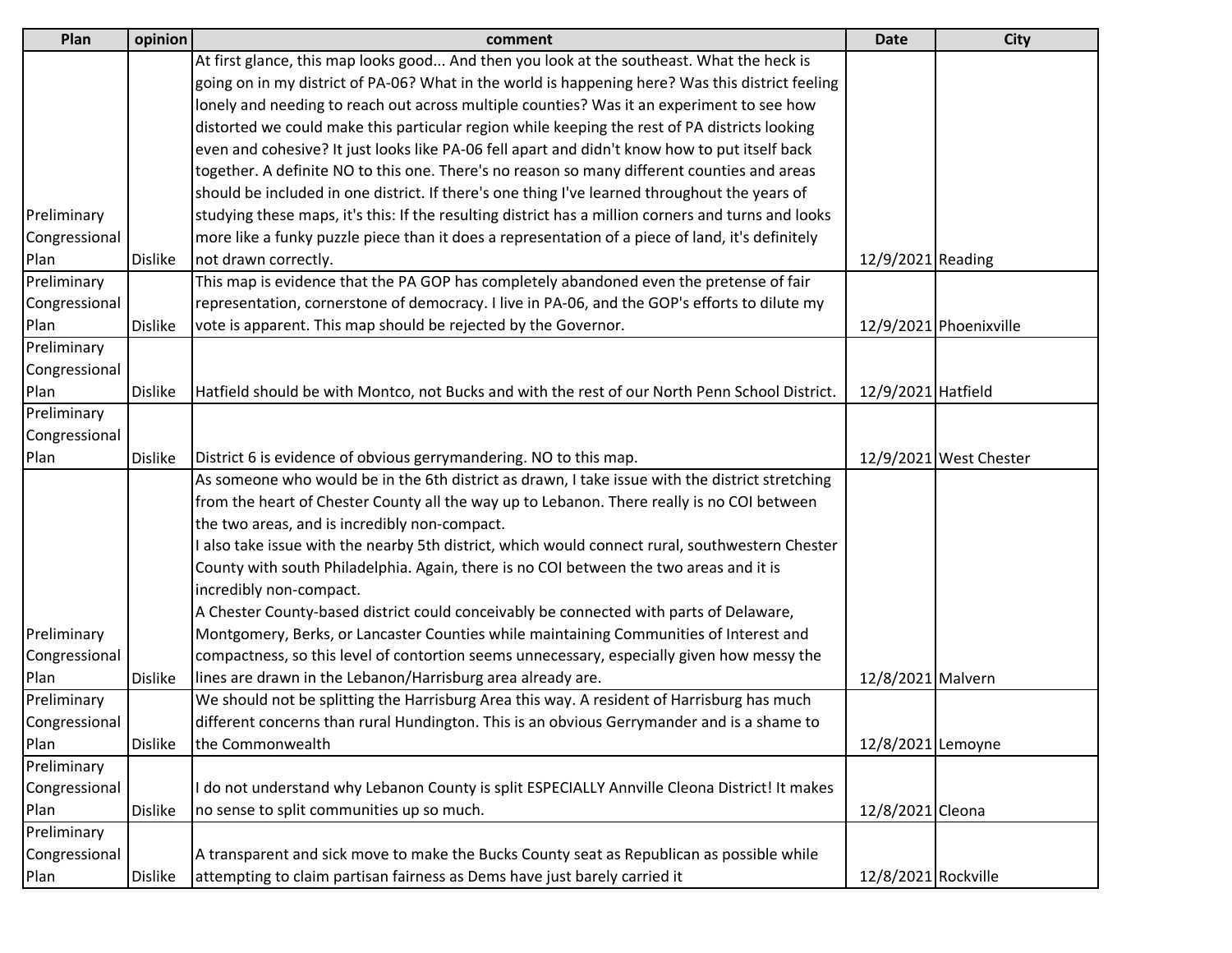| Plan | opinion | comment | Date | City |
|---|---|---|---|---|
| Preliminary Congressional Plan | Dislike | At first glance, this map looks good... And then you look at the southeast. What the heck is going on in my district of PA-06? What in the world is happening here? Was this district feeling lonely and needing to reach out across multiple counties? Was it an experiment to see how distorted we could make this particular region while keeping the rest of PA districts looking even and cohesive? It just looks like PA-06 fell apart and didn't know how to put itself back together. A definite NO to this one. There's no reason so many different counties and areas should be included in one district. If there's one thing I've learned throughout the years of studying these maps, it's this: If the resulting district has a million corners and turns and looks more like a funky puzzle piece than it does a representation of a piece of land, it's definitely not drawn correctly. | 12/9/2021 | Reading |
| Preliminary Congressional Plan | Dislike | This map is evidence that the PA GOP has completely abandoned even the pretense of fair representation, cornerstone of democracy. I live in PA-06, and the GOP's efforts to dilute my vote is apparent. This map should be rejected by the Governor. | 12/9/2021 | Phoenixville |
| Preliminary Congressional Plan | Dislike | Hatfield should be with Montco, not Bucks and with the rest of our North Penn School District. | 12/9/2021 | Hatfield |
| Preliminary Congressional Plan | Dislike | District 6 is evidence of obvious gerrymandering. NO to this map. | 12/9/2021 | West Chester |
| Preliminary Congressional Plan | Dislike | As someone who would be in the 6th district as drawn, I take issue with the district stretching from the heart of Chester County all the way up to Lebanon. There really is no COI between the two areas, and is incredibly non-compact.<br>I also take issue with the nearby 5th district, which would connect rural, southwestern Chester County with south Philadelphia. Again, there is no COI between the two areas and it is incredibly non-compact.<br>A Chester County-based district could conceivably be connected with parts of Delaware, Montgomery, Berks, or Lancaster Counties while maintaining Communities of Interest and compactness, so this level of contortion seems unnecessary, especially given how messy the lines are drawn in the Lebanon/Harrisburg area already are. | 12/8/2021 | Malvern |
| Preliminary Congressional Plan | Dislike | We should not be splitting the Harrisburg Area this way. A resident of Harrisburg has much different concerns than rural Hundington. This is an obvious Gerrymander and is a shame to the Commonwealth | 12/8/2021 | Lemoyne |
| Preliminary Congressional Plan | Dislike | I do not understand why Lebanon County is split ESPECIALLY Annville Cleona District! It makes no sense to split communities up so much. | 12/8/2021 | Cleona |
| Preliminary Congressional Plan | Dislike | A transparent and sick move to make the Bucks County seat as Republican as possible while attempting to claim partisan fairness as Dems have just barely carried it | 12/8/2021 | Rockville |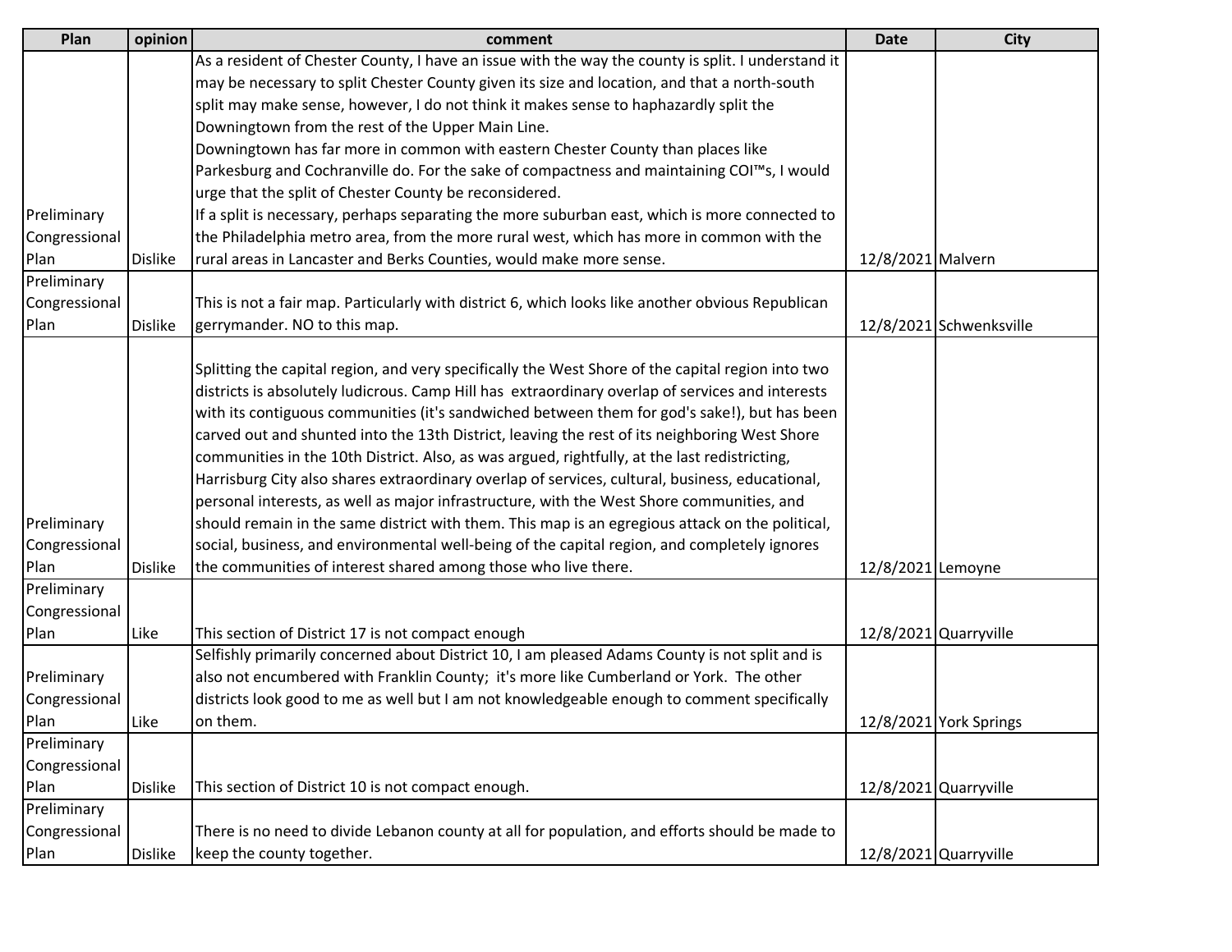| Plan | opinion | comment | Date | City |
|---|---|---|---|---|
| Preliminary Congressional Plan | Dislike | As a resident of Chester County, I have an issue with the way the county is split. I understand it may be necessary to split Chester County given its size and location, and that a north-south split may make sense, however, I do not think it makes sense to haphazardly split the Downingtown from the rest of the Upper Main Line. Downingtown has far more in common with eastern Chester County than places like Parkesburg and Cochranville do. For the sake of compactness and maintaining COI™s, I would urge that the split of Chester County be reconsidered. If a split is necessary, perhaps separating the more suburban east, which is more connected to the Philadelphia metro area, from the more rural west, which has more in common with the rural areas in Lancaster and Berks Counties, would make more sense. | 12/8/2021 | Malvern |
| Preliminary Congressional Plan | Dislike | This is not a fair map. Particularly with district 6, which looks like another obvious Republican gerrymander. NO to this map. | 12/8/2021 | Schwenksville |
| Preliminary Congressional Plan | Dislike | Splitting the capital region, and very specifically the West Shore of the capital region into two districts is absolutely ludicrous. Camp Hill has extraordinary overlap of services and interests with its contiguous communities (it's sandwiched between them for god's sake!), but has been carved out and shunted into the 13th District, leaving the rest of its neighboring West Shore communities in the 10th District. Also, as was argued, rightfully, at the last redistricting, Harrisburg City also shares extraordinary overlap of services, cultural, business, educational, personal interests, as well as major infrastructure, with the West Shore communities, and should remain in the same district with them. This map is an egregious attack on the political, social, business, and environmental well-being of the capital region, and completely ignores the communities of interest shared among those who live there. | 12/8/2021 | Lemoyne |
| Preliminary Congressional Plan | Like | This section of District 17 is not compact enough | 12/8/2021 | Quarryville |
| Preliminary Congressional Plan | Like | Selfishly primarily concerned about District 10, I am pleased Adams County is not split and is also not encumbered with Franklin County; it's more like Cumberland or York. The other districts look good to me as well but I am not knowledgeable enough to comment specifically on them. | 12/8/2021 | York Springs |
| Preliminary Congressional Plan | Dislike | This section of District 10 is not compact enough. | 12/8/2021 | Quarryville |
| Preliminary Congressional Plan | Dislike | There is no need to divide Lebanon county at all for population, and efforts should be made to keep the county together. | 12/8/2021 | Quarryville |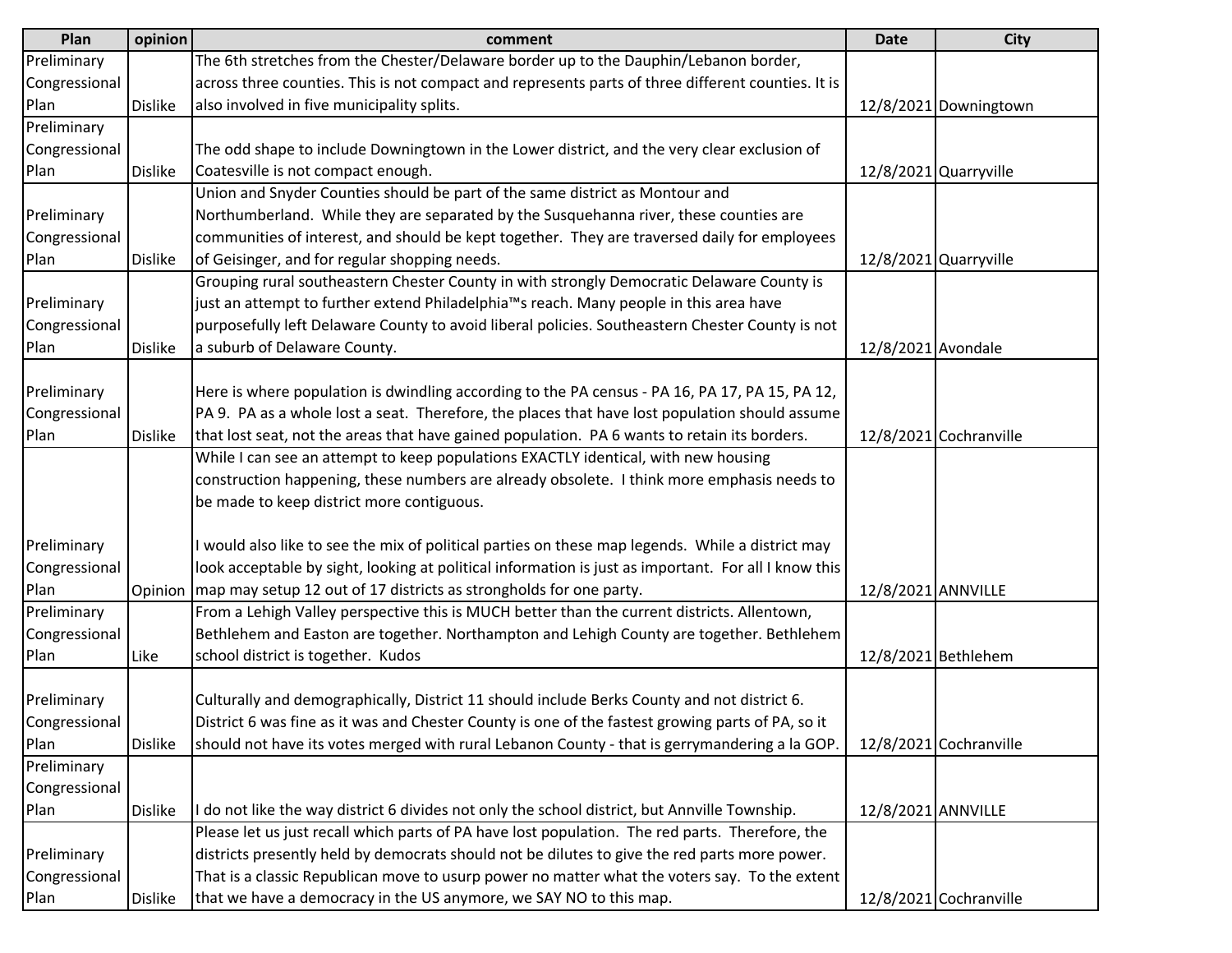| Plan | opinion | comment | Date | City |
| --- | --- | --- | --- | --- |
| Preliminary Congressional Plan | Dislike | The 6th stretches from the Chester/Delaware border up to the Dauphin/Lebanon border, across three counties. This is not compact and represents parts of three different counties. It is also involved in five municipality splits. | 12/8/2021 | Downingtown |
| Preliminary Congressional Plan | Dislike | The odd shape to include Downingtown in the Lower district, and the very clear exclusion of Coatesville is not compact enough. | 12/8/2021 | Quarryville |
| Preliminary Congressional Plan | Dislike | Union and Snyder Counties should be part of the same district as Montour and Northumberland. While they are separated by the Susquehanna river, these counties are communities of interest, and should be kept together. They are traversed daily for employees of Geisinger, and for regular shopping needs. | 12/8/2021 | Quarryville |
| Preliminary Congressional Plan | Dislike | Grouping rural southeastern Chester County in with strongly Democratic Delaware County is just an attempt to further extend Philadelphia™s reach. Many people in this area have purposefully left Delaware County to avoid liberal policies. Southeastern Chester County is not a suburb of Delaware County. | 12/8/2021 | Avondale |
| Preliminary Congressional Plan | Dislike | Here is where population is dwindling according to the PA census - PA 16, PA 17, PA 15, PA 12, PA 9. PA as a whole lost a seat. Therefore, the places that have lost population should assume that lost seat, not the areas that have gained population. PA 6 wants to retain its borders. | 12/8/2021 | Cochranville |
| Preliminary Congressional Plan | Opinion | While I can see an attempt to keep populations EXACTLY identical, with new housing construction happening, these numbers are already obsolete. I think more emphasis needs to be made to keep district more contiguous.<br><br>I would also like to see the mix of political parties on these map legends. While a district may look acceptable by sight, looking at political information is just as important. For all I know this map may setup 12 out of 17 districts as strongholds for one party. | 12/8/2021 | ANNVILLE |
| Preliminary Congressional Plan | Like | From a Lehigh Valley perspective this is MUCH better than the current districts. Allentown, Bethlehem and Easton are together. Northampton and Lehigh County are together. Bethlehem school district is together. Kudos | 12/8/2021 | Bethlehem |
| Preliminary Congressional Plan | Dislike | Culturally and demographically, District 11 should include Berks County and not district 6. District 6 was fine as it was and Chester County is one of the fastest growing parts of PA, so it should not have its votes merged with rural Lebanon County - that is gerrymandering a la GOP. | 12/8/2021 | Cochranville |
| Preliminary Congressional Plan | Dislike | I do not like the way district 6 divides not only the school district, but Annville Township. | 12/8/2021 | ANNVILLE |
| Preliminary Congressional Plan | Dislike | Please let us just recall which parts of PA have lost population. The red parts. Therefore, the districts presently held by democrats should not be dilutes to give the red parts more power. That is a classic Republican move to usurp power no matter what the voters say. To the extent that we have a democracy in the US anymore, we SAY NO to this map. | 12/8/2021 | Cochranville |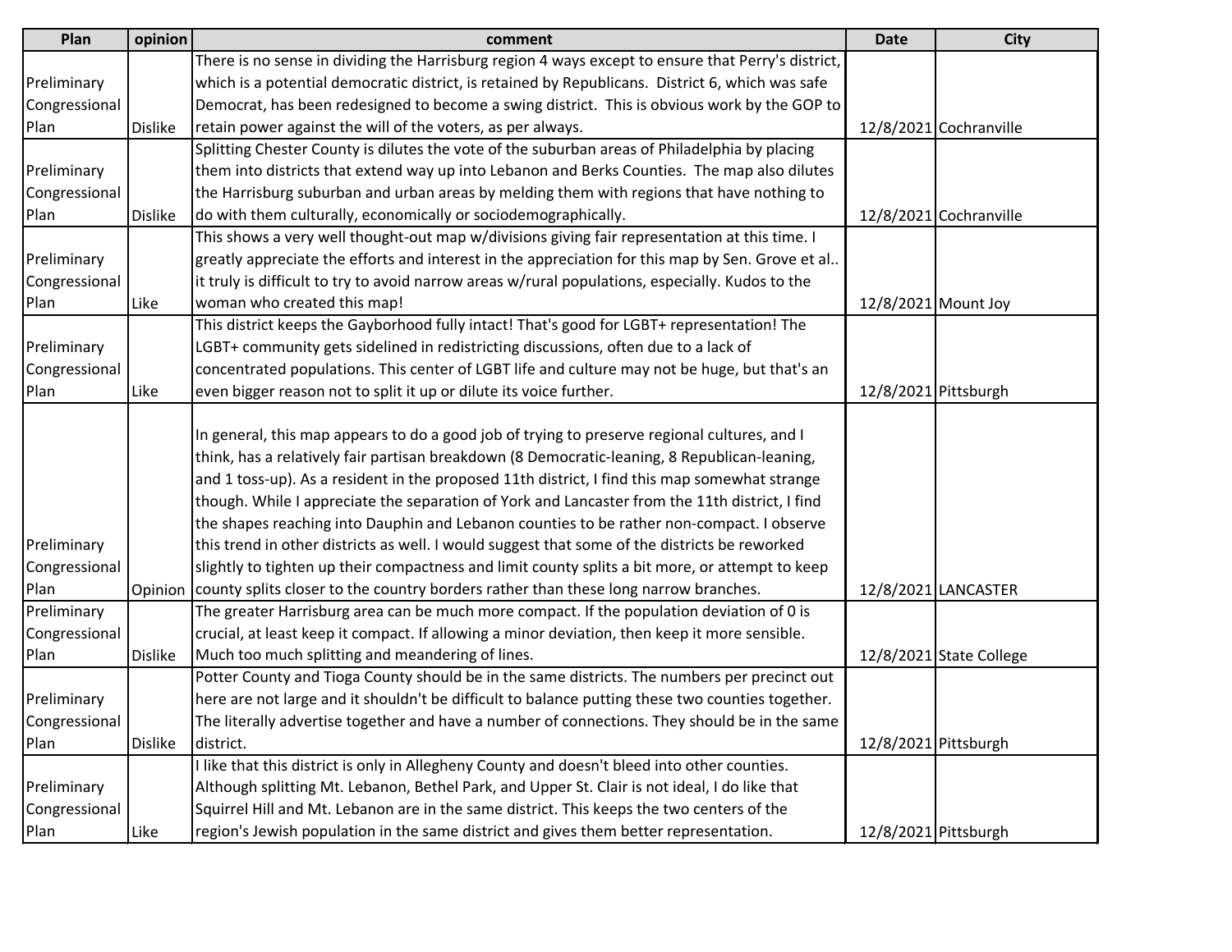| Plan | opinion | comment | Date | City |
|---|---|---|---|---|
| Preliminary Congressional Plan | Dislike | There is no sense in dividing the Harrisburg region 4 ways except to ensure that Perry's district, which is a potential democratic district, is retained by Republicans. District 6, which was safe Democrat, has been redesigned to become a swing district. This is obvious work by the GOP to retain power against the will of the voters, as per always. | 12/8/2021 | Cochranville |
| Preliminary Congressional Plan | Dislike | Splitting Chester County is dilutes the vote of the suburban areas of Philadelphia by placing them into districts that extend way up into Lebanon and Berks Counties. The map also dilutes the Harrisburg suburban and urban areas by melding them with regions that have nothing to do with them culturally, economically or sociodemographically. | 12/8/2021 | Cochranville |
| Preliminary Congressional Plan | Like | This shows a very well thought-out map w/divisions giving fair representation at this time. I greatly appreciate the efforts and interest in the appreciation for this map by Sen. Grove et al.. it truly is difficult to try to avoid narrow areas w/rural populations, especially. Kudos to the woman who created this map! | 12/8/2021 | Mount Joy |
| Preliminary Congressional Plan | Like | This district keeps the Gayborhood fully intact! That's good for LGBT+ representation! The LGBT+ community gets sidelined in redistricting discussions, often due to a lack of concentrated populations. This center of LGBT life and culture may not be huge, but that's an even bigger reason not to split it up or dilute its voice further. | 12/8/2021 | Pittsburgh |
| Preliminary Congressional Plan | Opinion | In general, this map appears to do a good job of trying to preserve regional cultures, and I think, has a relatively fair partisan breakdown (8 Democratic-leaning, 8 Republican-leaning, and 1 toss-up). As a resident in the proposed 11th district, I find this map somewhat strange though. While I appreciate the separation of York and Lancaster from the 11th district, I find the shapes reaching into Dauphin and Lebanon counties to be rather non-compact. I observe this trend in other districts as well. I would suggest that some of the districts be reworked slightly to tighten up their compactness and limit county splits a bit more, or attempt to keep county splits closer to the country borders rather than these long narrow branches. | 12/8/2021 | LANCASTER |
| Preliminary Congressional Plan | Dislike | The greater Harrisburg area can be much more compact. If the population deviation of 0 is crucial, at least keep it compact. If allowing a minor deviation, then keep it more sensible. Much too much splitting and meandering of lines. | 12/8/2021 | State College |
| Preliminary Congressional Plan | Dislike | Potter County and Tioga County should be in the same districts. The numbers per precinct out here are not large and it shouldn't be difficult to balance putting these two counties together. The literally advertise together and have a number of connections. They should be in the same district. | 12/8/2021 | Pittsburgh |
| Preliminary Congressional Plan | Like | I like that this district is only in Allegheny County and doesn't bleed into other counties. Although splitting Mt. Lebanon, Bethel Park, and Upper St. Clair is not ideal, I do like that Squirrel Hill and Mt. Lebanon are in the same district. This keeps the two centers of the region's Jewish population in the same district and gives them better representation. | 12/8/2021 | Pittsburgh |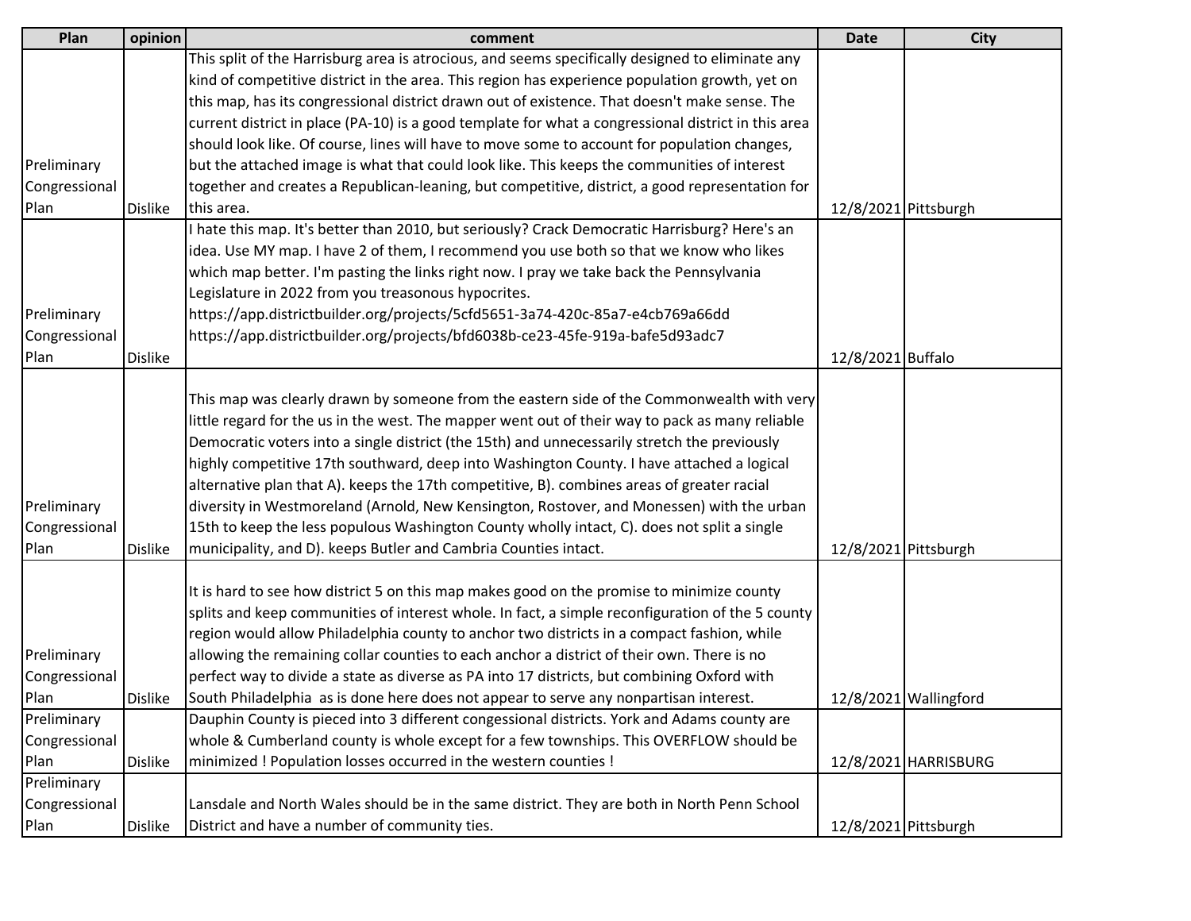| Plan | opinion | comment | Date | City |
|---|---|---|---|---|
| Preliminary Congressional Plan | Dislike | This split of the Harrisburg area is atrocious, and seems specifically designed to eliminate any kind of competitive district in the area. This region has experience population growth, yet on this map, has its congressional district drawn out of existence. That doesn't make sense. The current district in place (PA-10) is a good template for what a congressional district in this area should look like. Of course, lines will have to move some to account for population changes, but the attached image is what that could look like. This keeps the communities of interest together and creates a Republican-leaning, but competitive, district, a good representation for this area. | 12/8/2021 | Pittsburgh |
| Preliminary Congressional Plan | Dislike | I hate this map. It's better than 2010, but seriously? Crack Democratic Harrisburg? Here's an idea. Use MY map. I have 2 of them, I recommend you use both so that we know who likes which map better. I'm pasting the links right now. I pray we take back the Pennsylvania Legislature in 2022 from you treasonous hypocrites. https://app.districtbuilder.org/projects/5cfd5651-3a74-420c-85a7-e4cb769a66dd https://app.districtbuilder.org/projects/bfd6038b-ce23-45fe-919a-bafe5d93adc7 | 12/8/2021 | Buffalo |
| Preliminary Congressional Plan | Dislike | This map was clearly drawn by someone from the eastern side of the Commonwealth with very little regard for the us in the west. The mapper went out of their way to pack as many reliable Democratic voters into a single district (the 15th) and unnecessarily stretch the previously highly competitive 17th southward, deep into Washington County. I have attached a logical alternative plan that A). keeps the 17th competitive, B). combines areas of greater racial diversity in Westmoreland (Arnold, New Kensington, Rostover, and Monessen) with the urban 15th to keep the less populous Washington County wholly intact, C). does not split a single municipality, and D). keeps Butler and Cambria Counties intact. | 12/8/2021 | Pittsburgh |
| Preliminary Congressional Plan | Dislike | It is hard to see how district 5 on this map makes good on the promise to minimize county splits and keep communities of interest whole. In fact, a simple reconfiguration of the 5 county region would allow Philadelphia county to anchor two districts in a compact fashion, while allowing the remaining collar counties to each anchor a district of their own. There is no perfect way to divide a state as diverse as PA into 17 districts, but combining Oxford with South Philadelphia as is done here does not appear to serve any nonpartisan interest. | 12/8/2021 | Wallingford |
| Preliminary Congressional Plan | Dislike | Dauphin County is pieced into 3 different congessional districts. York and Adams county are whole & Cumberland county is whole except for a few townships. This OVERFLOW should be minimized ! Population losses occurred in the western counties ! | 12/8/2021 | HARRISBURG |
| Preliminary Congressional Plan | Dislike | Lansdale and North Wales should be in the same district. They are both in North Penn School District and have a number of community ties. | 12/8/2021 | Pittsburgh |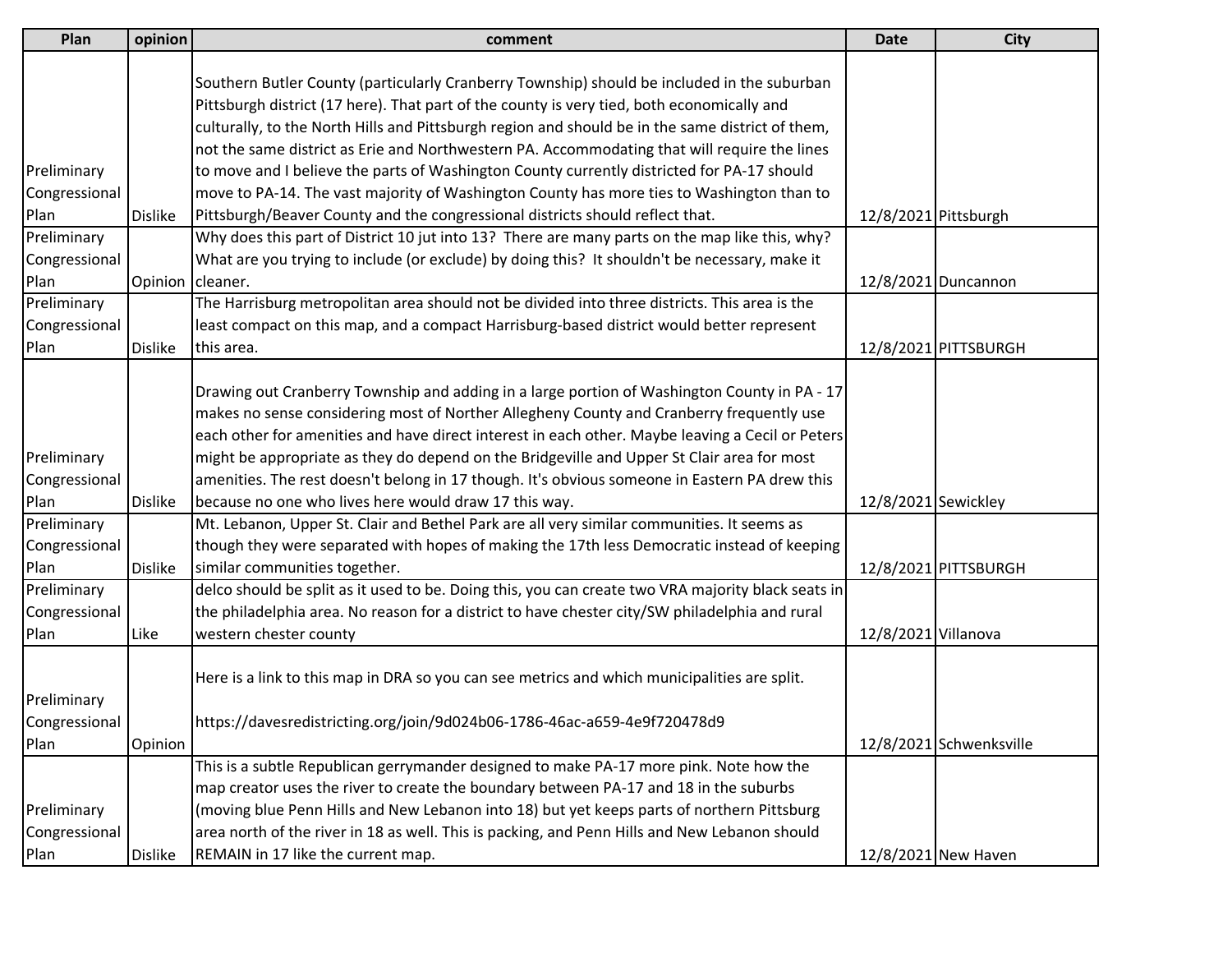| Plan | opinion | comment | Date | City |
|---|---|---|---|---|
| Preliminary Congressional Plan | Dislike | Southern Butler County (particularly Cranberry Township) should be included in the suburban Pittsburgh district (17 here). That part of the county is very tied, both economically and culturally, to the North Hills and Pittsburgh region and should be in the same district of them, not the same district as Erie and Northwestern PA. Accommodating that will require the lines to move and I believe the parts of Washington County currently districted for PA-17 should move to PA-14. The vast majority of Washington County has more ties to Washington than to Pittsburgh/Beaver County and the congressional districts should reflect that. | 12/8/2021 | Pittsburgh |
| Preliminary Congressional Plan | Opinion | Why does this part of District 10 jut into 13? There are many parts on the map like this, why? What are you trying to include (or exclude) by doing this? It shouldn't be necessary, make it cleaner. | 12/8/2021 | Duncannon |
| Preliminary Congressional Plan | Dislike | The Harrisburg metropolitan area should not be divided into three districts. This area is the least compact on this map, and a compact Harrisburg-based district would better represent this area. | 12/8/2021 | PITTSBURGH |
| Preliminary Congressional Plan | Dislike | Drawing out Cranberry Township and adding in a large portion of Washington County in PA - 17 makes no sense considering most of Norther Allegheny County and Cranberry frequently use each other for amenities and have direct interest in each other. Maybe leaving a Cecil or Peters might be appropriate as they do depend on the Bridgeville and Upper St Clair area for most amenities. The rest doesn't belong in 17 though. It's obvious someone in Eastern PA drew this because no one who lives here would draw 17 this way. | 12/8/2021 | Sewickley |
| Preliminary Congressional Plan | Dislike | Mt. Lebanon, Upper St. Clair and Bethel Park are all very similar communities. It seems as though they were separated with hopes of making the 17th less Democratic instead of keeping similar communities together. | 12/8/2021 | PITTSBURGH |
| Preliminary Congressional Plan | Like | delco should be split as it used to be. Doing this, you can create two VRA majority black seats in the philadelphia area. No reason for a district to have chester city/SW philadelphia and rural western chester county | 12/8/2021 | Villanova |
| Preliminary Congressional Plan | Opinion | Here is a link to this map in DRA so you can see metrics and which municipalities are split. https://davesredistricting.org/join/9d024b06-1786-46ac-a659-4e9f720478d9 | 12/8/2021 | Schwenksville |
| Preliminary Congressional Plan | Dislike | This is a subtle Republican gerrymander designed to make PA-17 more pink. Note how the map creator uses the river to create the boundary between PA-17 and 18 in the suburbs (moving blue Penn Hills and New Lebanon into 18) but yet keeps parts of northern Pittsburg area north of the river in 18 as well. This is packing, and Penn Hills and New Lebanon should REMAIN in 17 like the current map. | 12/8/2021 | New Haven |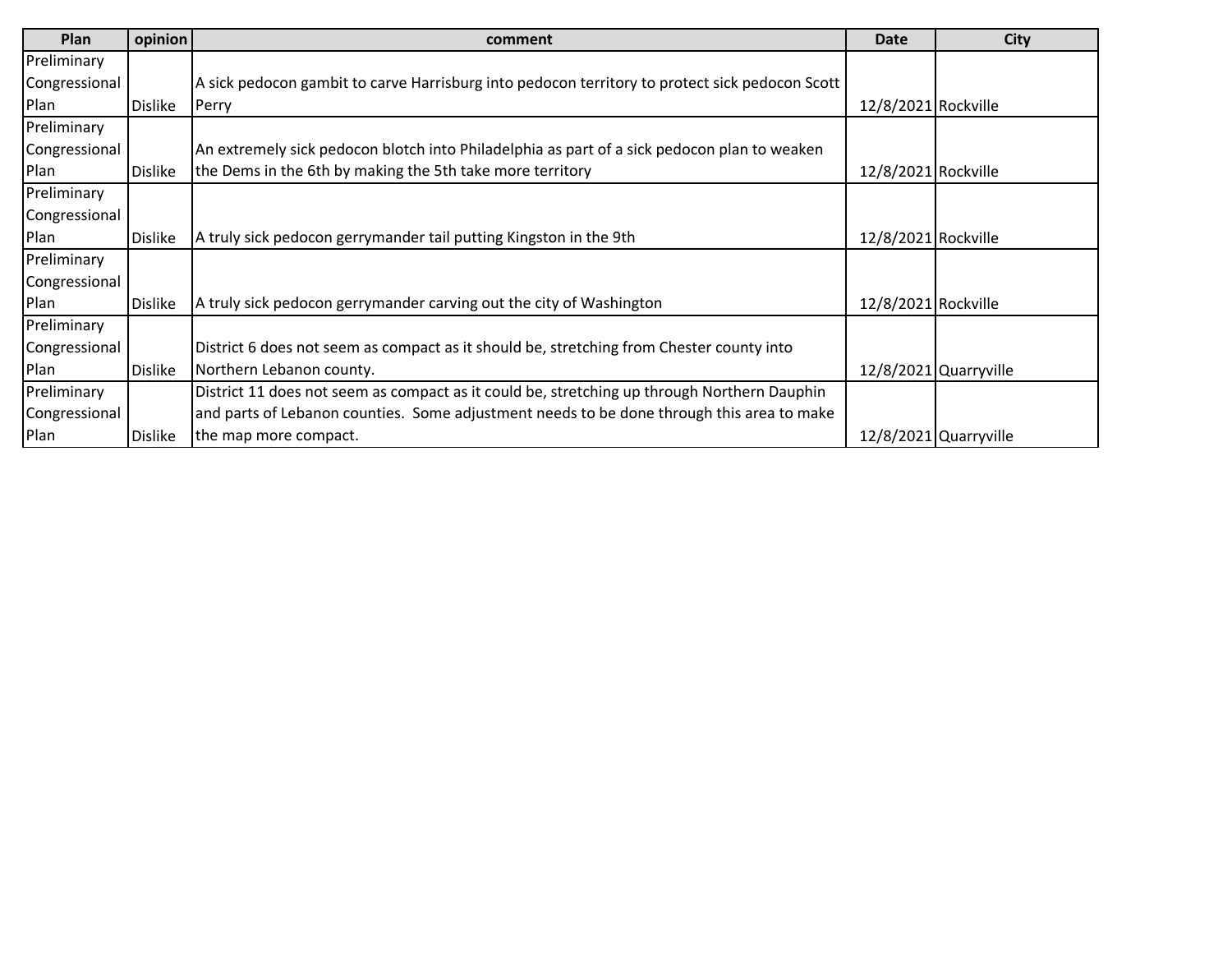| Plan | opinion | comment | Date | City |
|---|---|---|---|---|
| Preliminary Congressional Plan | Dislike | A sick pedocon gambit to carve Harrisburg into pedocon territory to protect sick pedocon Scott Perry | 12/8/2021 | Rockville |
| Preliminary Congressional Plan | Dislike | An extremely sick pedocon blotch into Philadelphia as part of a sick pedocon plan to weaken the Dems in the 6th by making the 5th take more territory | 12/8/2021 | Rockville |
| Preliminary Congressional Plan | Dislike | A truly sick pedocon gerrymander tail putting Kingston in the 9th | 12/8/2021 | Rockville |
| Preliminary Congressional Plan | Dislike | A truly sick pedocon gerrymander carving out the city of Washington | 12/8/2021 | Rockville |
| Preliminary Congressional Plan | Dislike | District 6 does not seem as compact as it should be, stretching from Chester county into Northern Lebanon county. | 12/8/2021 | Quarryville |
| Preliminary Congressional Plan | Dislike | District 11 does not seem as compact as it could be, stretching up through Northern Dauphin and parts of Lebanon counties. Some adjustment needs to be done through this area to make the map more compact. | 12/8/2021 | Quarryville |